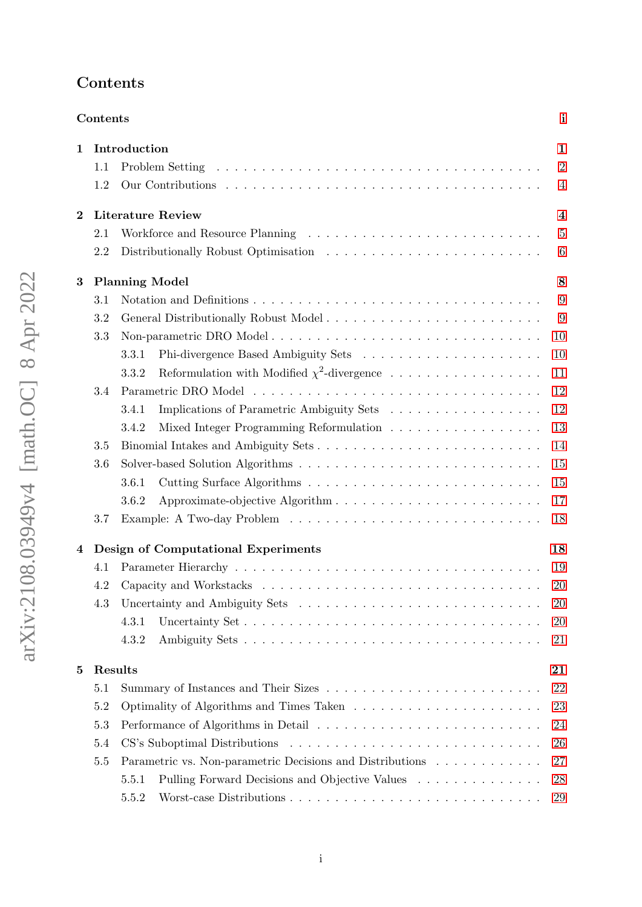# Contents

**Contents** i

**1 Introduction** 1

- 1.1 Problem Setting . . . 2
- 1.2 Our Contributions . . . 4

**2 Literature Review** 4

- 2.1 Workforce and Resource Planning . . . 5
- 2.2 Distributionally Robust Optimisation . . . 6

**3 Planning Model** 8

- 3.1 Notation and Definitions . . . 9
- 3.2 General Distributionally Robust Model . . . 9
- 3.3 Non-parametric DRO Model . . . 10
  - 3.3.1 Phi-divergence Based Ambiguity Sets . . . 10
  - 3.3.2 Reformulation with Modified $\chi^2$-divergence . . . 11
- 3.4 Parametric DRO Model . . . 12
  - 3.4.1 Implications of Parametric Ambiguity Sets . . . 12
  - 3.4.2 Mixed Integer Programming Reformulation . . . 13
- 3.5 Binomial Intakes and Ambiguity Sets . . . 14
- 3.6 Solver-based Solution Algorithms . . . 15
  - 3.6.1 Cutting Surface Algorithms . . . 15
  - 3.6.2 Approximate-objective Algorithm . . . 17
- 3.7 Example: A Two-day Problem . . . 18

**4 Design of Computational Experiments** 18

- 4.1 Parameter Hierarchy . . . 19
- 4.2 Capacity and Workstacks . . . 20
- 4.3 Uncertainty and Ambiguity Sets . . . 20
  - 4.3.1 Uncertainty Set . . . 20
  - 4.3.2 Ambiguity Sets . . . 21

**5 Results** 21

- 5.1 Summary of Instances and Their Sizes . . . 22
- 5.2 Optimality of Algorithms and Times Taken . . . 23
- 5.3 Performance of Algorithms in Detail . . . 24
- 5.4 CS's Suboptimal Distributions . . . 26
- 5.5 Parametric vs. Non-parametric Decisions and Distributions . . . 27
  - 5.5.1 Pulling Forward Decisions and Objective Values . . . 28
  - 5.5.2 Worst-case Distributions . . . 29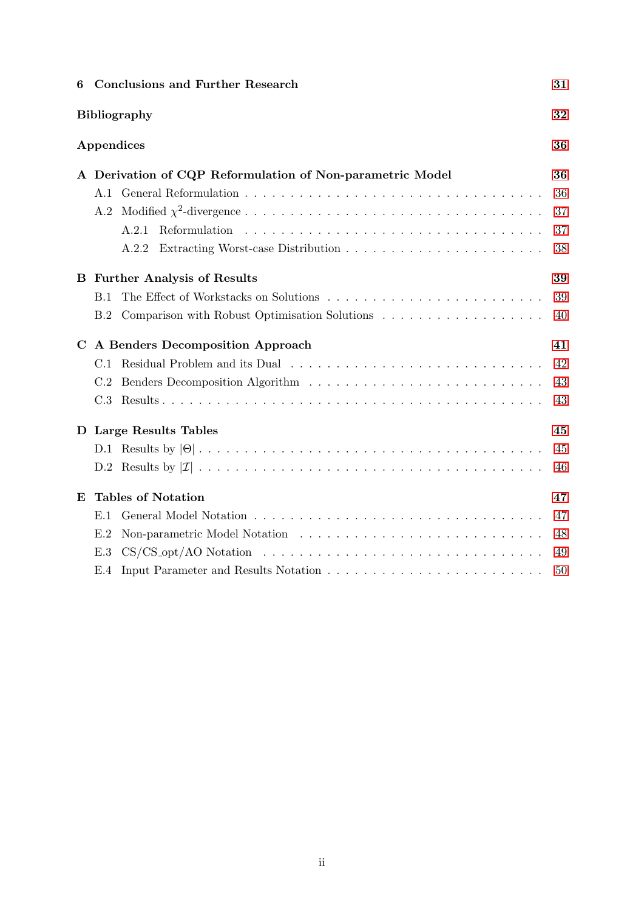**6 Conclusions and Further Research** 31

**Bibliography** 32

**Appendices** 36

**A Derivation of CQP Reformulation of Non-parametric Model** 36

- A.1 General Reformulation . . . 36
- A.2 Modified $\chi^2$-divergence . . . 37
  - A.2.1 Reformulation . . . 37
  - A.2.2 Extracting Worst-case Distribution . . . 38

**B Further Analysis of Results** 39

- B.1 The Effect of Workstacks on Solutions . . . 39
- B.2 Comparison with Robust Optimisation Solutions . . . 40

**C A Benders Decomposition Approach** 41

- C.1 Residual Problem and its Dual . . . 42
- C.2 Benders Decomposition Algorithm . . . 43
- C.3 Results . . . 43

**D Large Results Tables** 45

- D.1 Results by $|\Theta|$ . . . 45
- D.2 Results by $|\mathcal{I}|$ . . . 46

**E Tables of Notation** 47

- E.1 General Model Notation . . . 47
- E.2 Non-parametric Model Notation . . . 48
- E.3 CS/CS_opt/AO Notation . . . 49
- E.4 Input Parameter and Results Notation . . . 50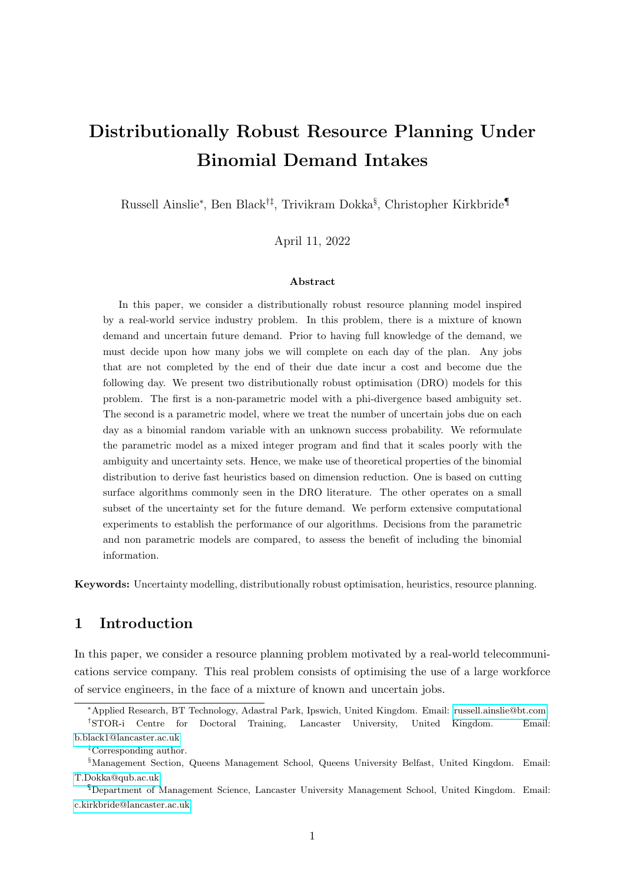# Distributionally Robust Resource Planning Under Binomial Demand Intakes

Russell Ainslie[*], Ben Black[†‡], Trivikram Dokka[§], Christopher Kirkbride[¶]

April 11, 2022

### Abstract

In this paper, we consider a distributionally robust resource planning model inspired by a real-world service industry problem. In this problem, there is a mixture of known demand and uncertain future demand. Prior to having full knowledge of the demand, we must decide upon how many jobs we will complete on each day of the plan. Any jobs that are not completed by the end of their due date incur a cost and become due the following day. We present two distributionally robust optimisation (DRO) models for this problem. The first is a non-parametric model with a phi-divergence based ambiguity set. The second is a parametric model, where we treat the number of uncertain jobs due on each day as a binomial random variable with an unknown success probability. We reformulate the parametric model as a mixed integer program and find that it scales poorly with the ambiguity and uncertainty sets. Hence, we make use of theoretical properties of the binomial distribution to derive fast heuristics based on dimension reduction. One is based on cutting surface algorithms commonly seen in the DRO literature. The other operates on a small subset of the uncertainty set for the future demand. We perform extensive computational experiments to establish the performance of our algorithms. Decisions from the parametric and non parametric models are compared, to assess the benefit of including the binomial information.

**Keywords:** Uncertainty modelling, distributionally robust optimisation, heuristics, resource planning.

## 1 Introduction

In this paper, we consider a resource planning problem motivated by a real-world telecommunications service company. This real problem consists of optimising the use of a large workforce of service engineers, in the face of a mixture of known and uncertain jobs.

---

[*] Applied Research, BT Technology, Adastral Park, Ipswich, United Kingdom. Email: russell.ainslie@bt.com

[†] STOR-i Centre for Doctoral Training, Lancaster University, United Kingdom. Email: b.black1@lancaster.ac.uk

[‡] Corresponding author.

[§] Management Section, Queens Management School, Queens University Belfast, United Kingdom. Email: T.Dokka@qub.ac.uk

[¶] Department of Management Science, Lancaster University Management School, United Kingdom. Email: c.kirkbride@lancaster.ac.uk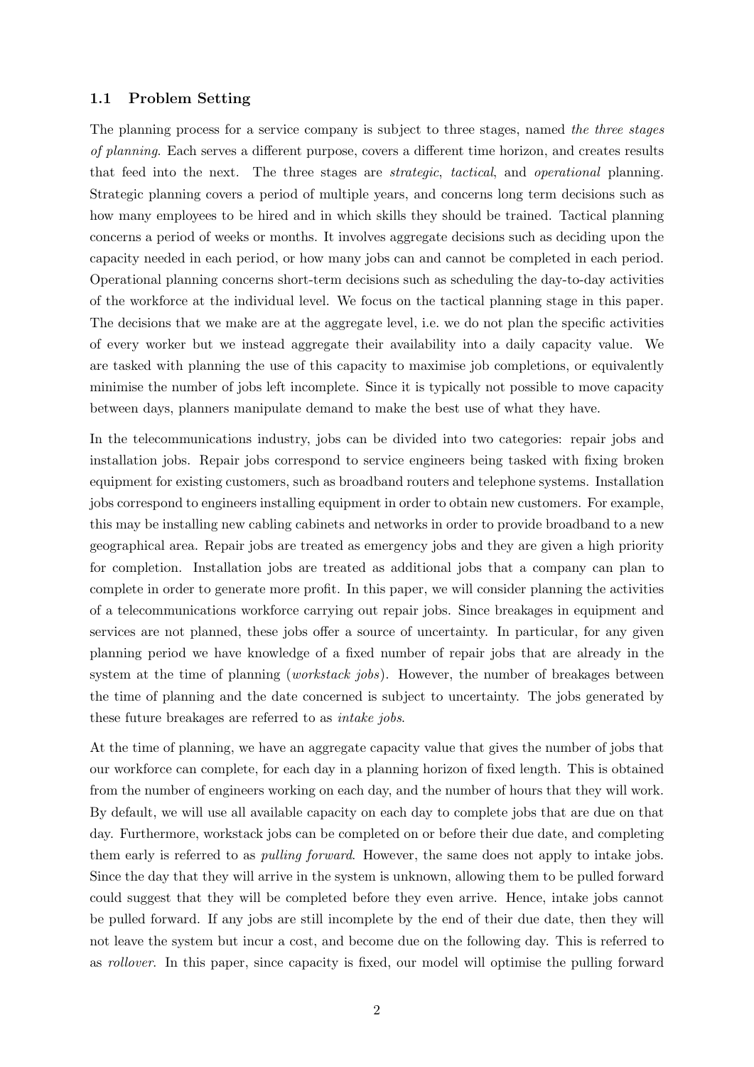### 1.1 Problem Setting

The planning process for a service company is subject to three stages, named *the three stages of planning*. Each serves a different purpose, covers a different time horizon, and creates results that feed into the next. The three stages are *strategic*, *tactical*, and *operational* planning. Strategic planning covers a period of multiple years, and concerns long term decisions such as how many employees to be hired and in which skills they should be trained. Tactical planning concerns a period of weeks or months. It involves aggregate decisions such as deciding upon the capacity needed in each period, or how many jobs can and cannot be completed in each period. Operational planning concerns short-term decisions such as scheduling the day-to-day activities of the workforce at the individual level. We focus on the tactical planning stage in this paper. The decisions that we make are at the aggregate level, i.e. we do not plan the specific activities of every worker but we instead aggregate their availability into a daily capacity value. We are tasked with planning the use of this capacity to maximise job completions, or equivalently minimise the number of jobs left incomplete. Since it is typically not possible to move capacity between days, planners manipulate demand to make the best use of what they have.

In the telecommunications industry, jobs can be divided into two categories: repair jobs and installation jobs. Repair jobs correspond to service engineers being tasked with fixing broken equipment for existing customers, such as broadband routers and telephone systems. Installation jobs correspond to engineers installing equipment in order to obtain new customers. For example, this may be installing new cabling cabinets and networks in order to provide broadband to a new geographical area. Repair jobs are treated as emergency jobs and they are given a high priority for completion. Installation jobs are treated as additional jobs that a company can plan to complete in order to generate more profit. In this paper, we will consider planning the activities of a telecommunications workforce carrying out repair jobs. Since breakages in equipment and services are not planned, these jobs offer a source of uncertainty. In particular, for any given planning period we have knowledge of a fixed number of repair jobs that are already in the system at the time of planning (*workstack jobs*). However, the number of breakages between the time of planning and the date concerned is subject to uncertainty. The jobs generated by these future breakages are referred to as *intake jobs*.

At the time of planning, we have an aggregate capacity value that gives the number of jobs that our workforce can complete, for each day in a planning horizon of fixed length. This is obtained from the number of engineers working on each day, and the number of hours that they will work. By default, we will use all available capacity on each day to complete jobs that are due on that day. Furthermore, workstack jobs can be completed on or before their due date, and completing them early is referred to as *pulling forward*. However, the same does not apply to intake jobs. Since the day that they will arrive in the system is unknown, allowing them to be pulled forward could suggest that they will be completed before they even arrive. Hence, intake jobs cannot be pulled forward. If any jobs are still incomplete by the end of their due date, then they will not leave the system but incur a cost, and become due on the following day. This is referred to as *rollover*. In this paper, since capacity is fixed, our model will optimise the pulling forward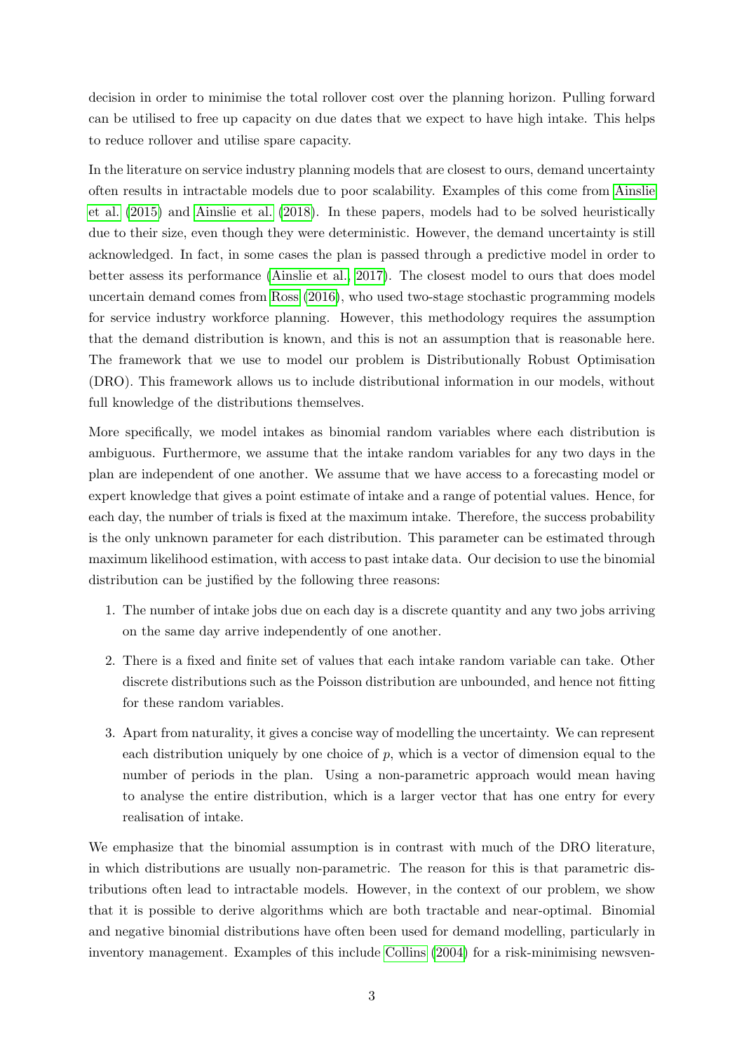decision in order to minimise the total rollover cost over the planning horizon. Pulling forward can be utilised to free up capacity on due dates that we expect to have high intake. This helps to reduce rollover and utilise spare capacity.

In the literature on service industry planning models that are closest to ours, demand uncertainty often results in intractable models due to poor scalability. Examples of this come from Ainslie et al. (2015) and Ainslie et al. (2018). In these papers, models had to be solved heuristically due to their size, even though they were deterministic. However, the demand uncertainty is still acknowledged. In fact, in some cases the plan is passed through a predictive model in order to better assess its performance (Ainslie et al., 2017). The closest model to ours that does model uncertain demand comes from Ross (2016), who used two-stage stochastic programming models for service industry workforce planning. However, this methodology requires the assumption that the demand distribution is known, and this is not an assumption that is reasonable here. The framework that we use to model our problem is Distributionally Robust Optimisation (DRO). This framework allows us to include distributional information in our models, without full knowledge of the distributions themselves.

More specifically, we model intakes as binomial random variables where each distribution is ambiguous. Furthermore, we assume that the intake random variables for any two days in the plan are independent of one another. We assume that we have access to a forecasting model or expert knowledge that gives a point estimate of intake and a range of potential values. Hence, for each day, the number of trials is fixed at the maximum intake. Therefore, the success probability is the only unknown parameter for each distribution. This parameter can be estimated through maximum likelihood estimation, with access to past intake data. Our decision to use the binomial distribution can be justified by the following three reasons:

1. The number of intake jobs due on each day is a discrete quantity and any two jobs arriving on the same day arrive independently of one another.
2. There is a fixed and finite set of values that each intake random variable can take. Other discrete distributions such as the Poisson distribution are unbounded, and hence not fitting for these random variables.
3. Apart from naturality, it gives a concise way of modelling the uncertainty. We can represent each distribution uniquely by one choice of $p$, which is a vector of dimension equal to the number of periods in the plan. Using a non-parametric approach would mean having to analyse the entire distribution, which is a larger vector that has one entry for every realisation of intake.

We emphasize that the binomial assumption is in contrast with much of the DRO literature, in which distributions are usually non-parametric. The reason for this is that parametric distributions often lead to intractable models. However, in the context of our problem, we show that it is possible to derive algorithms which are both tractable and near-optimal. Binomial and negative binomial distributions have often been used for demand modelling, particularly in inventory management. Examples of this include Collins (2004) for a risk-minimising newsven-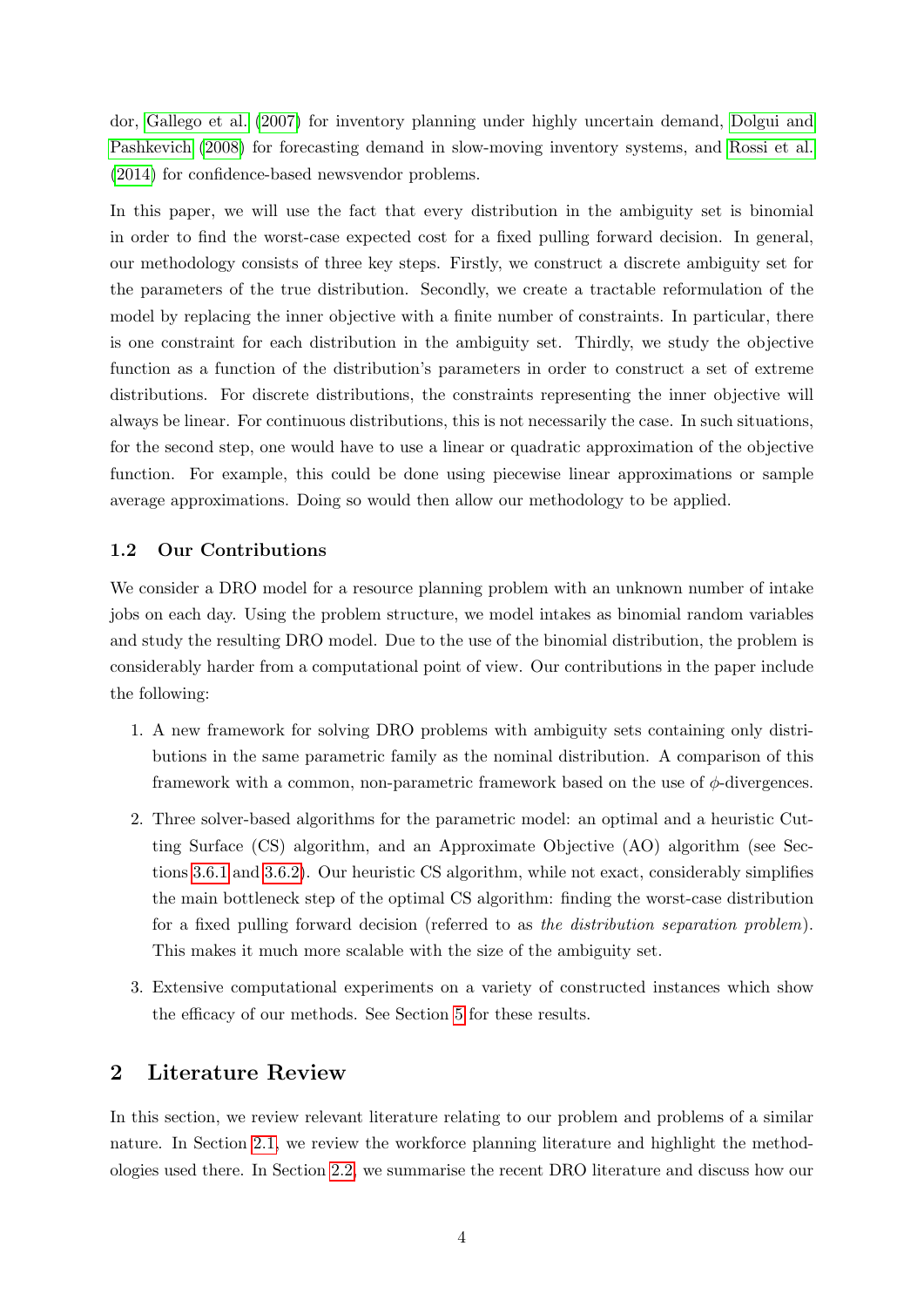dor, Gallego et al. (2007) for inventory planning under highly uncertain demand, Dolgui and Pashkevich (2008) for forecasting demand in slow-moving inventory systems, and Rossi et al. (2014) for confidence-based newsvendor problems.

In this paper, we will use the fact that every distribution in the ambiguity set is binomial in order to find the worst-case expected cost for a fixed pulling forward decision. In general, our methodology consists of three key steps. Firstly, we construct a discrete ambiguity set for the parameters of the true distribution. Secondly, we create a tractable reformulation of the model by replacing the inner objective with a finite number of constraints. In particular, there is one constraint for each distribution in the ambiguity set. Thirdly, we study the objective function as a function of the distribution's parameters in order to construct a set of extreme distributions. For discrete distributions, the constraints representing the inner objective will always be linear. For continuous distributions, this is not necessarily the case. In such situations, for the second step, one would have to use a linear or quadratic approximation of the objective function. For example, this could be done using piecewise linear approximations or sample average approximations. Doing so would then allow our methodology to be applied.

### 1.2 Our Contributions

We consider a DRO model for a resource planning problem with an unknown number of intake jobs on each day. Using the problem structure, we model intakes as binomial random variables and study the resulting DRO model. Due to the use of the binomial distribution, the problem is considerably harder from a computational point of view. Our contributions in the paper include the following:

1. A new framework for solving DRO problems with ambiguity sets containing only distributions in the same parametric family as the nominal distribution. A comparison of this framework with a common, non-parametric framework based on the use of $\phi$-divergences.
2. Three solver-based algorithms for the parametric model: an optimal and a heuristic Cutting Surface (CS) algorithm, and an Approximate Objective (AO) algorithm (see Sections 3.6.1 and 3.6.2). Our heuristic CS algorithm, while not exact, considerably simplifies the main bottleneck step of the optimal CS algorithm: finding the worst-case distribution for a fixed pulling forward decision (referred to as *the distribution separation problem*). This makes it much more scalable with the size of the ambiguity set.
3. Extensive computational experiments on a variety of constructed instances which show the efficacy of our methods. See Section 5 for these results.

## 2 Literature Review

In this section, we review relevant literature relating to our problem and problems of a similar nature. In Section 2.1, we review the workforce planning literature and highlight the methodologies used there. In Section 2.2, we summarise the recent DRO literature and discuss how our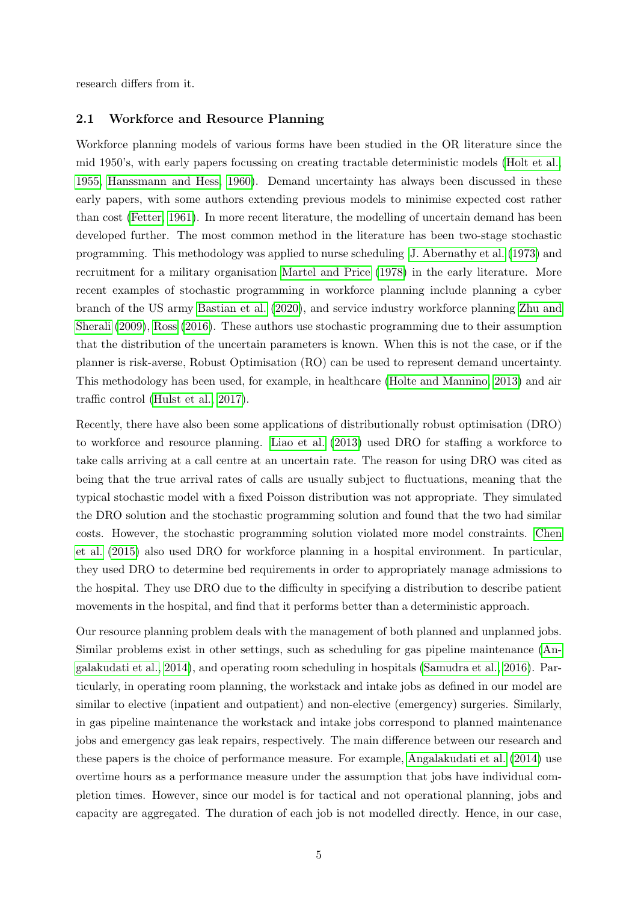research differs from it.

### 2.1 Workforce and Resource Planning

Workforce planning models of various forms have been studied in the OR literature since the mid 1950's, with early papers focussing on creating tractable deterministic models (Holt et al., 1955, Hanssmann and Hess, 1960). Demand uncertainty has always been discussed in these early papers, with some authors extending previous models to minimise expected cost rather than cost (Fetter, 1961). In more recent literature, the modelling of uncertain demand has been developed further. The most common method in the literature has been two-stage stochastic programming. This methodology was applied to nurse scheduling J. Abernathy et al. (1973) and recruitment for a military organisation Martel and Price (1978) in the early literature. More recent examples of stochastic programming in workforce planning include planning a cyber branch of the US army Bastian et al. (2020), and service industry workforce planning Zhu and Sherali (2009), Ross (2016). These authors use stochastic programming due to their assumption that the distribution of the uncertain parameters is known. When this is not the case, or if the planner is risk-averse, Robust Optimisation (RO) can be used to represent demand uncertainty. This methodology has been used, for example, in healthcare (Holte and Mannino, 2013) and air traffic control (Hulst et al., 2017).

Recently, there have also been some applications of distributionally robust optimisation (DRO) to workforce and resource planning. Liao et al. (2013) used DRO for staffing a workforce to take calls arriving at a call centre at an uncertain rate. The reason for using DRO was cited as being that the true arrival rates of calls are usually subject to fluctuations, meaning that the typical stochastic model with a fixed Poisson distribution was not appropriate. They simulated the DRO solution and the stochastic programming solution and found that the two had similar costs. However, the stochastic programming solution violated more model constraints. Chen et al. (2015) also used DRO for workforce planning in a hospital environment. In particular, they used DRO to determine bed requirements in order to appropriately manage admissions to the hospital. They use DRO due to the difficulty in specifying a distribution to describe patient movements in the hospital, and find that it performs better than a deterministic approach.

Our resource planning problem deals with the management of both planned and unplanned jobs. Similar problems exist in other settings, such as scheduling for gas pipeline maintenance (Angalakudati et al., 2014), and operating room scheduling in hospitals (Samudra et al., 2016). Particularly, in operating room planning, the workstack and intake jobs as defined in our model are similar to elective (inpatient and outpatient) and non-elective (emergency) surgeries. Similarly, in gas pipeline maintenance the workstack and intake jobs correspond to planned maintenance jobs and emergency gas leak repairs, respectively. The main difference between our research and these papers is the choice of performance measure. For example, Angalakudati et al. (2014) use overtime hours as a performance measure under the assumption that jobs have individual completion times. However, since our model is for tactical and not operational planning, jobs and capacity are aggregated. The duration of each job is not modelled directly. Hence, in our case,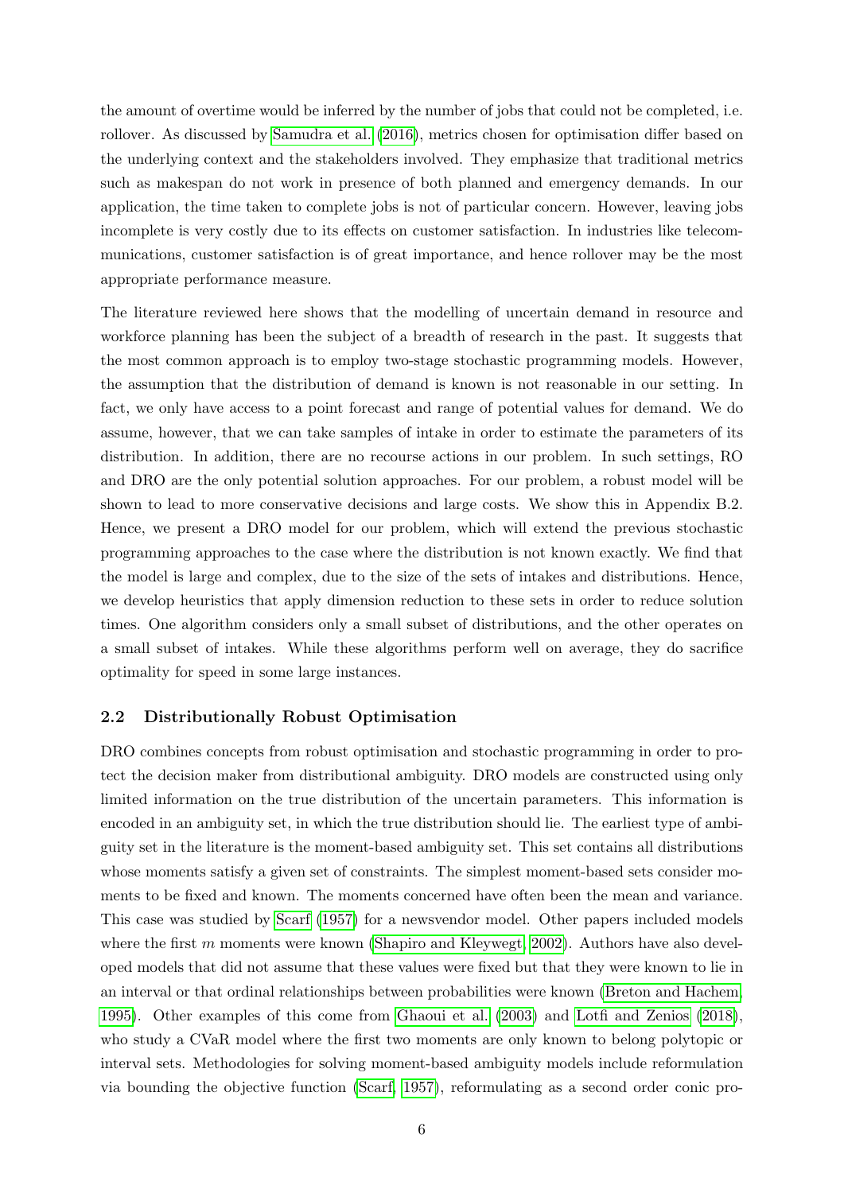the amount of overtime would be inferred by the number of jobs that could not be completed, i.e. rollover. As discussed by Samudra et al. (2016), metrics chosen for optimisation differ based on the underlying context and the stakeholders involved. They emphasize that traditional metrics such as makespan do not work in presence of both planned and emergency demands. In our application, the time taken to complete jobs is not of particular concern. However, leaving jobs incomplete is very costly due to its effects on customer satisfaction. In industries like telecommunications, customer satisfaction is of great importance, and hence rollover may be the most appropriate performance measure.

The literature reviewed here shows that the modelling of uncertain demand in resource and workforce planning has been the subject of a breadth of research in the past. It suggests that the most common approach is to employ two-stage stochastic programming models. However, the assumption that the distribution of demand is known is not reasonable in our setting. In fact, we only have access to a point forecast and range of potential values for demand. We do assume, however, that we can take samples of intake in order to estimate the parameters of its distribution. In addition, there are no recourse actions in our problem. In such settings, RO and DRO are the only potential solution approaches. For our problem, a robust model will be shown to lead to more conservative decisions and large costs. We show this in Appendix B.2. Hence, we present a DRO model for our problem, which will extend the previous stochastic programming approaches to the case where the distribution is not known exactly. We find that the model is large and complex, due to the size of the sets of intakes and distributions. Hence, we develop heuristics that apply dimension reduction to these sets in order to reduce solution times. One algorithm considers only a small subset of distributions, and the other operates on a small subset of intakes. While these algorithms perform well on average, they do sacrifice optimality for speed in some large instances.

### 2.2 Distributionally Robust Optimisation

DRO combines concepts from robust optimisation and stochastic programming in order to protect the decision maker from distributional ambiguity. DRO models are constructed using only limited information on the true distribution of the uncertain parameters. This information is encoded in an ambiguity set, in which the true distribution should lie. The earliest type of ambiguity set in the literature is the moment-based ambiguity set. This set contains all distributions whose moments satisfy a given set of constraints. The simplest moment-based sets consider moments to be fixed and known. The moments concerned have often been the mean and variance. This case was studied by Scarf (1957) for a newsvendor model. Other papers included models where the first $m$ moments were known (Shapiro and Kleywegt, 2002). Authors have also developed models that did not assume that these values were fixed but that they were known to lie in an interval or that ordinal relationships between probabilities were known (Breton and Hachem, 1995). Other examples of this come from Ghaoui et al. (2003) and Lotfi and Zenios (2018), who study a CVaR model where the first two moments are only known to belong polytopic or interval sets. Methodologies for solving moment-based ambiguity models include reformulation via bounding the objective function (Scarf, 1957), reformulating as a second order conic pro-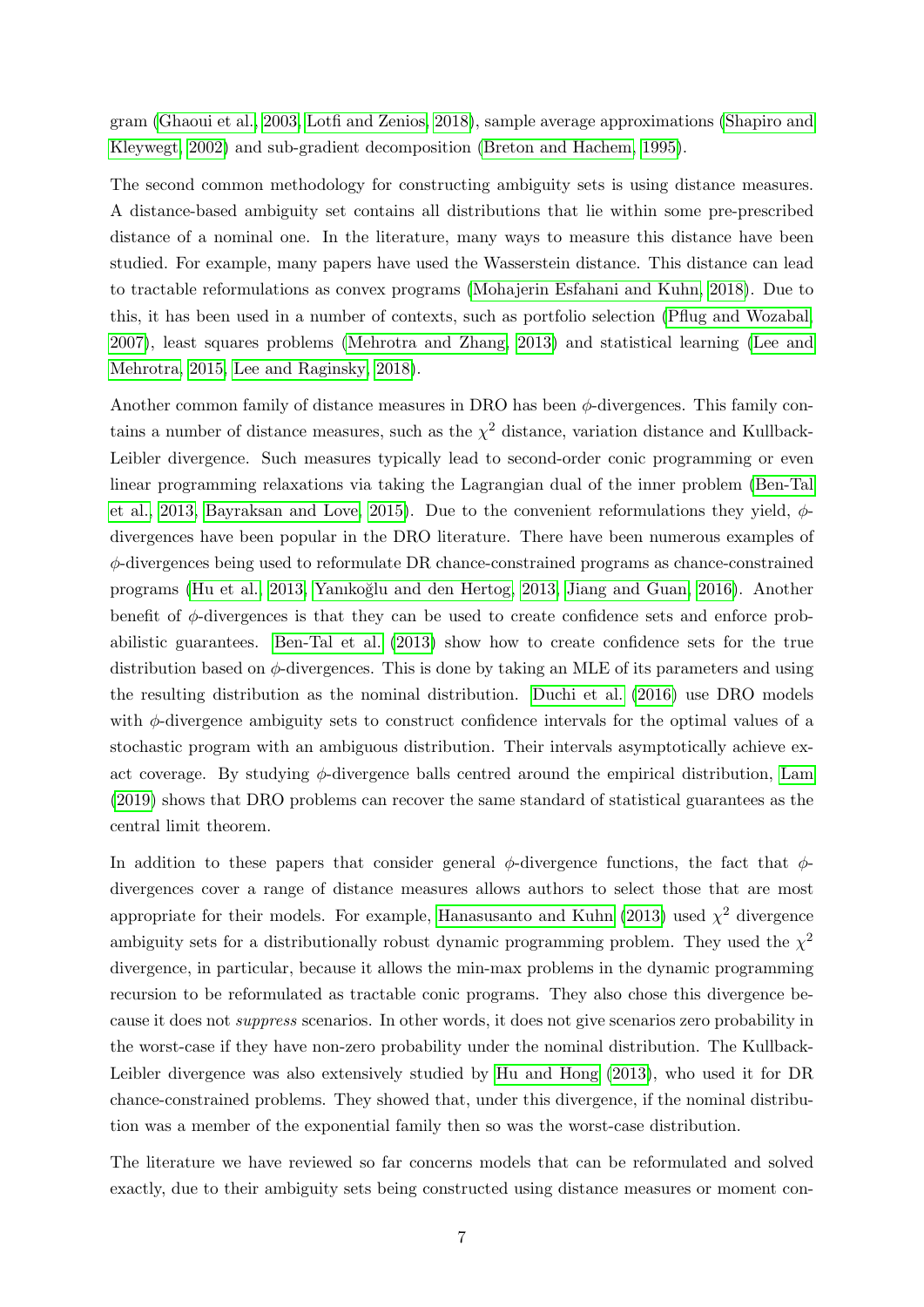gram (Ghaoui et al., 2003, Lotfi and Zenios, 2018), sample average approximations (Shapiro and Kleywegt, 2002) and sub-gradient decomposition (Breton and Hachem, 1995).

The second common methodology for constructing ambiguity sets is using distance measures. A distance-based ambiguity set contains all distributions that lie within some pre-prescribed distance of a nominal one. In the literature, many ways to measure this distance have been studied. For example, many papers have used the Wasserstein distance. This distance can lead to tractable reformulations as convex programs (Mohajerin Esfahani and Kuhn, 2018). Due to this, it has been used in a number of contexts, such as portfolio selection (Pflug and Wozabal, 2007), least squares problems (Mehrotra and Zhang, 2013) and statistical learning (Lee and Mehrotra, 2015, Lee and Raginsky, 2018).

Another common family of distance measures in DRO has been $\phi$-divergences. This family contains a number of distance measures, such as the $\chi^2$ distance, variation distance and Kullback-Leibler divergence. Such measures typically lead to second-order conic programming or even linear programming relaxations via taking the Lagrangian dual of the inner problem (Ben-Tal et al., 2013, Bayraksan and Love, 2015). Due to the convenient reformulations they yield, $\phi$-divergences have been popular in the DRO literature. There have been numerous examples of $\phi$-divergences being used to reformulate DR chance-constrained programs as chance-constrained programs (Hu et al., 2013, Yanıkoğlu and den Hertog, 2013, Jiang and Guan, 2016). Another benefit of $\phi$-divergences is that they can be used to create confidence sets and enforce probabilistic guarantees. Ben-Tal et al. (2013) show how to create confidence sets for the true distribution based on $\phi$-divergences. This is done by taking an MLE of its parameters and using the resulting distribution as the nominal distribution. Duchi et al. (2016) use DRO models with $\phi$-divergence ambiguity sets to construct confidence intervals for the optimal values of a stochastic program with an ambiguous distribution. Their intervals asymptotically achieve exact coverage. By studying $\phi$-divergence balls centred around the empirical distribution, Lam (2019) shows that DRO problems can recover the same standard of statistical guarantees as the central limit theorem.

In addition to these papers that consider general $\phi$-divergence functions, the fact that $\phi$-divergences cover a range of distance measures allows authors to select those that are most appropriate for their models. For example, Hanasusanto and Kuhn (2013) used $\chi^2$ divergence ambiguity sets for a distributionally robust dynamic programming problem. They used the $\chi^2$ divergence, in particular, because it allows the min-max problems in the dynamic programming recursion to be reformulated as tractable conic programs. They also chose this divergence because it does not *suppress* scenarios. In other words, it does not give scenarios zero probability in the worst-case if they have non-zero probability under the nominal distribution. The Kullback-Leibler divergence was also extensively studied by Hu and Hong (2013), who used it for DR chance-constrained problems. They showed that, under this divergence, if the nominal distribution was a member of the exponential family then so was the worst-case distribution.

The literature we have reviewed so far concerns models that can be reformulated and solved exactly, due to their ambiguity sets being constructed using distance measures or moment con-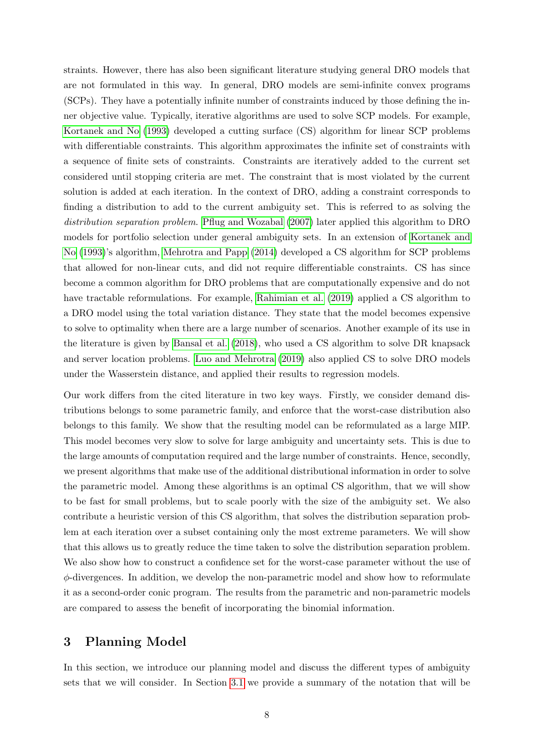straints. However, there has also been significant literature studying general DRO models that are not formulated in this way. In general, DRO models are semi-infinite convex programs (SCPs). They have a potentially infinite number of constraints induced by those defining the inner objective value. Typically, iterative algorithms are used to solve SCP models. For example, Kortanek and No (1993) developed a cutting surface (CS) algorithm for linear SCP problems with differentiable constraints. This algorithm approximates the infinite set of constraints with a sequence of finite sets of constraints. Constraints are iteratively added to the current set considered until stopping criteria are met. The constraint that is most violated by the current solution is added at each iteration. In the context of DRO, adding a constraint corresponds to finding a distribution to add to the current ambiguity set. This is referred to as solving the *distribution separation problem*. Pflug and Wozabal (2007) later applied this algorithm to DRO models for portfolio selection under general ambiguity sets. In an extension of Kortanek and No (1993)'s algorithm, Mehrotra and Papp (2014) developed a CS algorithm for SCP problems that allowed for non-linear cuts, and did not require differentiable constraints. CS has since become a common algorithm for DRO problems that are computationally expensive and do not have tractable reformulations. For example, Rahimian et al. (2019) applied a CS algorithm to a DRO model using the total variation distance. They state that the model becomes expensive to solve to optimality when there are a large number of scenarios. Another example of its use in the literature is given by Bansal et al. (2018), who used a CS algorithm to solve DR knapsack and server location problems. Luo and Mehrotra (2019) also applied CS to solve DRO models under the Wasserstein distance, and applied their results to regression models.

Our work differs from the cited literature in two key ways. Firstly, we consider demand distributions belongs to some parametric family, and enforce that the worst-case distribution also belongs to this family. We show that the resulting model can be reformulated as a large MIP. This model becomes very slow to solve for large ambiguity and uncertainty sets. This is due to the large amounts of computation required and the large number of constraints. Hence, secondly, we present algorithms that make use of the additional distributional information in order to solve the parametric model. Among these algorithms is an optimal CS algorithm, that we will show to be fast for small problems, but to scale poorly with the size of the ambiguity set. We also contribute a heuristic version of this CS algorithm, that solves the distribution separation problem at each iteration over a subset containing only the most extreme parameters. We will show that this allows us to greatly reduce the time taken to solve the distribution separation problem. We also show how to construct a confidence set for the worst-case parameter without the use of $\phi$-divergences. In addition, we develop the non-parametric model and show how to reformulate it as a second-order conic program. The results from the parametric and non-parametric models are compared to assess the benefit of incorporating the binomial information.

## 3 Planning Model

In this section, we introduce our planning model and discuss the different types of ambiguity sets that we will consider. In Section 3.1 we provide a summary of the notation that will be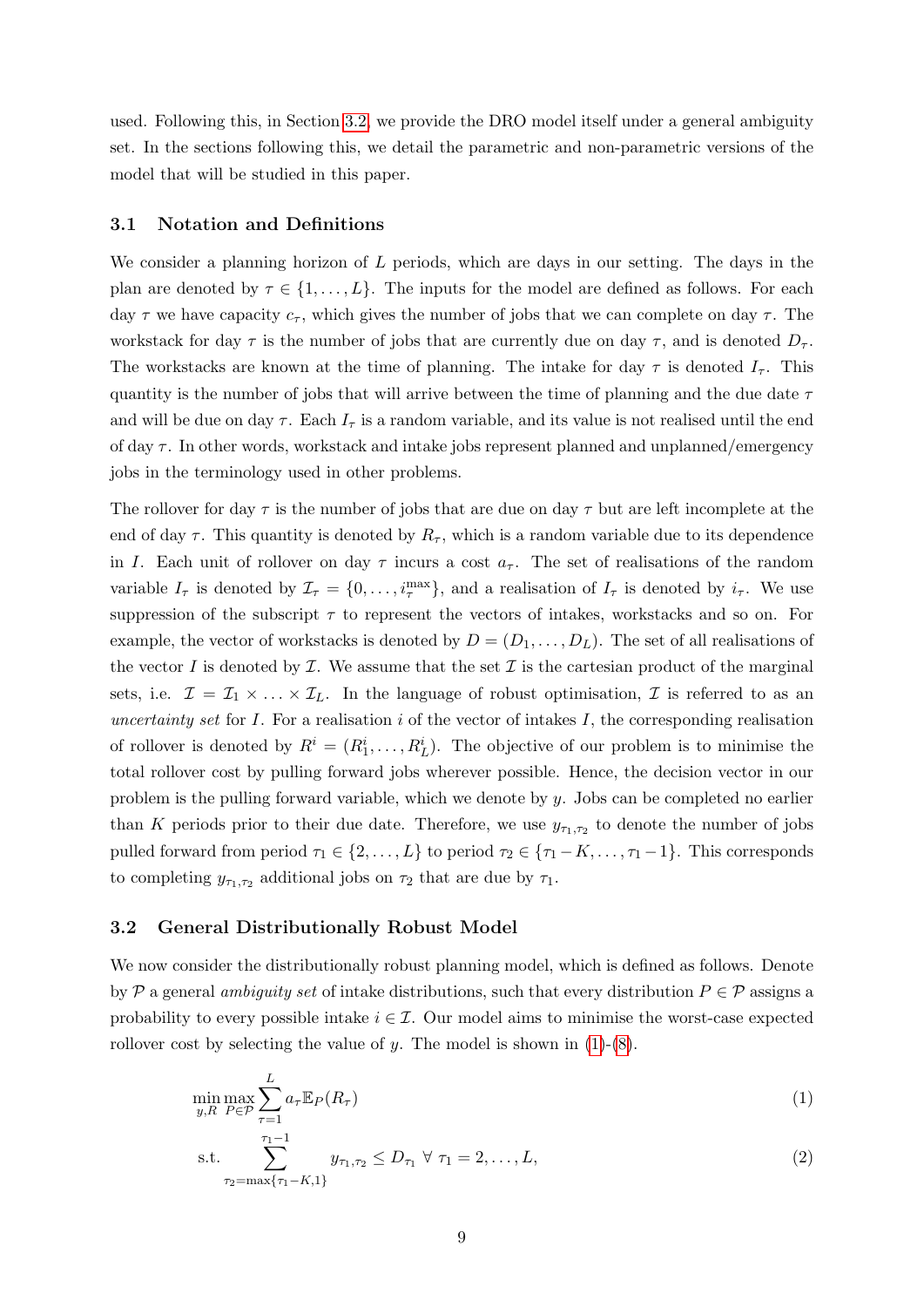used. Following this, in Section 3.2, we provide the DRO model itself under a general ambiguity set. In the sections following this, we detail the parametric and non-parametric versions of the model that will be studied in this paper.

### 3.1 Notation and Definitions

We consider a planning horizon of $L$ periods, which are days in our setting. The days in the plan are denoted by $\tau \in \{1, \ldots, L\}$. The inputs for the model are defined as follows. For each day $\tau$ we have capacity $c_\tau$, which gives the number of jobs that we can complete on day $\tau$. The workstack for day $\tau$ is the number of jobs that are currently due on day $\tau$, and is denoted $D_\tau$. The workstacks are known at the time of planning. The intake for day $\tau$ is denoted $I_\tau$. This quantity is the number of jobs that will arrive between the time of planning and the due date $\tau$ and will be due on day $\tau$. Each $I_\tau$ is a random variable, and its value is not realised until the end of day $\tau$. In other words, workstack and intake jobs represent planned and unplanned/emergency jobs in the terminology used in other problems.

The rollover for day $\tau$ is the number of jobs that are due on day $\tau$ but are left incomplete at the end of day $\tau$. This quantity is denoted by $R_\tau$, which is a random variable due to its dependence in $I$. Each unit of rollover on day $\tau$ incurs a cost $a_\tau$. The set of realisations of the random variable $I_\tau$ is denoted by $\mathcal{I}_\tau = \{0, \ldots, i_\tau^{\max}\}$, and a realisation of $I_\tau$ is denoted by $i_\tau$. We use suppression of the subscript $\tau$ to represent the vectors of intakes, workstacks and so on. For example, the vector of workstacks is denoted by $D = (D_1, \ldots, D_L)$. The set of all realisations of the vector $I$ is denoted by $\mathcal{I}$. We assume that the set $\mathcal{I}$ is the cartesian product of the marginal sets, i.e. $\mathcal{I} = \mathcal{I}_1 \times \ldots \times \mathcal{I}_L$. In the language of robust optimisation, $\mathcal{I}$ is referred to as an *uncertainty set* for $I$. For a realisation $i$ of the vector of intakes $I$, the corresponding realisation of rollover is denoted by $R^i = (R_1^i, \ldots, R_L^i)$. The objective of our problem is to minimise the total rollover cost by pulling forward jobs wherever possible. Hence, the decision vector in our problem is the pulling forward variable, which we denote by $y$. Jobs can be completed no earlier than $K$ periods prior to their due date. Therefore, we use $y_{\tau_1,\tau_2}$ to denote the number of jobs pulled forward from period $\tau_1 \in \{2, \ldots, L\}$ to period $\tau_2 \in \{\tau_1 - K, \ldots, \tau_1 - 1\}$. This corresponds to completing $y_{\tau_1,\tau_2}$ additional jobs on $\tau_2$ that are due by $\tau_1$.

### 3.2 General Distributionally Robust Model

We now consider the distributionally robust planning model, which is defined as follows. Denote by $\mathcal{P}$ a general *ambiguity set* of intake distributions, such that every distribution $P \in \mathcal{P}$ assigns a probability to every possible intake $i \in \mathcal{I}$. Our model aims to minimise the worst-case expected rollover cost by selecting the value of $y$. The model is shown in (1)-(8).

$$\min_{y,R} \max_{P \in \mathcal{P}} \sum_{\tau=1}^{L} a_\tau \mathbb{E}_P(R_\tau) \tag{1}$$

$$\text{s.t.} \sum_{\tau_2=\max\{\tau_1-K,1\}}^{\tau_1-1} y_{\tau_1,\tau_2} \leq D_{\tau_1} \;\forall\; \tau_1 = 2, \ldots, L, \tag{2}$$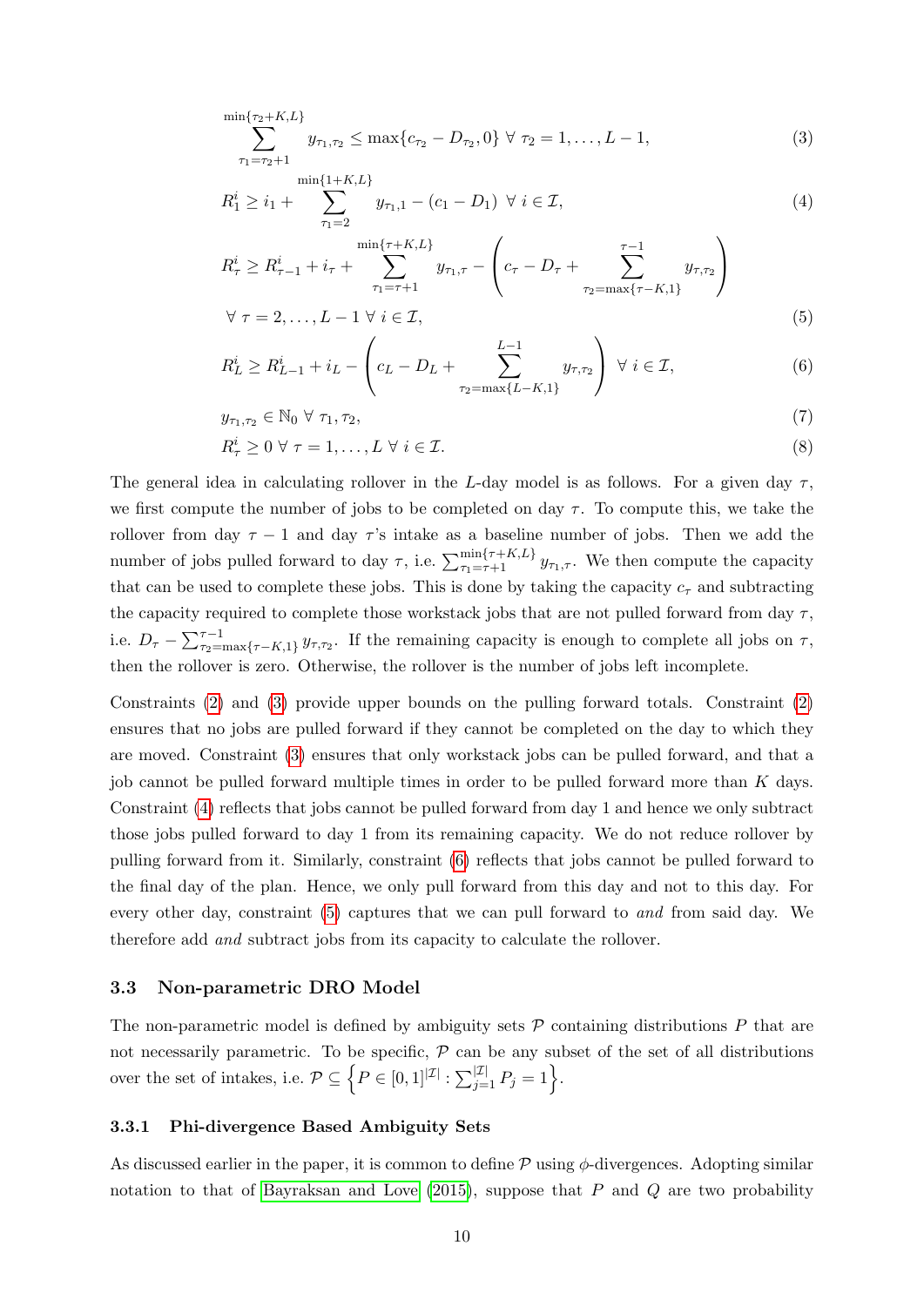$$\sum_{\tau_1=\tau_2+1}^{\min\{\tau_2+K,L\}} y_{\tau_1,\tau_2} \le \max\{c_{\tau_2} - D_{\tau_2}, 0\} \;\forall\; \tau_2 = 1,\dots,L-1, \tag{3}$$

$$R_1^i \ge i_1 + \sum_{\tau_1=2}^{\min\{1+K,L\}} y_{\tau_1,1} - (c_1 - D_1) \;\;\forall\; i \in \mathcal{I}, \tag{4}$$

$$R_\tau^i \ge R_{\tau-1}^i + i_\tau + \sum_{\tau_1=\tau+1}^{\min\{\tau+K,L\}} y_{\tau_1,\tau} - \left( c_\tau - D_\tau + \sum_{\tau_2=\max\{\tau-K,1\}}^{\tau-1} y_{\tau,\tau_2} \right)$$

$$\forall\; \tau = 2,\dots,L-1 \;\forall\; i \in \mathcal{I}, \tag{5}$$

$$R_L^i \ge R_{L-1}^i + i_L - \left( c_L - D_L + \sum_{\tau_2=\max\{L-K,1\}}^{L-1} y_{\tau,\tau_2} \right) \;\;\forall\; i \in \mathcal{I}, \tag{6}$$

$$y_{\tau_1,\tau_2} \in \mathbb{N}_0 \;\forall\; \tau_1, \tau_2, \tag{7}$$

$$R_\tau^i \ge 0 \;\forall\; \tau = 1,\dots,L \;\forall\; i \in \mathcal{I}. \tag{8}$$

The general idea in calculating rollover in the $L$-day model is as follows. For a given day $\tau$, we first compute the number of jobs to be completed on day $\tau$. To compute this, we take the rollover from day $\tau - 1$ and day $\tau$'s intake as a baseline number of jobs. Then we add the number of jobs pulled forward to day $\tau$, i.e. $\sum_{\tau_1=\tau+1}^{\min\{\tau+K,L\}} y_{\tau_1,\tau}$. We then compute the capacity that can be used to complete these jobs. This is done by taking the capacity $c_\tau$ and subtracting the capacity required to complete those workstack jobs that are not pulled forward from day $\tau$, i.e. $D_\tau - \sum_{\tau_2=\max\{\tau-K,1\}}^{\tau-1} y_{\tau,\tau_2}$. If the remaining capacity is enough to complete all jobs on $\tau$, then the rollover is zero. Otherwise, the rollover is the number of jobs left incomplete.

Constraints (2) and (3) provide upper bounds on the pulling forward totals. Constraint (2) ensures that no jobs are pulled forward if they cannot be completed on the day to which they are moved. Constraint (3) ensures that only workstack jobs can be pulled forward, and that a job cannot be pulled forward multiple times in order to be pulled forward more than $K$ days. Constraint (4) reflects that jobs cannot be pulled forward from day 1 and hence we only subtract those jobs pulled forward to day 1 from its remaining capacity. We do not reduce rollover by pulling forward from it. Similarly, constraint (6) reflects that jobs cannot be pulled forward to the final day of the plan. Hence, we only pull forward from this day and not to this day. For every other day, constraint (5) captures that we can pull forward to *and* from said day. We therefore add *and* subtract jobs from its capacity to calculate the rollover.

### 3.3 Non-parametric DRO Model

The non-parametric model is defined by ambiguity sets $\mathcal{P}$ containing distributions $P$ that are not necessarily parametric. To be specific, $\mathcal{P}$ can be any subset of the set of all distributions over the set of intakes, i.e. $\mathcal{P} \subseteq \left\{ P \in [0,1]^{|\mathcal{I}|} : \sum_{j=1}^{|\mathcal{I}|} P_j = 1 \right\}$.

#### 3.3.1 Phi-divergence Based Ambiguity Sets

As discussed earlier in the paper, it is common to define $\mathcal{P}$ using $\phi$-divergences. Adopting similar notation to that of Bayraksan and Love (2015), suppose that $P$ and $Q$ are two probability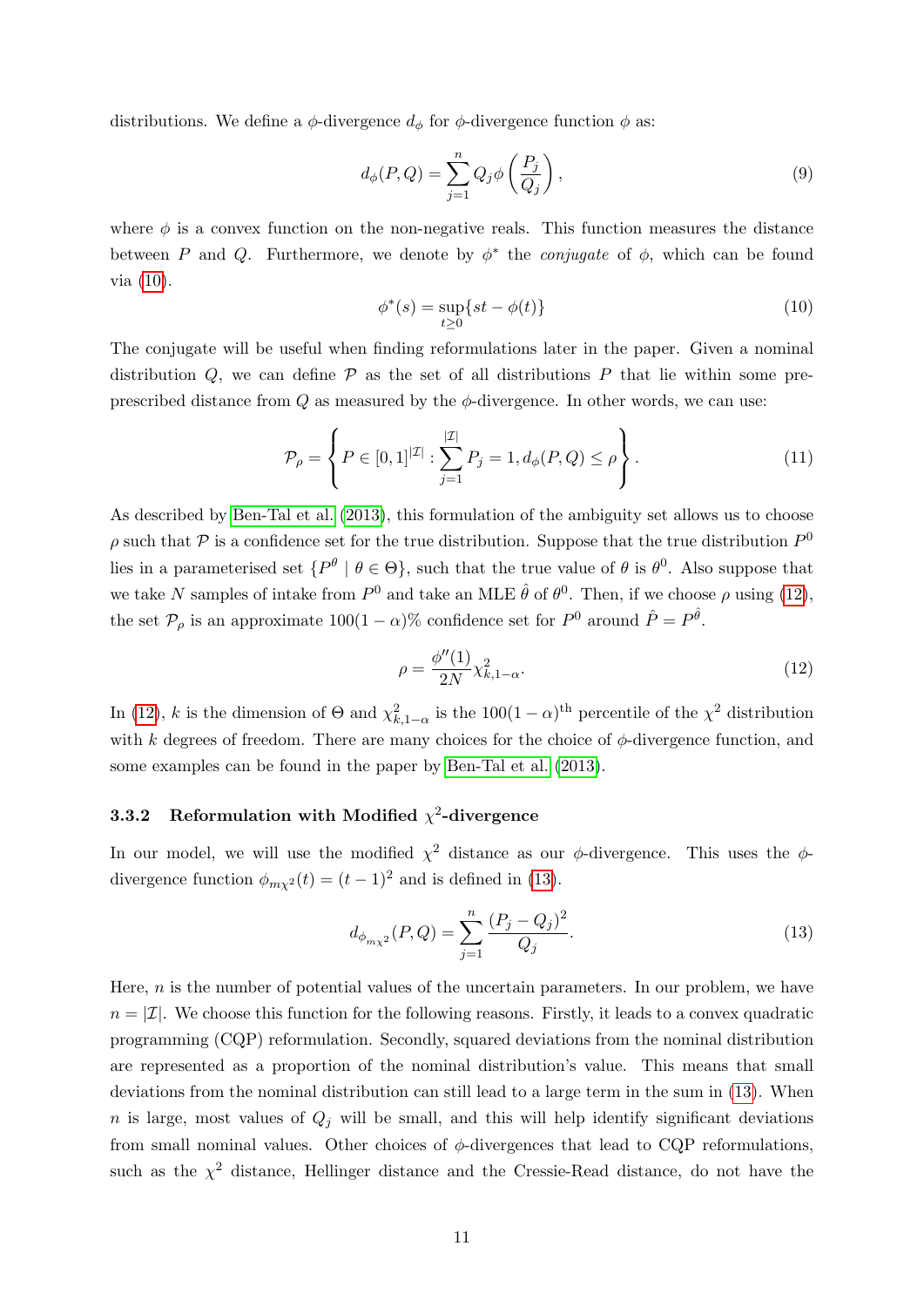distributions. We define a $\phi$-divergence $d_\phi$ for $\phi$-divergence function $\phi$ as:

$$d_\phi(P, Q) = \sum_{j=1}^{n} Q_j \phi\left(\frac{P_j}{Q_j}\right), \tag{9}$$

where $\phi$ is a convex function on the non-negative reals. This function measures the distance between $P$ and $Q$. Furthermore, we denote by $\phi^*$ the *conjugate* of $\phi$, which can be found via (10).

$$\phi^*(s) = \sup_{t \geq 0}\{st - \phi(t)\} \tag{10}$$

The conjugate will be useful when finding reformulations later in the paper. Given a nominal distribution $Q$, we can define $\mathcal{P}$ as the set of all distributions $P$ that lie within some pre-prescribed distance from $Q$ as measured by the $\phi$-divergence. In other words, we can use:

$$\mathcal{P}_\rho = \left\{ P \in [0,1]^{|\mathcal{I}|} : \sum_{j=1}^{|\mathcal{I}|} P_j = 1, d_\phi(P, Q) \leq \rho \right\}. \tag{11}$$

As described by Ben-Tal et al. (2013), this formulation of the ambiguity set allows us to choose $\rho$ such that $\mathcal{P}$ is a confidence set for the true distribution. Suppose that the true distribution $P^0$ lies in a parameterised set $\{P^\theta \mid \theta \in \Theta\}$, such that the true value of $\theta$ is $\theta^0$. Also suppose that we take $N$ samples of intake from $P^0$ and take an MLE $\hat{\theta}$ of $\theta^0$. Then, if we choose $\rho$ using (12), the set $\mathcal{P}_\rho$ is an approximate $100(1-\alpha)\%$ confidence set for $P^0$ around $\hat{P} = P^{\hat{\theta}}$.

$$\rho = \frac{\phi''(1)}{2N} \chi^2_{k,1-\alpha}. \tag{12}$$

In (12), $k$ is the dimension of $\Theta$ and $\chi^2_{k,1-\alpha}$ is the $100(1-\alpha)^{\text{th}}$ percentile of the $\chi^2$ distribution with $k$ degrees of freedom. There are many choices for the choice of $\phi$-divergence function, and some examples can be found in the paper by Ben-Tal et al. (2013).

### 3.3.2 Reformulation with Modified $\chi^2$-divergence

In our model, we will use the modified $\chi^2$ distance as our $\phi$-divergence. This uses the $\phi$-divergence function $\phi_{m\chi^2}(t) = (t-1)^2$ and is defined in (13).

$$d_{\phi_{m\chi^2}}(P, Q) = \sum_{j=1}^{n} \frac{(P_j - Q_j)^2}{Q_j}. \tag{13}$$

Here, $n$ is the number of potential values of the uncertain parameters. In our problem, we have $n = |\mathcal{I}|$. We choose this function for the following reasons. Firstly, it leads to a convex quadratic programming (CQP) reformulation. Secondly, squared deviations from the nominal distribution are represented as a proportion of the nominal distribution's value. This means that small deviations from the nominal distribution can still lead to a large term in the sum in (13). When $n$ is large, most values of $Q_j$ will be small, and this will help identify significant deviations from small nominal values. Other choices of $\phi$-divergences that lead to CQP reformulations, such as the $\chi^2$ distance, Hellinger distance and the Cressie-Read distance, do not have the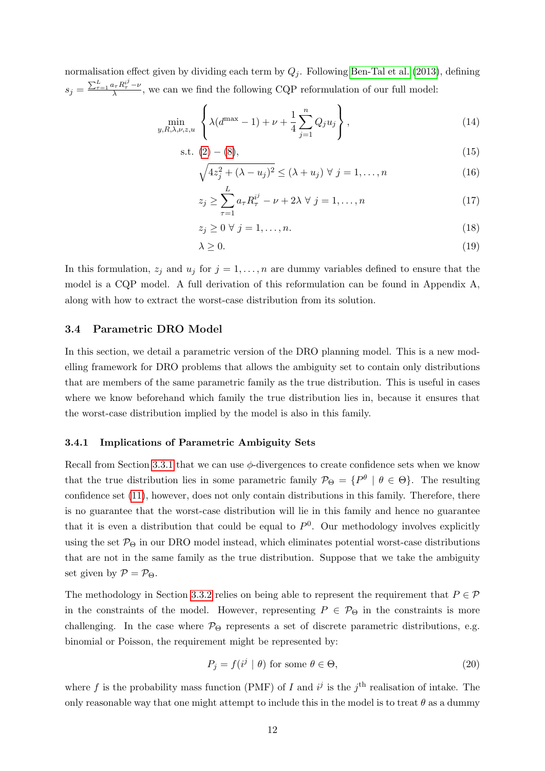normalisation effect given by dividing each term by $Q_j$. Following Ben-Tal et al. (2013), defining $s_j = \frac{\sum_{\tau=1}^{L} a_\tau R_\tau^{i^j} - \nu}{\lambda}$, we can we find the following CQP reformulation of our full model:

$$\min_{y,R,\lambda,\nu,z,u} \left\{ \lambda(d^{\max} - 1) + \nu + \frac{1}{4}\sum_{j=1}^{n} Q_j u_j \right\}, \tag{14}$$

$$\text{s.t. } (2) - (8), \tag{15}$$

$$\sqrt{4z_j^2 + (\lambda - u_j)^2} \leq (\lambda + u_j) \ \forall \ j = 1, \ldots, n \tag{16}$$

$$z_j \geq \sum_{\tau=1}^{L} a_\tau R_\tau^{i^j} - \nu + 2\lambda \ \forall \ j = 1, \ldots, n \tag{17}$$

$$z_j \geq 0 \ \forall \ j = 1, \ldots, n. \tag{18}$$

$$\lambda \geq 0. \tag{19}$$

In this formulation, $z_j$ and $u_j$ for $j = 1, \ldots, n$ are dummy variables defined to ensure that the model is a CQP model. A full derivation of this reformulation can be found in Appendix A, along with how to extract the worst-case distribution from its solution.

### 3.4 Parametric DRO Model

In this section, we detail a parametric version of the DRO planning model. This is a new modelling framework for DRO problems that allows the ambiguity set to contain only distributions that are members of the same parametric family as the true distribution. This is useful in cases where we know beforehand which family the true distribution lies in, because it ensures that the worst-case distribution implied by the model is also in this family.

#### 3.4.1 Implications of Parametric Ambiguity Sets

Recall from Section 3.3.1 that we can use $\phi$-divergences to create confidence sets when we know that the true distribution lies in some parametric family $\mathcal{P}_\Theta = \{P^\theta \mid \theta \in \Theta\}$. The resulting confidence set (11), however, does not only contain distributions in this family. Therefore, there is no guarantee that the worst-case distribution will lie in this family and hence no guarantee that it is even a distribution that could be equal to $P^0$. Our methodology involves explicitly using the set $\mathcal{P}_\Theta$ in our DRO model instead, which eliminates potential worst-case distributions that are not in the same family as the true distribution. Suppose that we take the ambiguity set given by $\mathcal{P} = \mathcal{P}_\Theta$.

The methodology in Section 3.3.2 relies on being able to represent the requirement that $P \in \mathcal{P}$ in the constraints of the model. However, representing $P \in \mathcal{P}_\Theta$ in the constraints is more challenging. In the case where $\mathcal{P}_\Theta$ represents a set of discrete parametric distributions, e.g. binomial or Poisson, the requirement might be represented by:

$$P_j = f(i^j \mid \theta) \text{ for some } \theta \in \Theta, \tag{20}$$

where $f$ is the probability mass function (PMF) of $I$ and $i^j$ is the $j^{\text{th}}$ realisation of intake. The only reasonable way that one might attempt to include this in the model is to treat $\theta$ as a dummy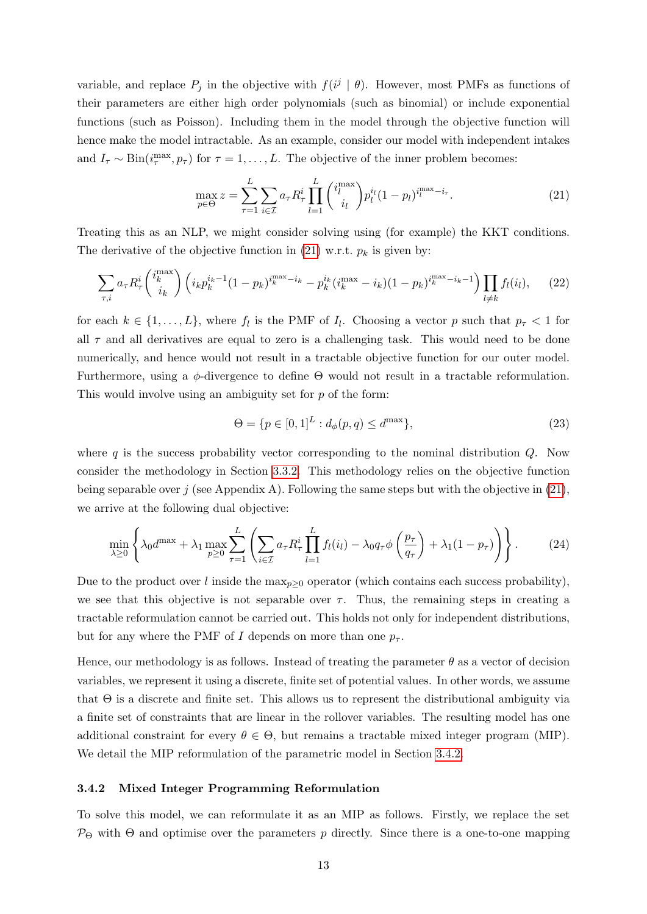variable, and replace $P_j$ in the objective with $f(i^j \mid \theta)$. However, most PMFs as functions of their parameters are either high order polynomials (such as binomial) or include exponential functions (such as Poisson). Including them in the model through the objective function will hence make the model intractable. As an example, consider our model with independent intakes and $I_\tau \sim \text{Bin}(i_\tau^{\max}, p_\tau)$ for $\tau = 1, \ldots, L$. The objective of the inner problem becomes:

$$\max_{p \in \Theta} z = \sum_{\tau=1}^{L} \sum_{i \in \mathcal{I}} a_\tau R_\tau^i \prod_{l=1}^{L} \binom{i_l^{\max}}{i_l} p_l^{i_l} (1 - p_l)^{i_l^{\max} - i_r}. \tag{21}$$

Treating this as an NLP, we might consider solving using (for example) the KKT conditions. The derivative of the objective function in (21) w.r.t. $p_k$ is given by:

$$\sum_{\tau,i} a_\tau R_\tau^i \binom{i_k^{\max}}{i_k} \left( i_k p_k^{i_k - 1} (1 - p_k)^{i_k^{\max} - i_k} - p_k^{i_k} (i_k^{\max} - i_k)(1 - p_k)^{i_k^{\max} - i_k - 1} \right) \prod_{l \neq k} f_l(i_l), \tag{22}$$

for each $k \in \{1, \ldots, L\}$, where $f_l$ is the PMF of $I_l$. Choosing a vector $p$ such that $p_\tau < 1$ for all $\tau$ and all derivatives are equal to zero is a challenging task. This would need to be done numerically, and hence would not result in a tractable objective function for our outer model. Furthermore, using a $\phi$-divergence to define $\Theta$ would not result in a tractable reformulation. This would involve using an ambiguity set for $p$ of the form:

$$\Theta = \{p \in [0, 1]^L : d_\phi(p, q) \leq d^{\max}\}, \tag{23}$$

where $q$ is the success probability vector corresponding to the nominal distribution $Q$. Now consider the methodology in Section 3.3.2. This methodology relies on the objective function being separable over $j$ (see Appendix A). Following the same steps but with the objective in (21), we arrive at the following dual objective:

$$\min_{\lambda \geq 0} \left\{ \lambda_0 d^{\max} + \lambda_1 \max_{p \geq 0} \sum_{\tau=1}^{L} \left( \sum_{i \in \mathcal{I}} a_\tau R_\tau^i \prod_{l=1}^{L} f_l(i_l) - \lambda_0 q_\tau \phi\left(\frac{p_\tau}{q_\tau}\right) + \lambda_1 (1 - p_\tau) \right) \right\}. \tag{24}$$

Due to the product over $l$ inside the $\max_{p \geq 0}$ operator (which contains each success probability), we see that this objective is not separable over $\tau$. Thus, the remaining steps in creating a tractable reformulation cannot be carried out. This holds not only for independent distributions, but for any where the PMF of $I$ depends on more than one $p_\tau$.

Hence, our methodology is as follows. Instead of treating the parameter $\theta$ as a vector of decision variables, we represent it using a discrete, finite set of potential values. In other words, we assume that $\Theta$ is a discrete and finite set. This allows us to represent the distributional ambiguity via a finite set of constraints that are linear in the rollover variables. The resulting model has one additional constraint for every $\theta \in \Theta$, but remains a tractable mixed integer program (MIP). We detail the MIP reformulation of the parametric model in Section 3.4.2.

#### 3.4.2 Mixed Integer Programming Reformulation

To solve this model, we can reformulate it as an MIP as follows. Firstly, we replace the set $\mathcal{P}_\Theta$ with $\Theta$ and optimise over the parameters $p$ directly. Since there is a one-to-one mapping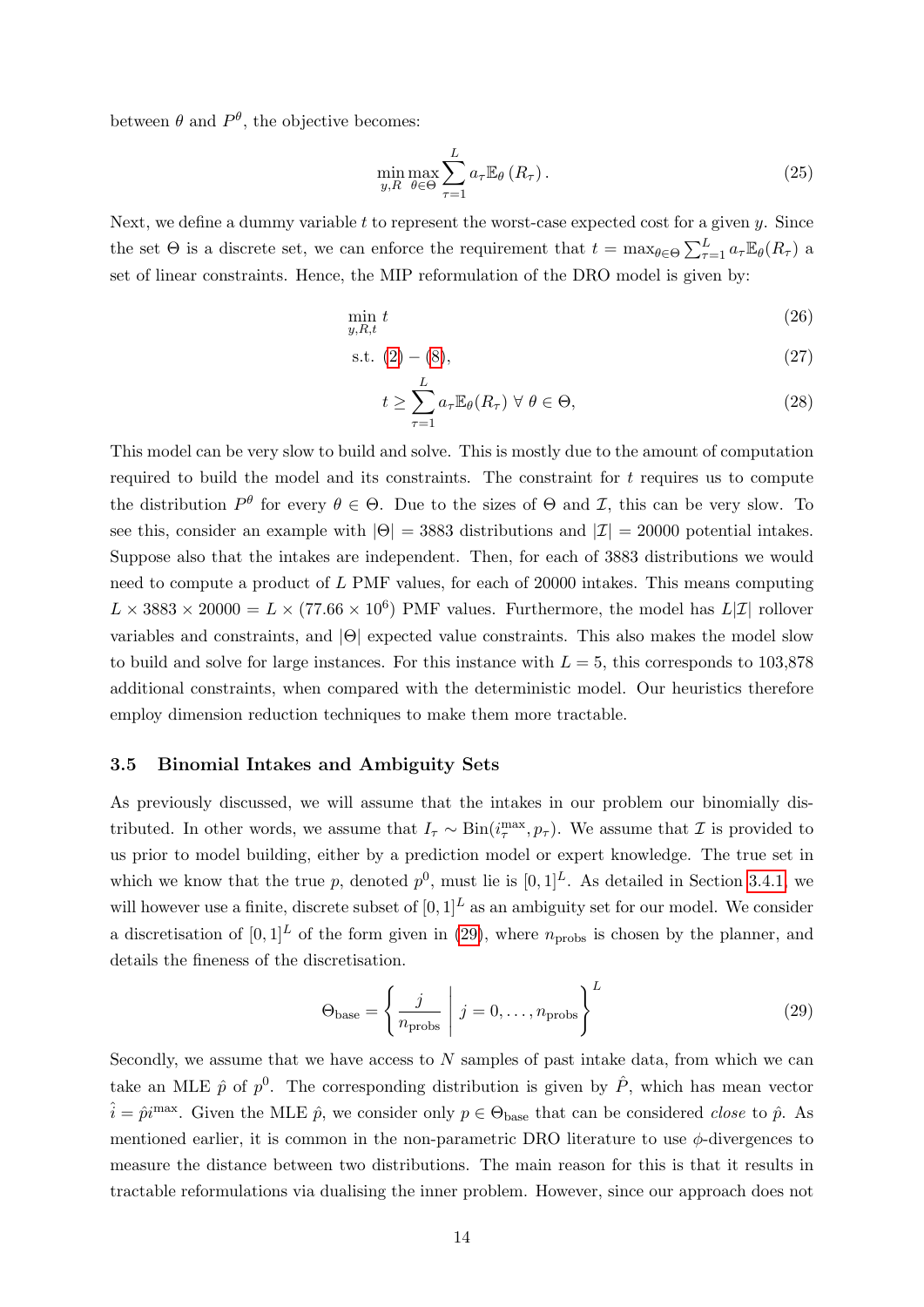between $\theta$ and $P^\theta$, the objective becomes:

$$\min_{y,R} \max_{\theta \in \Theta} \sum_{\tau=1}^{L} a_\tau \mathbb{E}_\theta \left( R_\tau \right). \tag{25}$$

Next, we define a dummy variable $t$ to represent the worst-case expected cost for a given $y$. Since the set $\Theta$ is a discrete set, we can enforce the requirement that $t = \max_{\theta \in \Theta} \sum_{\tau=1}^{L} a_\tau \mathbb{E}_\theta(R_\tau)$ a set of linear constraints. Hence, the MIP reformulation of the DRO model is given by:

$$\min_{y,R,t} \; t \tag{26}$$

$$\text{s.t. } (2) - (8), \tag{27}$$

$$t \geq \sum_{\tau=1}^{L} a_\tau \mathbb{E}_\theta(R_\tau) \; \forall \; \theta \in \Theta, \tag{28}$$

This model can be very slow to build and solve. This is mostly due to the amount of computation required to build the model and its constraints. The constraint for $t$ requires us to compute the distribution $P^\theta$ for every $\theta \in \Theta$. Due to the sizes of $\Theta$ and $\mathcal{I}$, this can be very slow. To see this, consider an example with $|\Theta| = 3883$ distributions and $|\mathcal{I}| = 20000$ potential intakes. Suppose also that the intakes are independent. Then, for each of 3883 distributions we would need to compute a product of $L$ PMF values, for each of 20000 intakes. This means computing $L \times 3883 \times 20000 = L \times (77.66 \times 10^6)$ PMF values. Furthermore, the model has $L|\mathcal{I}|$ rollover variables and constraints, and $|\Theta|$ expected value constraints. This also makes the model slow to build and solve for large instances. For this instance with $L = 5$, this corresponds to 103,878 additional constraints, when compared with the deterministic model. Our heuristics therefore employ dimension reduction techniques to make them more tractable.

### 3.5 Binomial Intakes and Ambiguity Sets

As previously discussed, we will assume that the intakes in our problem our binomially distributed. In other words, we assume that $I_\tau \sim \text{Bin}(i_\tau^{\max}, p_\tau)$. We assume that $\mathcal{I}$ is provided to us prior to model building, either by a prediction model or expert knowledge. The true set in which we know that the true $p$, denoted $p^0$, must lie is $[0, 1]^L$. As detailed in Section 3.4.1, we will however use a finite, discrete subset of $[0, 1]^L$ as an ambiguity set for our model. We consider a discretisation of $[0, 1]^L$ of the form given in (29), where $n_{\text{probs}}$ is chosen by the planner, and details the fineness of the discretisation.

$$\Theta_{\text{base}} = \left\{ \frac{j}{n_{\text{probs}}} \;\middle|\; j = 0, \ldots, n_{\text{probs}} \right\}^L \tag{29}$$

Secondly, we assume that we have access to $N$ samples of past intake data, from which we can take an MLE $\hat{p}$ of $p^0$. The corresponding distribution is given by $\hat{P}$, which has mean vector $\hat{i} = \hat{p} i^{\max}$. Given the MLE $\hat{p}$, we consider only $p \in \Theta_{\text{base}}$ that can be considered *close* to $\hat{p}$. As mentioned earlier, it is common in the non-parametric DRO literature to use $\phi$-divergences to measure the distance between two distributions. The main reason for this is that it results in tractable reformulations via dualising the inner problem. However, since our approach does not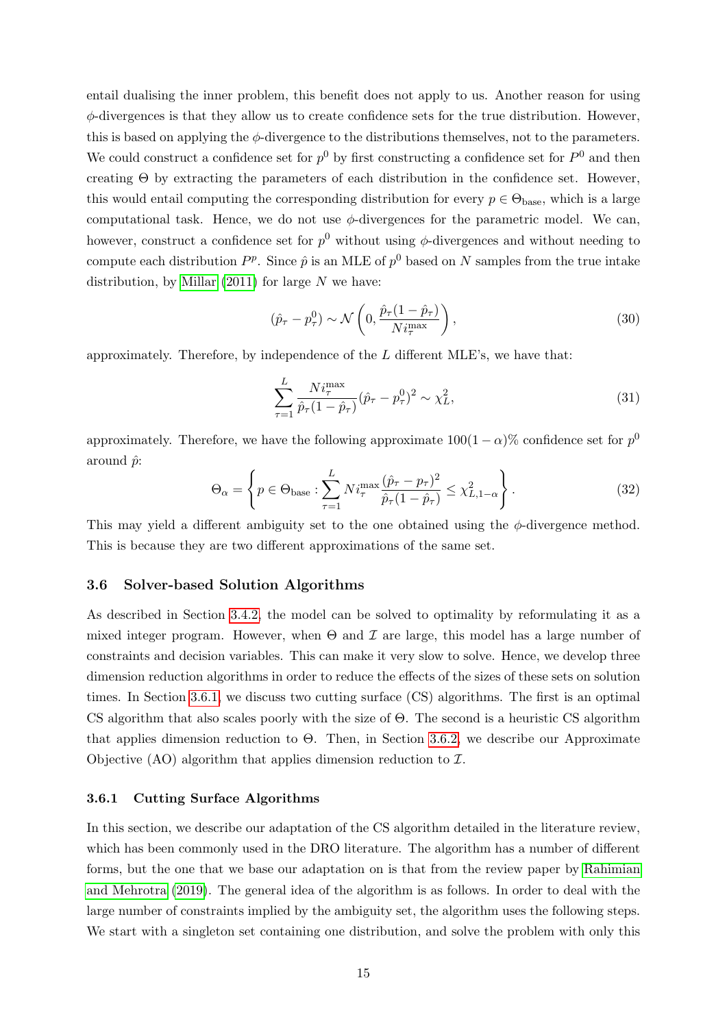entail dualising the inner problem, this benefit does not apply to us. Another reason for using $\phi$-divergences is that they allow us to create confidence sets for the true distribution. However, this is based on applying the $\phi$-divergence to the distributions themselves, not to the parameters. We could construct a confidence set for $p^0$ by first constructing a confidence set for $P^0$ and then creating $\Theta$ by extracting the parameters of each distribution in the confidence set. However, this would entail computing the corresponding distribution for every $p \in \Theta_{\text{base}}$, which is a large computational task. Hence, we do not use $\phi$-divergences for the parametric model. We can, however, construct a confidence set for $p^0$ without using $\phi$-divergences and without needing to compute each distribution $P^p$. Since $\hat{p}$ is an MLE of $p^0$ based on $N$ samples from the true intake distribution, by Millar (2011) for large $N$ we have:

$$
(\hat{p}_\tau - p^0_\tau) \sim \mathcal{N}\left(0, \frac{\hat{p}_\tau(1-\hat{p}_\tau)}{N i^{\max}_\tau}\right), \tag{30}
$$

approximately. Therefore, by independence of the $L$ different MLE's, we have that:

$$
\sum_{\tau=1}^{L} \frac{N i^{\max}_\tau}{\hat{p}_\tau(1-\hat{p}_\tau)}(\hat{p}_\tau - p^0_\tau)^2 \sim \chi^2_L, \tag{31}
$$

approximately. Therefore, we have the following approximate $100(1-\alpha)\%$ confidence set for $p^0$ around $\hat{p}$:

$$
\Theta_\alpha = \left\{ p \in \Theta_{\text{base}} : \sum_{\tau=1}^{L} N i^{\max}_\tau \frac{(\hat{p}_\tau - p_\tau)^2}{\hat{p}_\tau(1-\hat{p}_\tau)} \leq \chi^2_{L,1-\alpha} \right\}. \tag{32}
$$

This may yield a different ambiguity set to the one obtained using the $\phi$-divergence method. This is because they are two different approximations of the same set.

### 3.6 Solver-based Solution Algorithms

As described in Section 3.4.2, the model can be solved to optimality by reformulating it as a mixed integer program. However, when $\Theta$ and $\mathcal{I}$ are large, this model has a large number of constraints and decision variables. This can make it very slow to solve. Hence, we develop three dimension reduction algorithms in order to reduce the effects of the sizes of these sets on solution times. In Section 3.6.1, we discuss two cutting surface (CS) algorithms. The first is an optimal CS algorithm that also scales poorly with the size of $\Theta$. The second is a heuristic CS algorithm that applies dimension reduction to $\Theta$. Then, in Section 3.6.2, we describe our Approximate Objective (AO) algorithm that applies dimension reduction to $\mathcal{I}$.

#### 3.6.1 Cutting Surface Algorithms

In this section, we describe our adaptation of the CS algorithm detailed in the literature review, which has been commonly used in the DRO literature. The algorithm has a number of different forms, but the one that we base our adaptation on is that from the review paper by Rahimian and Mehrotra (2019). The general idea of the algorithm is as follows. In order to deal with the large number of constraints implied by the ambiguity set, the algorithm uses the following steps. We start with a singleton set containing one distribution, and solve the problem with only this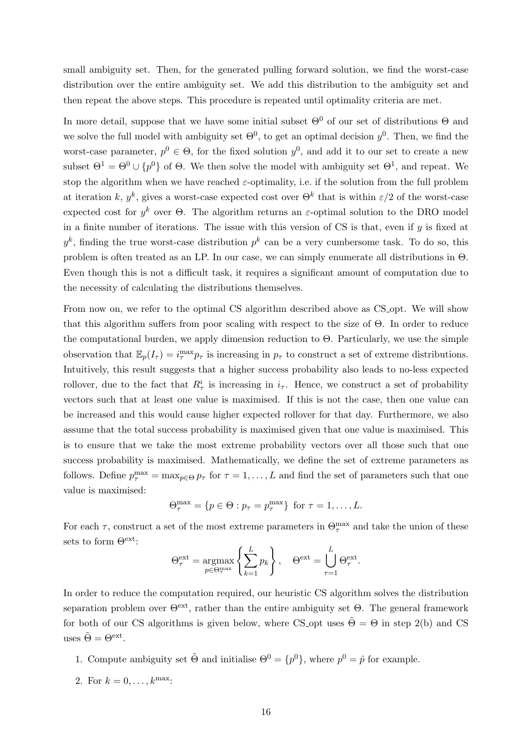small ambiguity set. Then, for the generated pulling forward solution, we find the worst-case distribution over the entire ambiguity set. We add this distribution to the ambiguity set and then repeat the above steps. This procedure is repeated until optimality criteria are met.

In more detail, suppose that we have some initial subset $\Theta^0$ of our set of distributions $\Theta$ and we solve the full model with ambiguity set $\Theta^0$, to get an optimal decision $y^0$. Then, we find the worst-case parameter, $p^0 \in \Theta$, for the fixed solution $y^0$, and add it to our set to create a new subset $\Theta^1 = \Theta^0 \cup \{p^0\}$ of $\Theta$. We then solve the model with ambiguity set $\Theta^1$, and repeat. We stop the algorithm when we have reached $\varepsilon$-optimality, i.e. if the solution from the full problem at iteration $k$, $y^k$, gives a worst-case expected cost over $\Theta^k$ that is within $\varepsilon/2$ of the worst-case expected cost for $y^k$ over $\Theta$. The algorithm returns an $\varepsilon$-optimal solution to the DRO model in a finite number of iterations. The issue with this version of CS is that, even if $y$ is fixed at $y^k$, finding the true worst-case distribution $p^k$ can be a very cumbersome task. To do so, this problem is often treated as an LP. In our case, we can simply enumerate all distributions in $\Theta$. Even though this is not a difficult task, it requires a significant amount of computation due to the necessity of calculating the distributions themselves.

From now on, we refer to the optimal CS algorithm described above as CS_opt. We will show that this algorithm suffers from poor scaling with respect to the size of $\Theta$. In order to reduce the computational burden, we apply dimension reduction to $\Theta$. Particularly, we use the simple observation that $\mathbb{E}_p(I_\tau) = i_\tau^{\max} p_\tau$ is increasing in $p_\tau$ to construct a set of extreme distributions. Intuitively, this result suggests that a higher success probability also leads to no-less expected rollover, due to the fact that $R_\tau^i$ is increasing in $i_\tau$. Hence, we construct a set of probability vectors such that at least one value is maximised. If this is not the case, then one value can be increased and this would cause higher expected rollover for that day. Furthermore, we also assume that the total success probability is maximised given that one value is maximised. This is to ensure that we take the most extreme probability vectors over all those such that one success probability is maximised. Mathematically, we define the set of extreme parameters as follows. Define $p_\tau^{\max} = \max_{p\in\Theta} p_\tau$ for $\tau = 1, \ldots, L$ and find the set of parameters such that one value is maximised:

$$\Theta_\tau^{\max} = \{p \in \Theta : p_\tau = p_\tau^{\max}\} \text{ for } \tau = 1, \ldots, L.$$

For each $\tau$, construct a set of the most extreme parameters in $\Theta_\tau^{\max}$ and take the union of these sets to form $\Theta^{\text{ext}}$:

$$\Theta_\tau^{\text{ext}} = \underset{p\in\Theta_\tau^{\max}}{\operatorname{argmax}} \left\{ \sum_{k=1}^{L} p_k \right\}, \quad \Theta^{\text{ext}} = \bigcup_{\tau=1}^{L} \Theta_\tau^{\text{ext}}.$$

In order to reduce the computation required, our heuristic CS algorithm solves the distribution separation problem over $\Theta^{\text{ext}}$, rather than the entire ambiguity set $\Theta$. The general framework for both of our CS algorithms is given below, where CS_opt uses $\tilde{\Theta} = \Theta$ in step 2(b) and CS uses $\tilde{\Theta} = \Theta^{\text{ext}}$.

1. Compute ambiguity set $\tilde{\Theta}$ and initialise $\Theta^0 = \{p^0\}$, where $p^0 = \hat{p}$ for example.
2. For $k = 0, \ldots, k^{\max}$: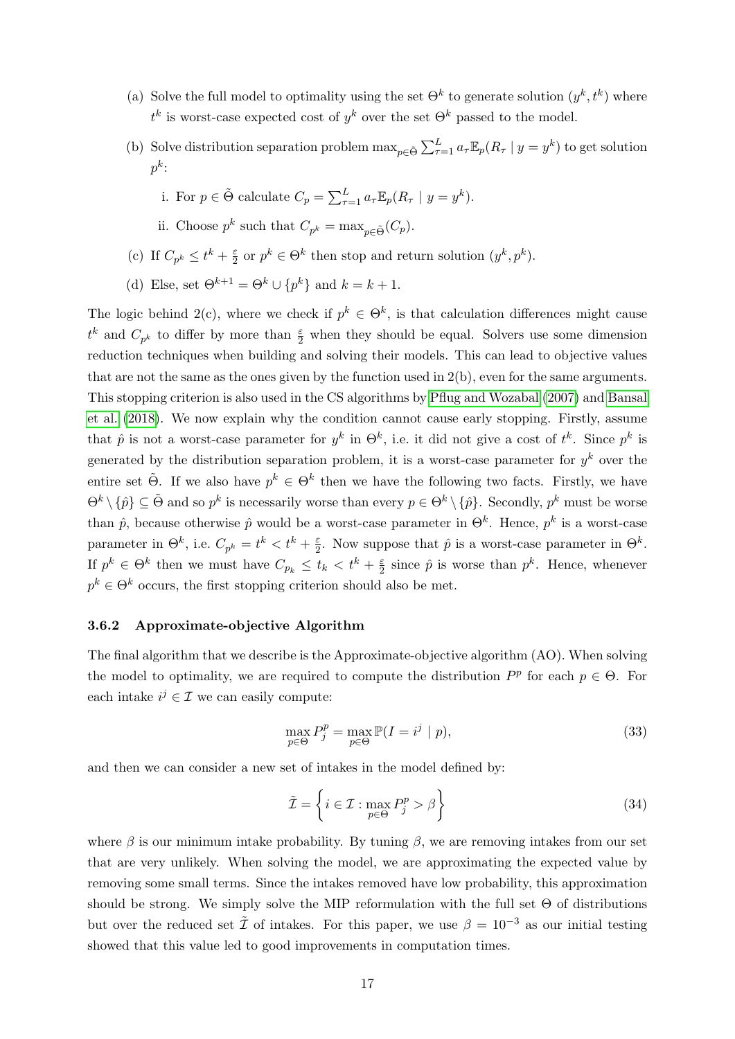(a) Solve the full model to optimality using the set $\Theta^k$ to generate solution $(y^k, t^k)$ where $t^k$ is worst-case expected cost of $y^k$ over the set $\Theta^k$ passed to the model.

(b) Solve distribution separation problem $\max_{p \in \tilde{\Theta}} \sum_{\tau=1}^{L} a_\tau \mathbb{E}_p(R_\tau \mid y = y^k)$ to get solution $p^k$:

   i. For $p \in \tilde{\Theta}$ calculate $C_p = \sum_{\tau=1}^{L} a_\tau \mathbb{E}_p(R_\tau \mid y = y^k)$.

   ii. Choose $p^k$ such that $C_{p^k} = \max_{p \in \tilde{\Theta}}(C_p)$.

(c) If $C_{p^k} \leq t^k + \frac{\varepsilon}{2}$ or $p^k \in \Theta^k$ then stop and return solution $(y^k, p^k)$.

(d) Else, set $\Theta^{k+1} = \Theta^k \cup \{p^k\}$ and $k = k + 1$.

The logic behind 2(c), where we check if $p^k \in \Theta^k$, is that calculation differences might cause $t^k$ and $C_{p^k}$ to differ by more than $\frac{\varepsilon}{2}$ when they should be equal. Solvers use some dimension reduction techniques when building and solving their models. This can lead to objective values that are not the same as the ones given by the function used in 2(b), even for the same arguments. This stopping criterion is also used in the CS algorithms by Pflug and Wozabal (2007) and Bansal et al. (2018). We now explain why the condition cannot cause early stopping. Firstly, assume that $\hat{p}$ is not a worst-case parameter for $y^k$ in $\Theta^k$, i.e. it did not give a cost of $t^k$. Since $p^k$ is generated by the distribution separation problem, it is a worst-case parameter for $y^k$ over the entire set $\tilde{\Theta}$. If we also have $p^k \in \Theta^k$ then we have the following two facts. Firstly, we have $\Theta^k \setminus \{\hat{p}\} \subseteq \tilde{\Theta}$ and so $p^k$ is necessarily worse than every $p \in \Theta^k \setminus \{\hat{p}\}$. Secondly, $p^k$ must be worse than $\hat{p}$, because otherwise $\hat{p}$ would be a worst-case parameter in $\Theta^k$. Hence, $p^k$ is a worst-case parameter in $\Theta^k$, i.e. $C_{p^k} = t^k < t^k + \frac{\varepsilon}{2}$. Now suppose that $\hat{p}$ is a worst-case parameter in $\Theta^k$. If $p^k \in \Theta^k$ then we must have $C_{p_k} \leq t_k < t^k + \frac{\varepsilon}{2}$ since $\hat{p}$ is worse than $p^k$. Hence, whenever $p^k \in \Theta^k$ occurs, the first stopping criterion should also be met.

### 3.6.2 Approximate-objective Algorithm

The final algorithm that we describe is the Approximate-objective algorithm (AO). When solving the model to optimality, we are required to compute the distribution $P^p$ for each $p \in \Theta$. For each intake $i^j \in \mathcal{I}$ we can easily compute:

$$\max_{p \in \Theta} P_j^p = \max_{p \in \Theta} \mathbb{P}(I = i^j \mid p), \tag{33}$$

and then we can consider a new set of intakes in the model defined by:

$$\tilde{\mathcal{I}} = \left\{ i \in \mathcal{I} : \max_{p \in \Theta} P_j^p > \beta \right\} \tag{34}$$

where $\beta$ is our minimum intake probability. By tuning $\beta$, we are removing intakes from our set that are very unlikely. When solving the model, we are approximating the expected value by removing some small terms. Since the intakes removed have low probability, this approximation should be strong. We simply solve the MIP reformulation with the full set $\Theta$ of distributions but over the reduced set $\tilde{\mathcal{I}}$ of intakes. For this paper, we use $\beta = 10^{-3}$ as our initial testing showed that this value led to good improvements in computation times.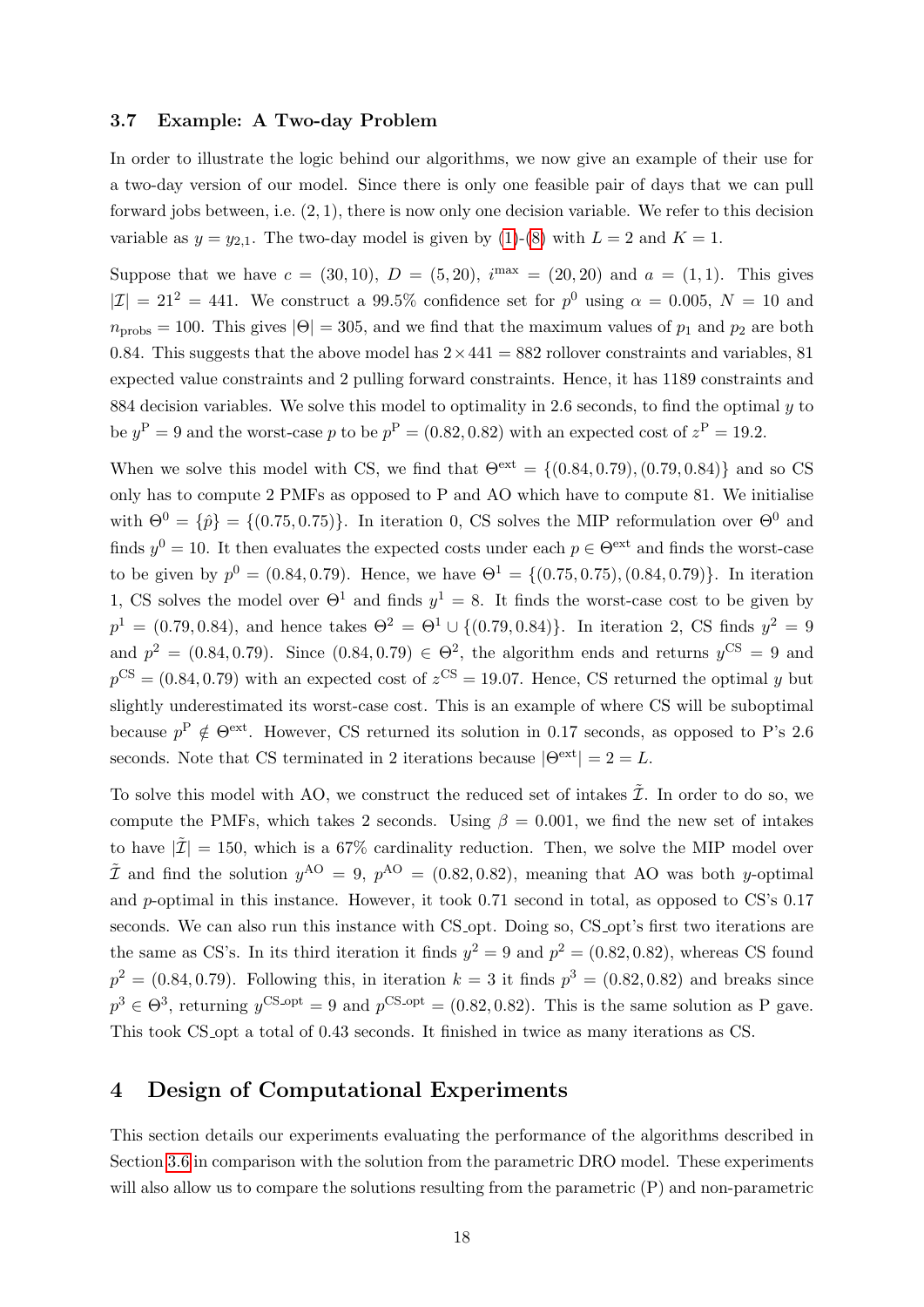### 3.7 Example: A Two-day Problem

In order to illustrate the logic behind our algorithms, we now give an example of their use for a two-day version of our model. Since there is only one feasible pair of days that we can pull forward jobs between, i.e. (2, 1), there is now only one decision variable. We refer to this decision variable as $y = y_{2,1}$. The two-day model is given by (1)-(8) with $L = 2$ and $K = 1$.

Suppose that we have $c = (30, 10)$, $D = (5, 20)$, $i^{\max} = (20, 20)$ and $a = (1, 1)$. This gives $|\mathcal{I}| = 21^2 = 441$. We construct a 99.5% confidence set for $p^0$ using $\alpha = 0.005$, $N = 10$ and $n_{\text{probs}} = 100$. This gives $|\Theta| = 305$, and we find that the maximum values of $p_1$ and $p_2$ are both 0.84. This suggests that the above model has $2 \times 441 = 882$ rollover constraints and variables, 81 expected value constraints and 2 pulling forward constraints. Hence, it has 1189 constraints and 884 decision variables. We solve this model to optimality in 2.6 seconds, to find the optimal $y$ to be $y^{\text{P}} = 9$ and the worst-case $p$ to be $p^{\text{P}} = (0.82, 0.82)$ with an expected cost of $z^{\text{P}} = 19.2$.

When we solve this model with CS, we find that $\Theta^{\text{ext}} = \{(0.84, 0.79), (0.79, 0.84)\}$ and so CS only has to compute 2 PMFs as opposed to P and AO which have to compute 81. We initialise with $\Theta^0 = \{\hat{p}\} = \{(0.75, 0.75)\}$. In iteration 0, CS solves the MIP reformulation over $\Theta^0$ and finds $y^0 = 10$. It then evaluates the expected costs under each $p \in \Theta^{\text{ext}}$ and finds the worst-case to be given by $p^0 = (0.84, 0.79)$. Hence, we have $\Theta^1 = \{(0.75, 0.75), (0.84, 0.79)\}$. In iteration 1, CS solves the model over $\Theta^1$ and finds $y^1 = 8$. It finds the worst-case cost to be given by $p^1 = (0.79, 0.84)$, and hence takes $\Theta^2 = \Theta^1 \cup \{(0.79, 0.84)\}$. In iteration 2, CS finds $y^2 = 9$ and $p^2 = (0.84, 0.79)$. Since $(0.84, 0.79) \in \Theta^2$, the algorithm ends and returns $y^{\text{CS}} = 9$ and $p^{\text{CS}} = (0.84, 0.79)$ with an expected cost of $z^{\text{CS}} = 19.07$. Hence, CS returned the optimal $y$ but slightly underestimated its worst-case cost. This is an example of where CS will be suboptimal because $p^{\text{P}} \notin \Theta^{\text{ext}}$. However, CS returned its solution in 0.17 seconds, as opposed to P's 2.6 seconds. Note that CS terminated in 2 iterations because $|\Theta^{\text{ext}}| = 2 = L$.

To solve this model with AO, we construct the reduced set of intakes $\tilde{\mathcal{I}}$. In order to do so, we compute the PMFs, which takes 2 seconds. Using $\beta = 0.001$, we find the new set of intakes to have $|\tilde{\mathcal{I}}| = 150$, which is a 67% cardinality reduction. Then, we solve the MIP model over $\tilde{\mathcal{I}}$ and find the solution $y^{\text{AO}} = 9$, $p^{\text{AO}} = (0.82, 0.82)$, meaning that AO was both $y$-optimal and $p$-optimal in this instance. However, it took 0.71 second in total, as opposed to CS's 0.17 seconds. We can also run this instance with CS_opt. Doing so, CS_opt's first two iterations are the same as CS's. In its third iteration it finds $y^2 = 9$ and $p^2 = (0.82, 0.82)$, whereas CS found $p^2 = (0.84, 0.79)$. Following this, in iteration $k = 3$ it finds $p^3 = (0.82, 0.82)$ and breaks since $p^3 \in \Theta^3$, returning $y^{\text{CS\_opt}} = 9$ and $p^{\text{CS\_opt}} = (0.82, 0.82)$. This is the same solution as P gave. This took CS_opt a total of 0.43 seconds. It finished in twice as many iterations as CS.

## 4 Design of Computational Experiments

This section details our experiments evaluating the performance of the algorithms described in Section 3.6 in comparison with the solution from the parametric DRO model. These experiments will also allow us to compare the solutions resulting from the parametric (P) and non-parametric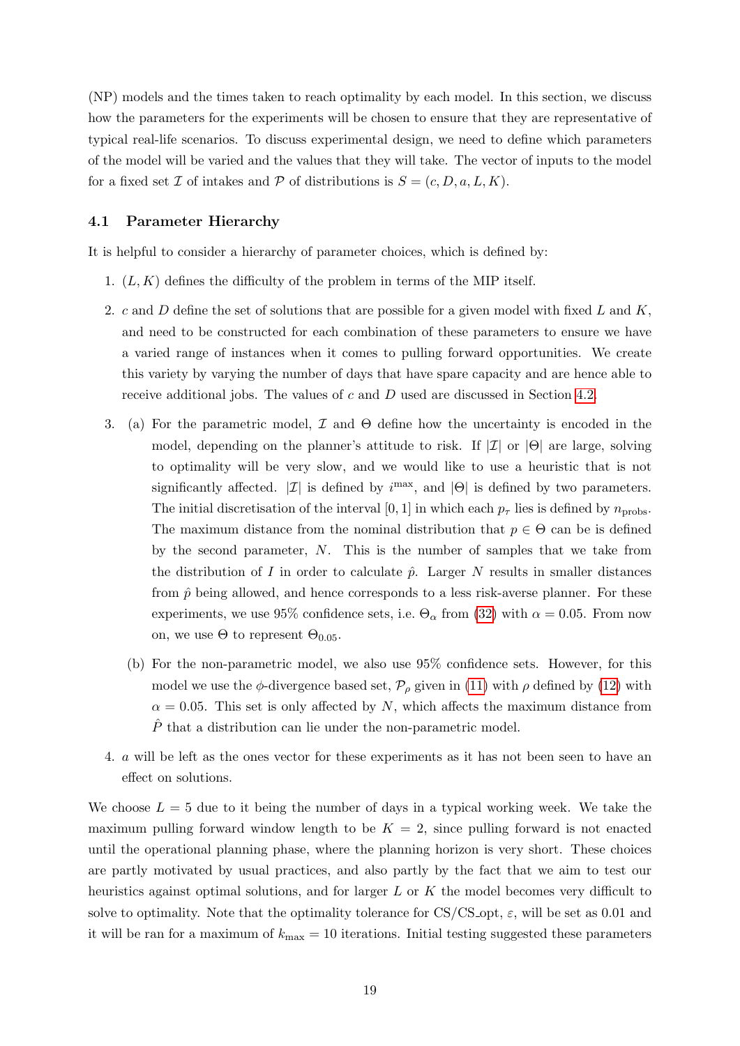(NP) models and the times taken to reach optimality by each model. In this section, we discuss how the parameters for the experiments will be chosen to ensure that they are representative of typical real-life scenarios. To discuss experimental design, we need to define which parameters of the model will be varied and the values that they will take. The vector of inputs to the model for a fixed set $\mathcal{I}$ of intakes and $\mathcal{P}$ of distributions is $S = (c, D, a, L, K)$.

### 4.1 Parameter Hierarchy

It is helpful to consider a hierarchy of parameter choices, which is defined by:

1. $(L, K)$ defines the difficulty of the problem in terms of the MIP itself.
2. $c$ and $D$ define the set of solutions that are possible for a given model with fixed $L$ and $K$, and need to be constructed for each combination of these parameters to ensure we have a varied range of instances when it comes to pulling forward opportunities. We create this variety by varying the number of days that have spare capacity and are hence able to receive additional jobs. The values of $c$ and $D$ used are discussed in Section 4.2.
3. (a) For the parametric model, $\mathcal{I}$ and $\Theta$ define how the uncertainty is encoded in the model, depending on the planner's attitude to risk. If $|\mathcal{I}|$ or $|\Theta|$ are large, solving to optimality will be very slow, and we would like to use a heuristic that is not significantly affected. $|\mathcal{I}|$ is defined by $i^{\max}$, and $|\Theta|$ is defined by two parameters. The initial discretisation of the interval $[0, 1]$ in which each $p_\tau$ lies is defined by $n_{\text{probs}}$. The maximum distance from the nominal distribution that $p \in \Theta$ can be is defined by the second parameter, $N$. This is the number of samples that we take from the distribution of $I$ in order to calculate $\hat{p}$. Larger $N$ results in smaller distances from $\hat{p}$ being allowed, and hence corresponds to a less risk-averse planner. For these experiments, we use 95% confidence sets, i.e. $\Theta_\alpha$ from (32) with $\alpha = 0.05$. From now on, we use $\Theta$ to represent $\Theta_{0.05}$.

   (b) For the non-parametric model, we also use 95% confidence sets. However, for this model we use the $\phi$-divergence based set, $\mathcal{P}_\rho$ given in (11) with $\rho$ defined by (12) with $\alpha = 0.05$. This set is only affected by $N$, which affects the maximum distance from $\hat{P}$ that a distribution can lie under the non-parametric model.
4. $a$ will be left as the ones vector for these experiments as it has not been seen to have an effect on solutions.

We choose $L = 5$ due to it being the number of days in a typical working week. We take the maximum pulling forward window length to be $K = 2$, since pulling forward is not enacted until the operational planning phase, where the planning horizon is very short. These choices are partly motivated by usual practices, and also partly by the fact that we aim to test our heuristics against optimal solutions, and for larger $L$ or $K$ the model becomes very difficult to solve to optimality. Note that the optimality tolerance for CS/CS_opt, $\varepsilon$, will be set as 0.01 and it will be ran for a maximum of $k_{\max} = 10$ iterations. Initial testing suggested these parameters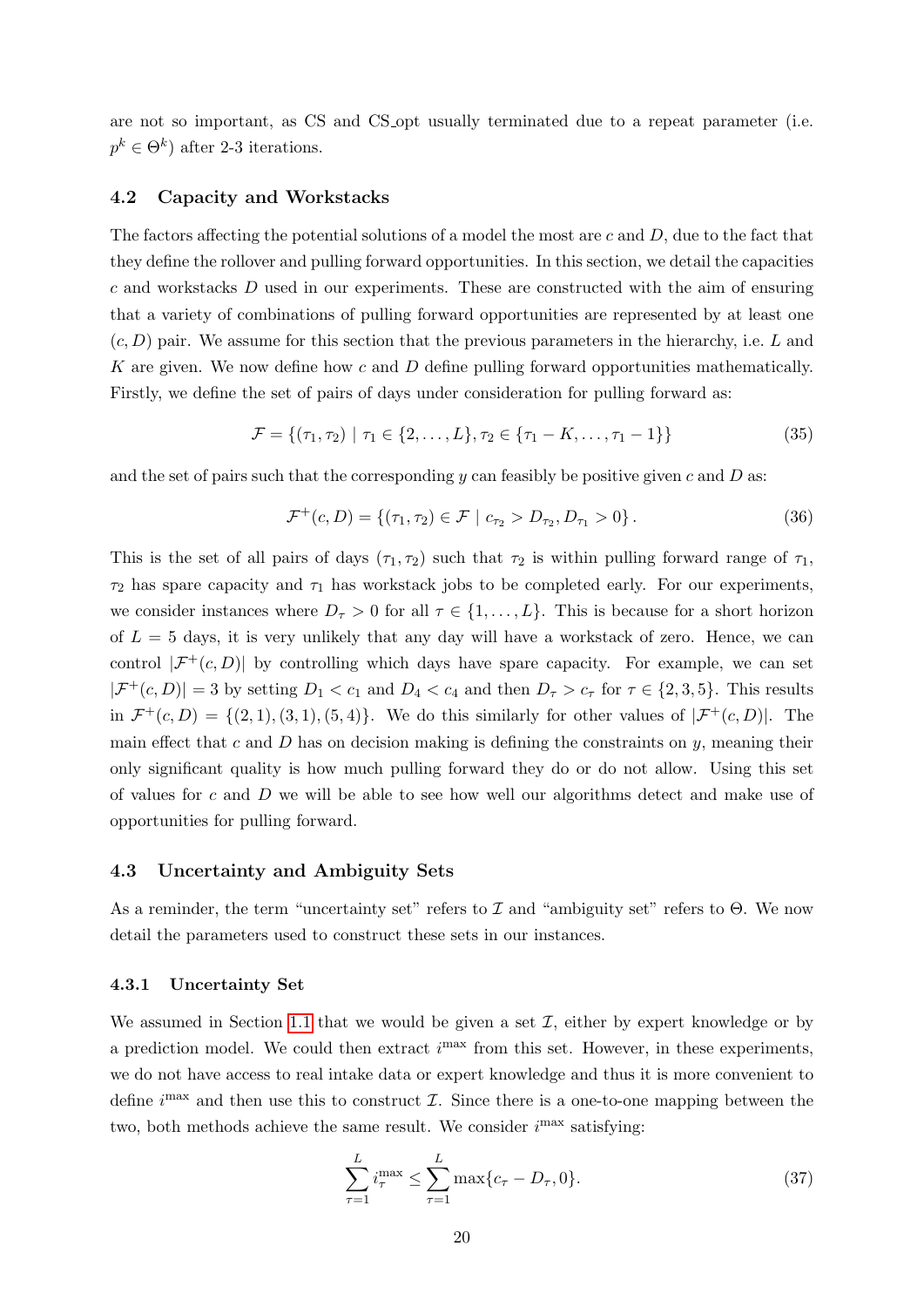are not so important, as CS and CS_opt usually terminated due to a repeat parameter (i.e. $p^k \in \Theta^k$) after 2-3 iterations.

### 4.2 Capacity and Workstacks

The factors affecting the potential solutions of a model the most are $c$ and $D$, due to the fact that they define the rollover and pulling forward opportunities. In this section, we detail the capacities $c$ and workstacks $D$ used in our experiments. These are constructed with the aim of ensuring that a variety of combinations of pulling forward opportunities are represented by at least one $(c, D)$ pair. We assume for this section that the previous parameters in the hierarchy, i.e. $L$ and $K$ are given. We now define how $c$ and $D$ define pulling forward opportunities mathematically. Firstly, we define the set of pairs of days under consideration for pulling forward as:

$$\mathcal{F} = \{(\tau_1, \tau_2) \mid \tau_1 \in \{2, \ldots, L\}, \tau_2 \in \{\tau_1 - K, \ldots, \tau_1 - 1\}\} \tag{35}$$

and the set of pairs such that the corresponding $y$ can feasibly be positive given $c$ and $D$ as:

$$\mathcal{F}^+(c, D) = \{(\tau_1, \tau_2) \in \mathcal{F} \mid c_{\tau_2} > D_{\tau_2}, D_{\tau_1} > 0\}. \tag{36}$$

This is the set of all pairs of days $(\tau_1, \tau_2)$ such that $\tau_2$ is within pulling forward range of $\tau_1$, $\tau_2$ has spare capacity and $\tau_1$ has workstack jobs to be completed early. For our experiments, we consider instances where $D_\tau > 0$ for all $\tau \in \{1, \ldots, L\}$. This is because for a short horizon of $L = 5$ days, it is very unlikely that any day will have a workstack of zero. Hence, we can control $|\mathcal{F}^+(c, D)|$ by controlling which days have spare capacity. For example, we can set $|\mathcal{F}^+(c, D)| = 3$ by setting $D_1 < c_1$ and $D_4 < c_4$ and then $D_\tau > c_\tau$ for $\tau \in \{2, 3, 5\}$. This results in $\mathcal{F}^+(c, D) = \{(2, 1), (3, 1), (5, 4)\}$. We do this similarly for other values of $|\mathcal{F}^+(c, D)|$. The main effect that $c$ and $D$ has on decision making is defining the constraints on $y$, meaning their only significant quality is how much pulling forward they do or do not allow. Using this set of values for $c$ and $D$ we will be able to see how well our algorithms detect and make use of opportunities for pulling forward.

### 4.3 Uncertainty and Ambiguity Sets

As a reminder, the term "uncertainty set" refers to $\mathcal{I}$ and "ambiguity set" refers to $\Theta$. We now detail the parameters used to construct these sets in our instances.

#### 4.3.1 Uncertainty Set

We assumed in Section 1.1 that we would be given a set $\mathcal{I}$, either by expert knowledge or by a prediction model. We could then extract $i^{\max}$ from this set. However, in these experiments, we do not have access to real intake data or expert knowledge and thus it is more convenient to define $i^{\max}$ and then use this to construct $\mathcal{I}$. Since there is a one-to-one mapping between the two, both methods achieve the same result. We consider $i^{\max}$ satisfying:

$$\sum_{\tau=1}^{L} i_\tau^{\max} \leq \sum_{\tau=1}^{L} \max\{c_\tau - D_\tau, 0\}. \tag{37}$$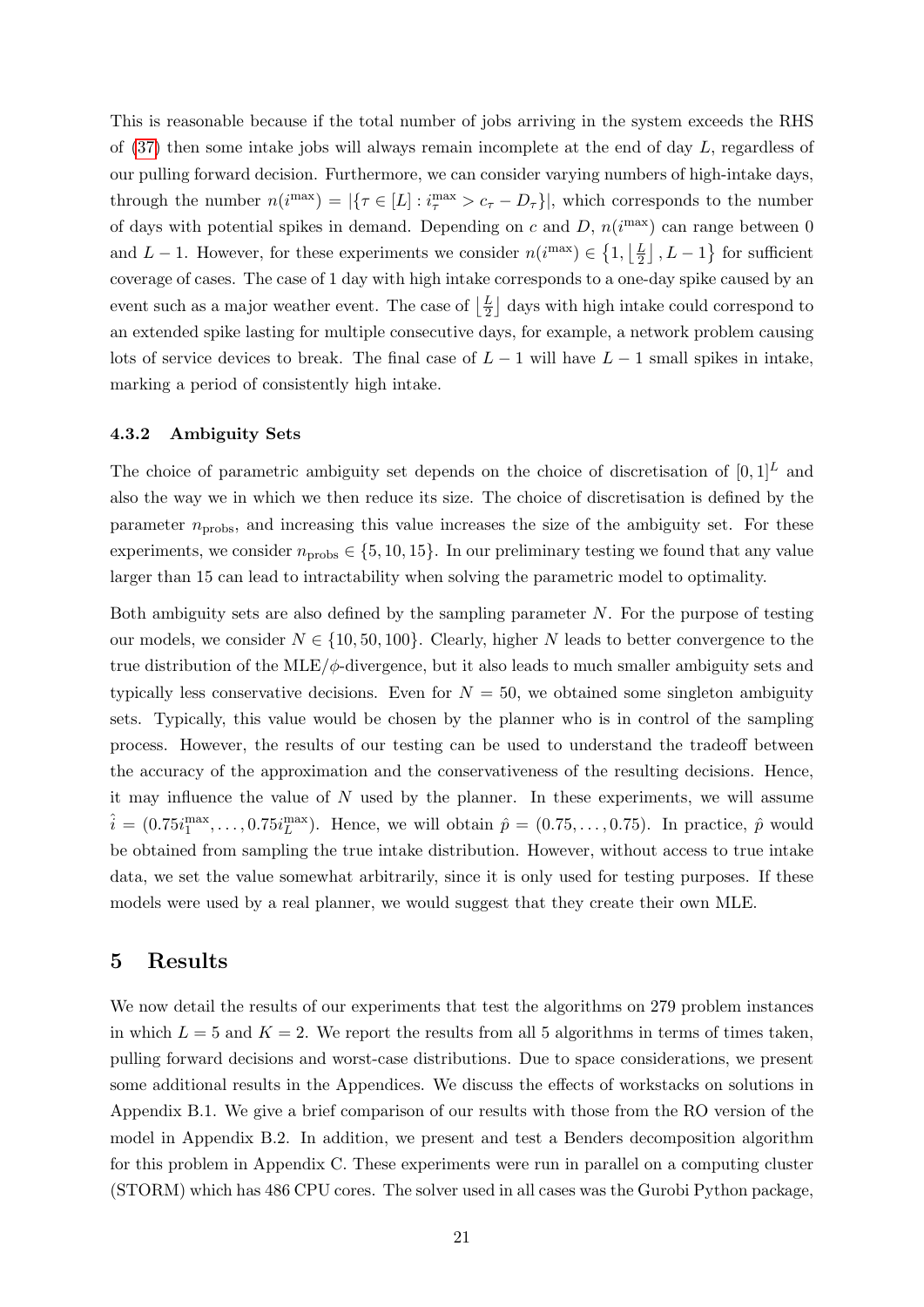This is reasonable because if the total number of jobs arriving in the system exceeds the RHS of (37) then some intake jobs will always remain incomplete at the end of day $L$, regardless of our pulling forward decision. Furthermore, we can consider varying numbers of high-intake days, through the number $n(i^{\max}) = |\{\tau \in [L] : i^{\max}_\tau > c_\tau - D_\tau\}|$, which corresponds to the number of days with potential spikes in demand. Depending on $c$ and $D$, $n(i^{\max})$ can range between 0 and $L-1$. However, for these experiments we consider $n(i^{\max}) \in \left\{1, \left\lfloor \frac{L}{2} \right\rfloor, L-1\right\}$ for sufficient coverage of cases. The case of 1 day with high intake corresponds to a one-day spike caused by an event such as a major weather event. The case of $\left\lfloor \frac{L}{2} \right\rfloor$ days with high intake could correspond to an extended spike lasting for multiple consecutive days, for example, a network problem causing lots of service devices to break. The final case of $L-1$ will have $L-1$ small spikes in intake, marking a period of consistently high intake.

### 4.3.2 Ambiguity Sets

The choice of parametric ambiguity set depends on the choice of discretisation of $[0,1]^L$ and also the way we in which we then reduce its size. The choice of discretisation is defined by the parameter $n_{\text{probs}}$, and increasing this value increases the size of the ambiguity set. For these experiments, we consider $n_{\text{probs}} \in \{5, 10, 15\}$. In our preliminary testing we found that any value larger than 15 can lead to intractability when solving the parametric model to optimality.

Both ambiguity sets are also defined by the sampling parameter $N$. For the purpose of testing our models, we consider $N \in \{10, 50, 100\}$. Clearly, higher $N$ leads to better convergence to the true distribution of the MLE/$\phi$-divergence, but it also leads to much smaller ambiguity sets and typically less conservative decisions. Even for $N = 50$, we obtained some singleton ambiguity sets. Typically, this value would be chosen by the planner who is in control of the sampling process. However, the results of our testing can be used to understand the tradeoff between the accuracy of the approximation and the conservativeness of the resulting decisions. Hence, it may influence the value of $N$ used by the planner. In these experiments, we will assume $\hat{i} = (0.75i^{\max}_1, \ldots, 0.75i^{\max}_L)$. Hence, we will obtain $\hat{p} = (0.75, \ldots, 0.75)$. In practice, $\hat{p}$ would be obtained from sampling the true intake distribution. However, without access to true intake data, we set the value somewhat arbitrarily, since it is only used for testing purposes. If these models were used by a real planner, we would suggest that they create their own MLE.

## 5 Results

We now detail the results of our experiments that test the algorithms on 279 problem instances in which $L = 5$ and $K = 2$. We report the results from all 5 algorithms in terms of times taken, pulling forward decisions and worst-case distributions. Due to space considerations, we present some additional results in the Appendices. We discuss the effects of workstacks on solutions in Appendix B.1. We give a brief comparison of our results with those from the RO version of the model in Appendix B.2. In addition, we present and test a Benders decomposition algorithm for this problem in Appendix C. These experiments were run in parallel on a computing cluster (STORM) which has 486 CPU cores. The solver used in all cases was the Gurobi Python package,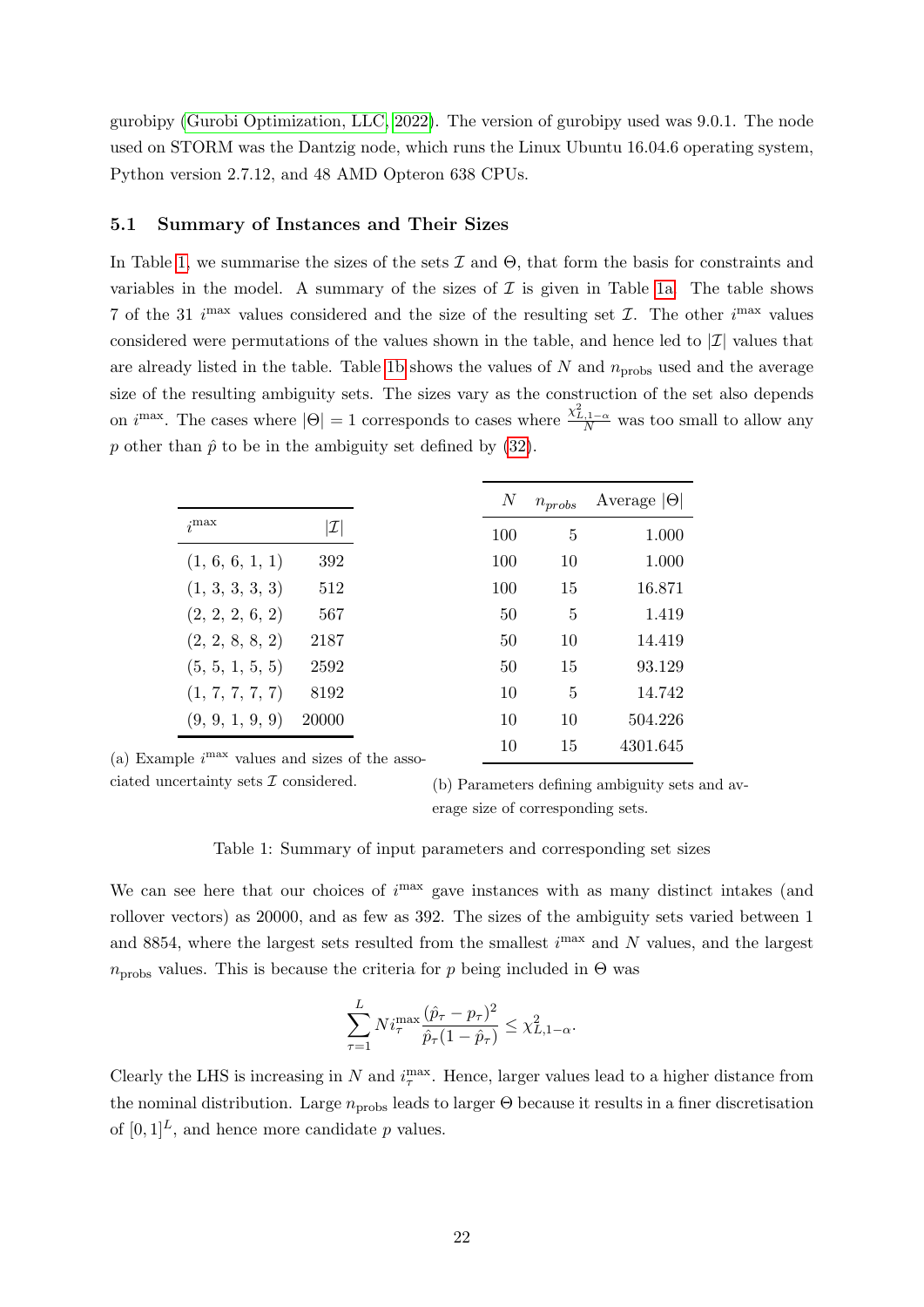gurobipy (Gurobi Optimization, LLC, 2022). The version of gurobipy used was 9.0.1. The node used on STORM was the Dantzig node, which runs the Linux Ubuntu 16.04.6 operating system, Python version 2.7.12, and 48 AMD Opteron 638 CPUs.

### 5.1 Summary of Instances and Their Sizes

In Table 1, we summarise the sizes of the sets $\mathcal{I}$ and $\Theta$, that form the basis for constraints and variables in the model. A summary of the sizes of $\mathcal{I}$ is given in Table 1a. The table shows 7 of the 31 $i^{\max}$ values considered and the size of the resulting set $\mathcal{I}$. The other $i^{\max}$ values considered were permutations of the values shown in the table, and hence led to $|\mathcal{I}|$ values that are already listed in the table. Table 1b shows the values of $N$ and $n_{\text{probs}}$ used and the average size of the resulting ambiguity sets. The sizes vary as the construction of the set also depends on $i^{\max}$. The cases where $|\Theta| = 1$ corresponds to cases where $\frac{\chi^2_{L,1-\alpha}}{N}$ was too small to allow any $p$ other than $\hat{p}$ to be in the ambiguity set defined by (32).

| $i^{\max}$ | $\lvert\mathcal{I}\rvert$ |
|---|---|
| (1, 6, 6, 1, 1) | 392 |
| (1, 3, 3, 3, 3) | 512 |
| (2, 2, 2, 6, 2) | 567 |
| (2, 2, 8, 8, 2) | 2187 |
| (5, 5, 1, 5, 5) | 2592 |
| (1, 7, 7, 7, 7) | 8192 |
| (9, 9, 1, 9, 9) | 20000 |

(a) Example $i^{\max}$ values and sizes of the associated uncertainty sets $\mathcal{I}$ considered.

| $N$ | $n_{probs}$ | Average $\lvert\Theta\rvert$ |
|---|---|---|
| 100 | 5 | 1.000 |
| 100 | 10 | 1.000 |
| 100 | 15 | 16.871 |
| 50 | 5 | 1.419 |
| 50 | 10 | 14.419 |
| 50 | 15 | 93.129 |
| 10 | 5 | 14.742 |
| 10 | 10 | 504.226 |
| 10 | 15 | 4301.645 |

(b) Parameters defining ambiguity sets and average size of corresponding sets.

Table 1: Summary of input parameters and corresponding set sizes

We can see here that our choices of $i^{\max}$ gave instances with as many distinct intakes (and rollover vectors) as 20000, and as few as 392. The sizes of the ambiguity sets varied between 1 and 8854, where the largest sets resulted from the smallest $i^{\max}$ and $N$ values, and the largest $n_{\text{probs}}$ values. This is because the criteria for $p$ being included in $\Theta$ was

$$\sum_{\tau=1}^{L} N i^{\max}_{\tau} \frac{(\hat{p}_\tau - p_\tau)^2}{\hat{p}_\tau(1-\hat{p}_\tau)} \leq \chi^2_{L,1-\alpha}.$$

Clearly the LHS is increasing in $N$ and $i^{\max}_{\tau}$. Hence, larger values lead to a higher distance from the nominal distribution. Large $n_{\text{probs}}$ leads to larger $\Theta$ because it results in a finer discretisation of $[0,1]^L$, and hence more candidate $p$ values.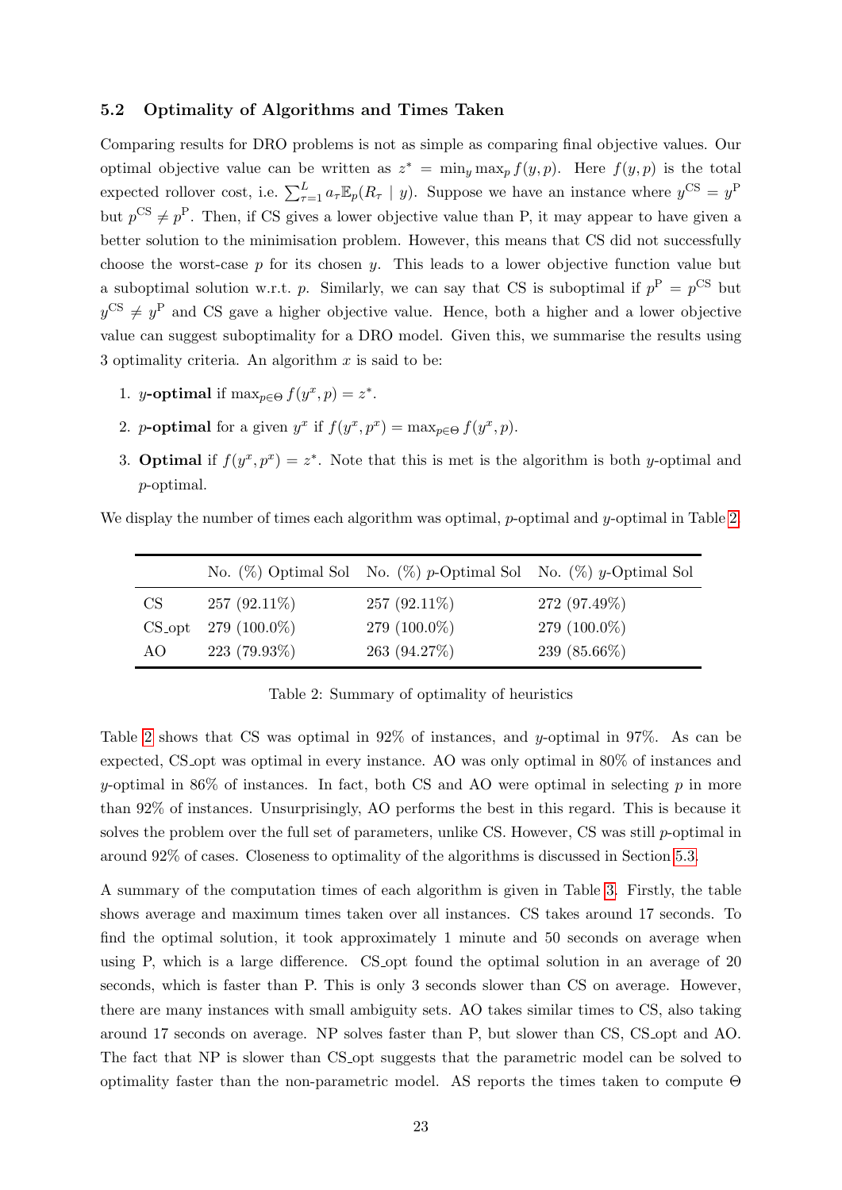### 5.2 Optimality of Algorithms and Times Taken

Comparing results for DRO problems is not as simple as comparing final objective values. Our optimal objective value can be written as $z^* = \min_y \max_p f(y, p)$. Here $f(y, p)$ is the total expected rollover cost, i.e. $\sum_{\tau=1}^{L} a_\tau \mathbb{E}_p(R_\tau \mid y)$. Suppose we have an instance where $y^{\text{CS}} = y^{\text{P}}$ but $p^{\text{CS}} \neq p^{\text{P}}$. Then, if CS gives a lower objective value than P, it may appear to have given a better solution to the minimisation problem. However, this means that CS did not successfully choose the worst-case $p$ for its chosen $y$. This leads to a lower objective function value but a suboptimal solution w.r.t. $p$. Similarly, we can say that CS is suboptimal if $p^{\text{P}} = p^{\text{CS}}$ but $y^{\text{CS}} \neq y^{\text{P}}$ and CS gave a higher objective value. Hence, both a higher and a lower objective value can suggest suboptimality for a DRO model. Given this, we summarise the results using 3 optimality criteria. An algorithm $x$ is said to be:

1. **$y$-optimal** if $\max_{p \in \Theta} f(y^x, p) = z^*$.
2. **$p$-optimal** for a given $y^x$ if $f(y^x, p^x) = \max_{p \in \Theta} f(y^x, p)$.
3. **Optimal** if $f(y^x, p^x) = z^*$. Note that this is met is the algorithm is both $y$-optimal and $p$-optimal.

We display the number of times each algorithm was optimal, $p$-optimal and $y$-optimal in Table 2.

| | No. (%) Optimal Sol | No. (%) $p$-Optimal Sol | No. (%) $y$-Optimal Sol |
|---|---|---|---|
| CS | 257 (92.11%) | 257 (92.11%) | 272 (97.49%) |
| CS_opt | 279 (100.0%) | 279 (100.0%) | 279 (100.0%) |
| AO | 223 (79.93%) | 263 (94.27%) | 239 (85.66%) |

Table 2: Summary of optimality of heuristics

Table 2 shows that CS was optimal in 92% of instances, and $y$-optimal in 97%. As can be expected, CS_opt was optimal in every instance. AO was only optimal in 80% of instances and $y$-optimal in 86% of instances. In fact, both CS and AO were optimal in selecting $p$ in more than 92% of instances. Unsurprisingly, AO performs the best in this regard. This is because it solves the problem over the full set of parameters, unlike CS. However, CS was still $p$-optimal in around 92% of cases. Closeness to optimality of the algorithms is discussed in Section 5.3.

A summary of the computation times of each algorithm is given in Table 3. Firstly, the table shows average and maximum times taken over all instances. CS takes around 17 seconds. To find the optimal solution, it took approximately 1 minute and 50 seconds on average when using P, which is a large difference. CS_opt found the optimal solution in an average of 20 seconds, which is faster than P. This is only 3 seconds slower than CS on average. However, there are many instances with small ambiguity sets. AO takes similar times to CS, also taking around 17 seconds on average. NP solves faster than P, but slower than CS, CS_opt and AO. The fact that NP is slower than CS_opt suggests that the parametric model can be solved to optimality faster than the non-parametric model. AS reports the times taken to compute $\Theta$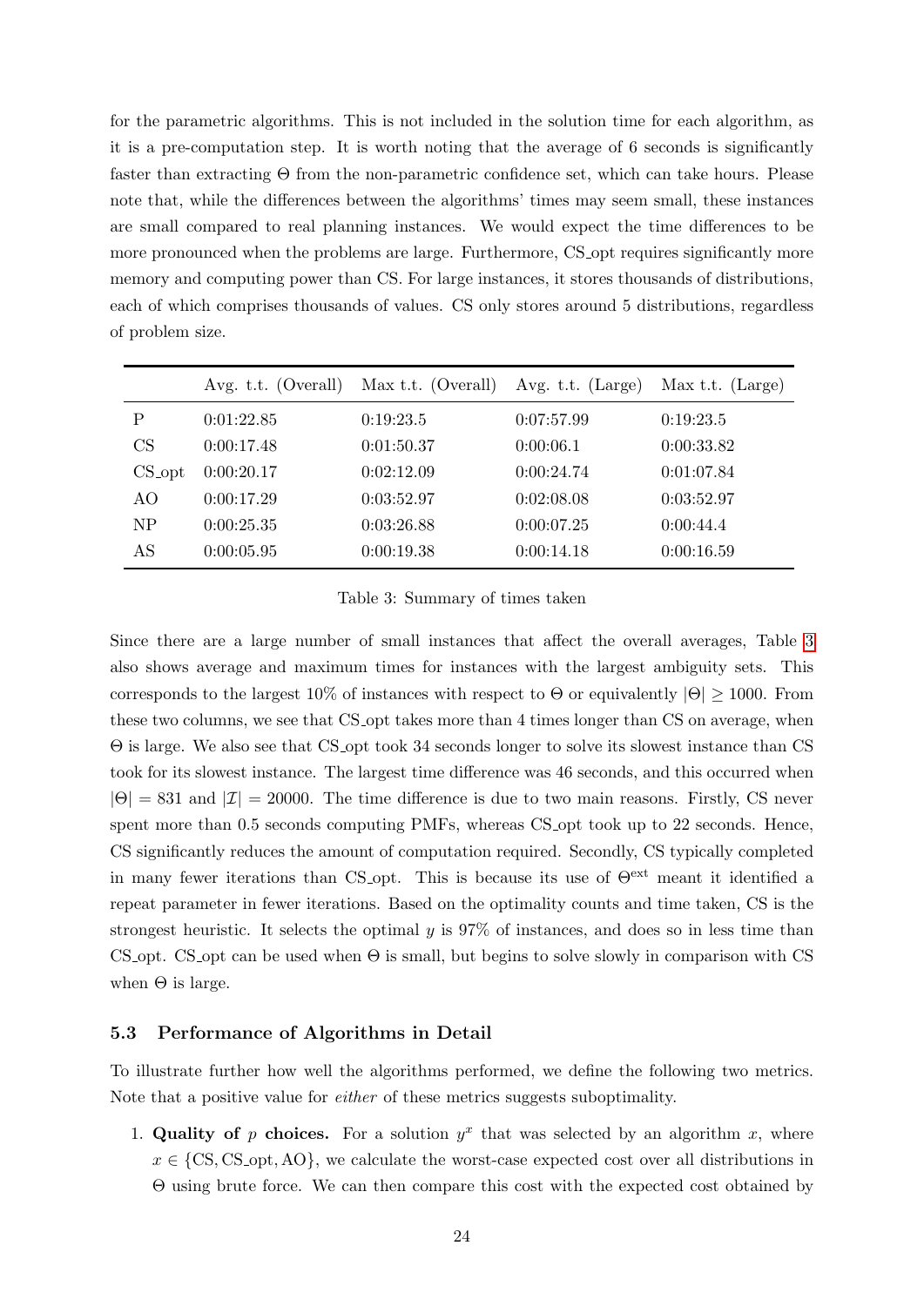for the parametric algorithms. This is not included in the solution time for each algorithm, as it is a pre-computation step. It is worth noting that the average of 6 seconds is significantly faster than extracting $\Theta$ from the non-parametric confidence set, which can take hours. Please note that, while the differences between the algorithms' times may seem small, these instances are small compared to real planning instances. We would expect the time differences to be more pronounced when the problems are large. Furthermore, CS_opt requires significantly more memory and computing power than CS. For large instances, it stores thousands of distributions, each of which comprises thousands of values. CS only stores around 5 distributions, regardless of problem size.

| | Avg. t.t. (Overall) | Max t.t. (Overall) | Avg. t.t. (Large) | Max t.t. (Large) |
|---|---|---|---|---|
| P | 0:01:22.85 | 0:19:23.5 | 0:07:57.99 | 0:19:23.5 |
| CS | 0:00:17.48 | 0:01:50.37 | 0:00:06.1 | 0:00:33.82 |
| CS_opt | 0:00:20.17 | 0:02:12.09 | 0:00:24.74 | 0:01:07.84 |
| AO | 0:00:17.29 | 0:03:52.97 | 0:02:08.08 | 0:03:52.97 |
| NP | 0:00:25.35 | 0:03:26.88 | 0:00:07.25 | 0:00:44.4 |
| AS | 0:00:05.95 | 0:00:19.38 | 0:00:14.18 | 0:00:16.59 |

Table 3: Summary of times taken

Since there are a large number of small instances that affect the overall averages, Table 3 also shows average and maximum times for instances with the largest ambiguity sets. This corresponds to the largest 10% of instances with respect to $\Theta$ or equivalently $|\Theta| \geq 1000$. From these two columns, we see that CS_opt takes more than 4 times longer than CS on average, when $\Theta$ is large. We also see that CS_opt took 34 seconds longer to solve its slowest instance than CS took for its slowest instance. The largest time difference was 46 seconds, and this occurred when $|\Theta| = 831$ and $|\mathcal{I}| = 20000$. The time difference is due to two main reasons. Firstly, CS never spent more than 0.5 seconds computing PMFs, whereas CS_opt took up to 22 seconds. Hence, CS significantly reduces the amount of computation required. Secondly, CS typically completed in many fewer iterations than CS_opt. This is because its use of $\Theta^{\text{ext}}$ meant it identified a repeat parameter in fewer iterations. Based on the optimality counts and time taken, CS is the strongest heuristic. It selects the optimal $y$ is 97% of instances, and does so in less time than CS_opt. CS_opt can be used when $\Theta$ is small, but begins to solve slowly in comparison with CS when $\Theta$ is large.

### 5.3 Performance of Algorithms in Detail

To illustrate further how well the algorithms performed, we define the following two metrics. Note that a positive value for *either* of these metrics suggests suboptimality.

1. **Quality of $p$ choices.** For a solution $y^x$ that was selected by an algorithm $x$, where $x \in \{\text{CS}, \text{CS\_opt}, \text{AO}\}$, we calculate the worst-case expected cost over all distributions in $\Theta$ using brute force. We can then compare this cost with the expected cost obtained by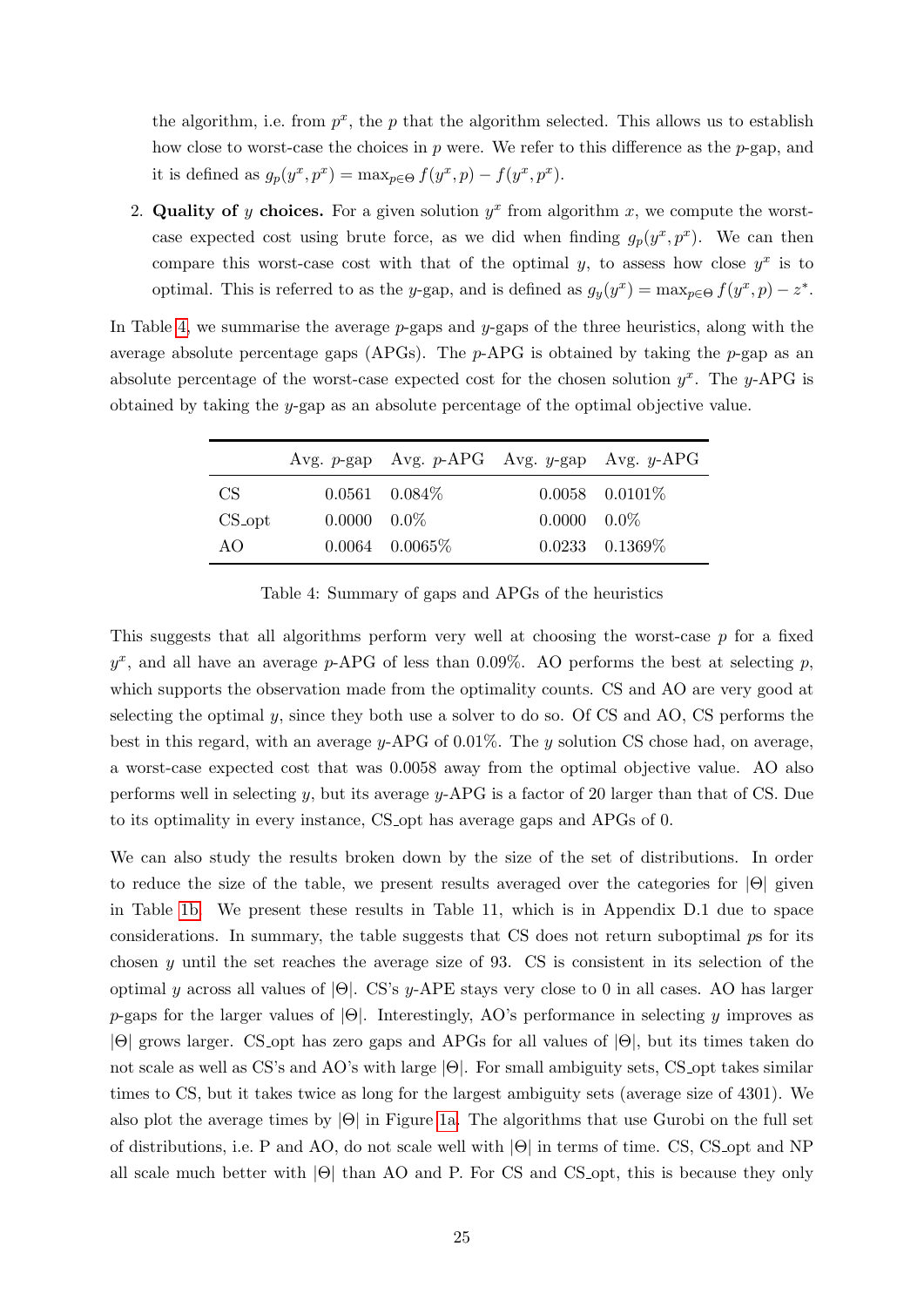the algorithm, i.e. from $p^x$, the $p$ that the algorithm selected. This allows us to establish how close to worst-case the choices in $p$ were. We refer to this difference as the $p$-gap, and it is defined as $g_p(y^x, p^x) = \max_{p \in \Theta} f(y^x, p) - f(y^x, p^x)$.

2. **Quality of $y$ choices.** For a given solution $y^x$ from algorithm $x$, we compute the worst-case expected cost using brute force, as we did when finding $g_p(y^x, p^x)$. We can then compare this worst-case cost with that of the optimal $y$, to assess how close $y^x$ is to optimal. This is referred to as the $y$-gap, and is defined as $g_y(y^x) = \max_{p \in \Theta} f(y^x, p) - z^*$.

In Table 4, we summarise the average $p$-gaps and $y$-gaps of the three heuristics, along with the average absolute percentage gaps (APGs). The $p$-APG is obtained by taking the $p$-gap as an absolute percentage of the worst-case expected cost for the chosen solution $y^x$. The $y$-APG is obtained by taking the $y$-gap as an absolute percentage of the optimal objective value.

| | Avg. $p$-gap | Avg. $p$-APG | Avg. $y$-gap | Avg. $y$-APG |
|---|---|---|---|---|
| CS | 0.0561 | 0.084% | 0.0058 | 0.0101% |
| CS_opt | 0.0000 | 0.0% | 0.0000 | 0.0% |
| AO | 0.0064 | 0.0065% | 0.0233 | 0.1369% |

Table 4: Summary of gaps and APGs of the heuristics

This suggests that all algorithms perform very well at choosing the worst-case $p$ for a fixed $y^x$, and all have an average $p$-APG of less than 0.09%. AO performs the best at selecting $p$, which supports the observation made from the optimality counts. CS and AO are very good at selecting the optimal $y$, since they both use a solver to do so. Of CS and AO, CS performs the best in this regard, with an average $y$-APG of 0.01%. The $y$ solution CS chose had, on average, a worst-case expected cost that was 0.0058 away from the optimal objective value. AO also performs well in selecting $y$, but its average $y$-APG is a factor of 20 larger than that of CS. Due to its optimality in every instance, CS_opt has average gaps and APGs of 0.

We can also study the results broken down by the size of the set of distributions. In order to reduce the size of the table, we present results averaged over the categories for $|\Theta|$ given in Table 1b. We present these results in Table 11, which is in Appendix D.1 due to space considerations. In summary, the table suggests that CS does not return suboptimal $p$s for its chosen $y$ until the set reaches the average size of 93. CS is consistent in its selection of the optimal $y$ across all values of $|\Theta|$. CS's $y$-APE stays very close to 0 in all cases. AO has larger $p$-gaps for the larger values of $|\Theta|$. Interestingly, AO's performance in selecting $y$ improves as $|\Theta|$ grows larger. CS_opt has zero gaps and APGs for all values of $|\Theta|$, but its times taken do not scale as well as CS's and AO's with large $|\Theta|$. For small ambiguity sets, CS_opt takes similar times to CS, but it takes twice as long for the largest ambiguity sets (average size of 4301). We also plot the average times by $|\Theta|$ in Figure 1a. The algorithms that use Gurobi on the full set of distributions, i.e. P and AO, do not scale well with $|\Theta|$ in terms of time. CS, CS_opt and NP all scale much better with $|\Theta|$ than AO and P. For CS and CS_opt, this is because they only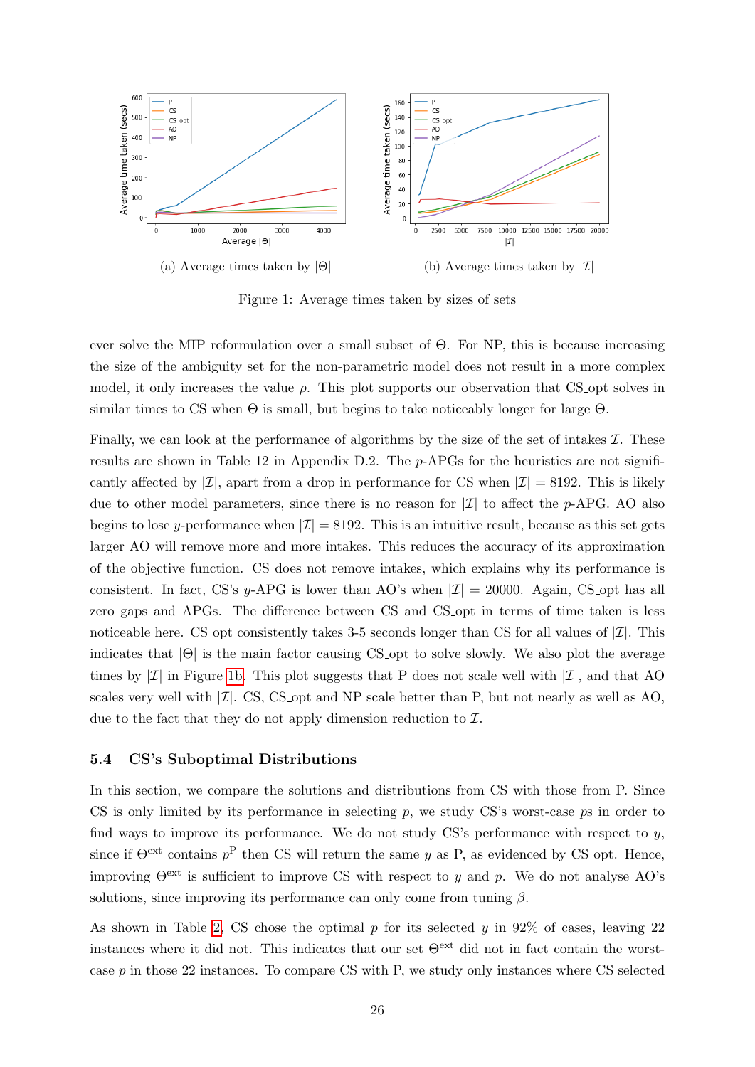(a) Average times taken by $|\Theta|$

(b) Average times taken by $|\mathcal{I}|$

Figure 1: Average times taken by sizes of sets

ever solve the MIP reformulation over a small subset of $\Theta$. For NP, this is because increasing the size of the ambiguity set for the non-parametric model does not result in a more complex model, it only increases the value $\rho$. This plot supports our observation that CS_opt solves in similar times to CS when $\Theta$ is small, but begins to take noticeably longer for large $\Theta$.

Finally, we can look at the performance of algorithms by the size of the set of intakes $\mathcal{I}$. These results are shown in Table 12 in Appendix D.2. The $p$-APGs for the heuristics are not significantly affected by $|\mathcal{I}|$, apart from a drop in performance for CS when $|\mathcal{I}| = 8192$. This is likely due to other model parameters, since there is no reason for $|\mathcal{I}|$ to affect the $p$-APG. AO also begins to lose $y$-performance when $|\mathcal{I}| = 8192$. This is an intuitive result, because as this set gets larger AO will remove more and more intakes. This reduces the accuracy of its approximation of the objective function. CS does not remove intakes, which explains why its performance is consistent. In fact, CS's $y$-APG is lower than AO's when $|\mathcal{I}| = 20000$. Again, CS_opt has all zero gaps and APGs. The difference between CS and CS_opt in terms of time taken is less noticeable here. CS_opt consistently takes 3-5 seconds longer than CS for all values of $|\mathcal{I}|$. This indicates that $|\Theta|$ is the main factor causing CS_opt to solve slowly. We also plot the average times by $|\mathcal{I}|$ in Figure 1b. This plot suggests that P does not scale well with $|\mathcal{I}|$, and that AO scales very well with $|\mathcal{I}|$. CS, CS_opt and NP scale better than P, but not nearly as well as AO, due to the fact that they do not apply dimension reduction to $\mathcal{I}$.

### 5.4 CS's Suboptimal Distributions

In this section, we compare the solutions and distributions from CS with those from P. Since CS is only limited by its performance in selecting $p$, we study CS's worst-case $p$s in order to find ways to improve its performance. We do not study CS's performance with respect to $y$, since if $\Theta^{\text{ext}}$ contains $p^{\text{P}}$ then CS will return the same $y$ as P, as evidenced by CS_opt. Hence, improving $\Theta^{\text{ext}}$ is sufficient to improve CS with respect to $y$ and $p$. We do not analyse AO's solutions, since improving its performance can only come from tuning $\beta$.

As shown in Table 2, CS chose the optimal $p$ for its selected $y$ in 92% of cases, leaving 22 instances where it did not. This indicates that our set $\Theta^{\text{ext}}$ did not in fact contain the worst-case $p$ in those 22 instances. To compare CS with P, we study only instances where CS selected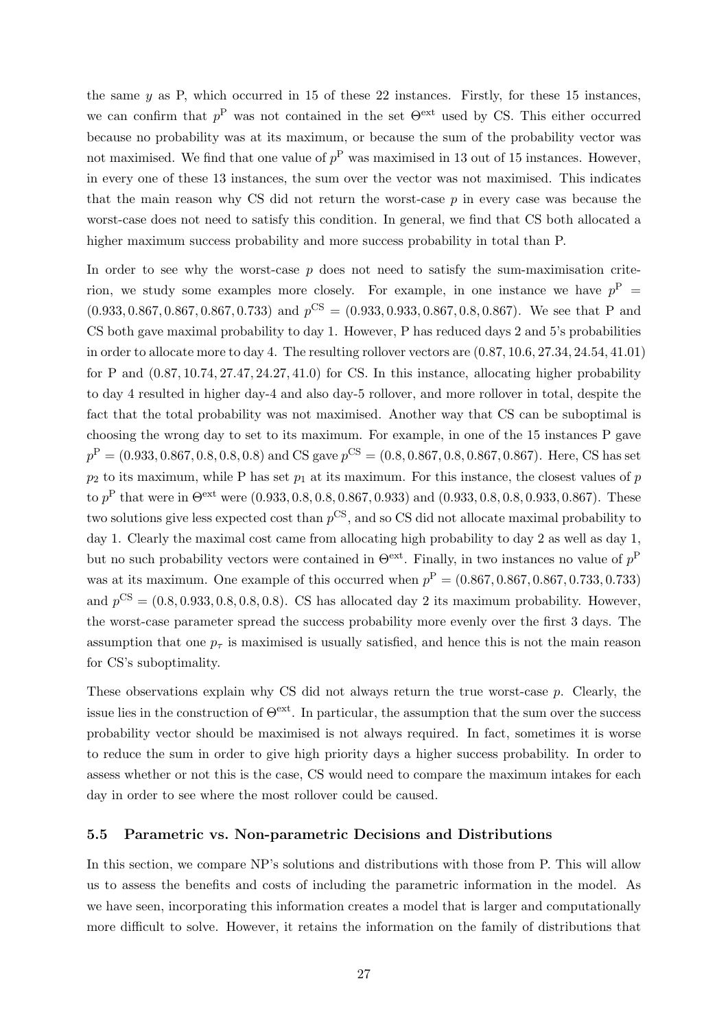the same $y$ as P, which occurred in 15 of these 22 instances. Firstly, for these 15 instances, we can confirm that $p^{\mathrm{P}}$ was not contained in the set $\Theta^{\mathrm{ext}}$ used by CS. This either occurred because no probability was at its maximum, or because the sum of the probability vector was not maximised. We find that one value of $p^{\mathrm{P}}$ was maximised in 13 out of 15 instances. However, in every one of these 13 instances, the sum over the vector was not maximised. This indicates that the main reason why CS did not return the worst-case $p$ in every case was because the worst-case does not need to satisfy this condition. In general, we find that CS both allocated a higher maximum success probability and more success probability in total than P.

In order to see why the worst-case $p$ does not need to satisfy the sum-maximisation criterion, we study some examples more closely. For example, in one instance we have $p^{\mathrm{P}} = (0.933, 0.867, 0.867, 0.867, 0.733)$ and $p^{\mathrm{CS}} = (0.933, 0.933, 0.867, 0.8, 0.867)$. We see that P and CS both gave maximal probability to day 1. However, P has reduced days 2 and 5's probabilities in order to allocate more to day 4. The resulting rollover vectors are $(0.87, 10.6, 27.34, 24.54, 41.01)$ for P and $(0.87, 10.74, 27.47, 24.27, 41.0)$ for CS. In this instance, allocating higher probability to day 4 resulted in higher day-4 and also day-5 rollover, and more rollover in total, despite the fact that the total probability was not maximised. Another way that CS can be suboptimal is choosing the wrong day to set to its maximum. For example, in one of the 15 instances P gave $p^{\mathrm{P}} = (0.933, 0.867, 0.8, 0.8, 0.8)$ and CS gave $p^{\mathrm{CS}} = (0.8, 0.867, 0.8, 0.867, 0.867)$. Here, CS has set $p_2$ to its maximum, while P has set $p_1$ at its maximum. For this instance, the closest values of $p$ to $p^{\mathrm{P}}$ that were in $\Theta^{\mathrm{ext}}$ were $(0.933, 0.8, 0.8, 0.867, 0.933)$ and $(0.933, 0.8, 0.8, 0.933, 0.867)$. These two solutions give less expected cost than $p^{\mathrm{CS}}$, and so CS did not allocate maximal probability to day 1. Clearly the maximal cost came from allocating high probability to day 2 as well as day 1, but no such probability vectors were contained in $\Theta^{\mathrm{ext}}$. Finally, in two instances no value of $p^{\mathrm{P}}$ was at its maximum. One example of this occurred when $p^{\mathrm{P}} = (0.867, 0.867, 0.867, 0.733, 0.733)$ and $p^{\mathrm{CS}} = (0.8, 0.933, 0.8, 0.8, 0.8)$. CS has allocated day 2 its maximum probability. However, the worst-case parameter spread the success probability more evenly over the first 3 days. The assumption that one $p_\tau$ is maximised is usually satisfied, and hence this is not the main reason for CS's suboptimality.

These observations explain why CS did not always return the true worst-case $p$. Clearly, the issue lies in the construction of $\Theta^{\mathrm{ext}}$. In particular, the assumption that the sum over the success probability vector should be maximised is not always required. In fact, sometimes it is worse to reduce the sum in order to give high priority days a higher success probability. In order to assess whether or not this is the case, CS would need to compare the maximum intakes for each day in order to see where the most rollover could be caused.

### 5.5 Parametric vs. Non-parametric Decisions and Distributions

In this section, we compare NP's solutions and distributions with those from P. This will allow us to assess the benefits and costs of including the parametric information in the model. As we have seen, incorporating this information creates a model that is larger and computationally more difficult to solve. However, it retains the information on the family of distributions that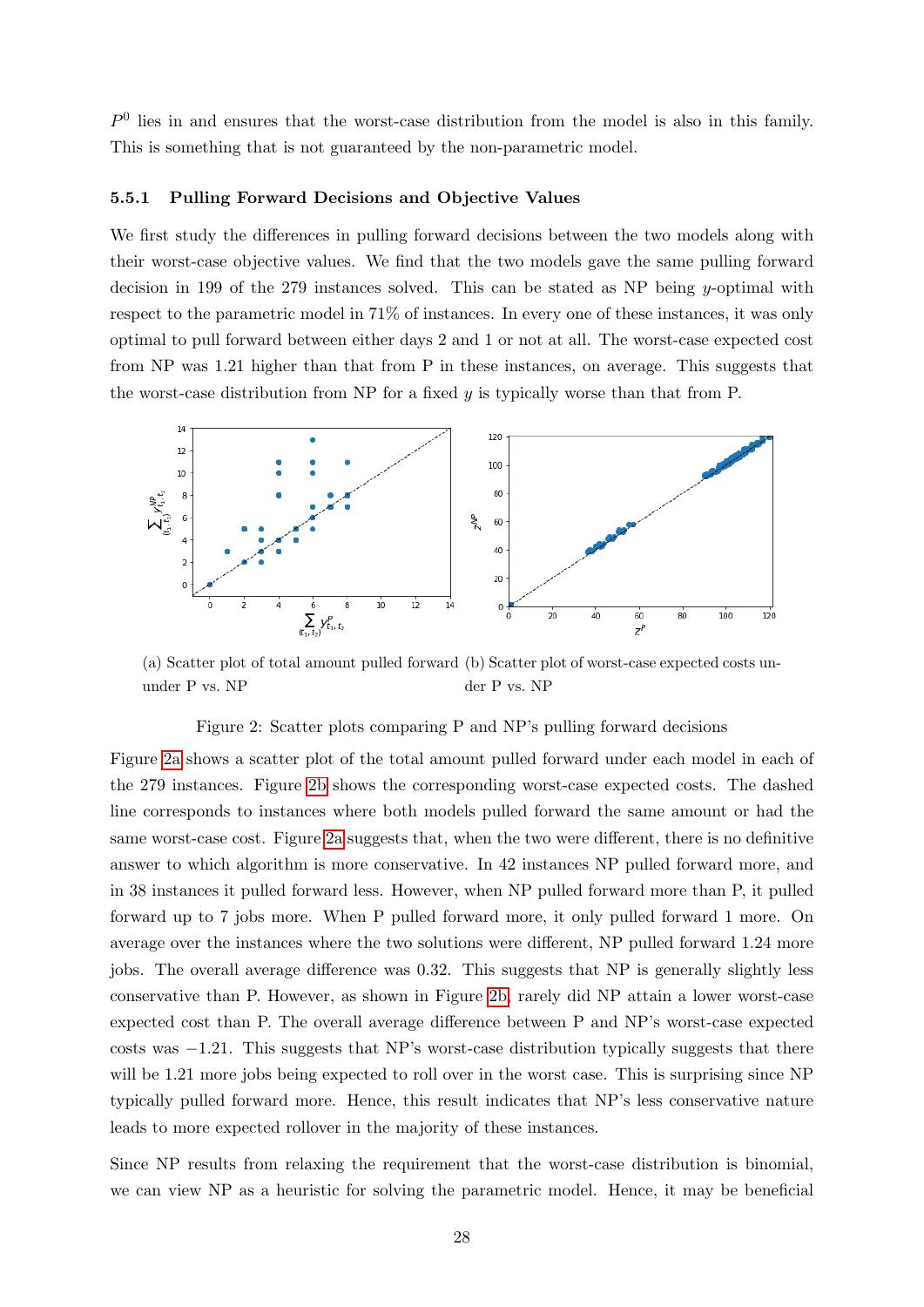$P^0$ lies in and ensures that the worst-case distribution from the model is also in this family. This is something that is not guaranteed by the non-parametric model.

### 5.5.1 Pulling Forward Decisions and Objective Values

We first study the differences in pulling forward decisions between the two models along with their worst-case objective values. We find that the two models gave the same pulling forward decision in 199 of the 279 instances solved. This can be stated as NP being $y$-optimal with respect to the parametric model in 71% of instances. In every one of these instances, it was only optimal to pull forward between either days 2 and 1 or not at all. The worst-case expected cost from NP was 1.21 higher than that from P in these instances, on average. This suggests that the worst-case distribution from NP for a fixed $y$ is typically worse than that from P.

(a) Scatter plot of total amount pulled forward under P vs. NP

(b) Scatter plot of worst-case expected costs under P vs. NP

Figure 2: Scatter plots comparing P and NP's pulling forward decisions

Figure 2a shows a scatter plot of the total amount pulled forward under each model in each of the 279 instances. Figure 2b shows the corresponding worst-case expected costs. The dashed line corresponds to instances where both models pulled forward the same amount or had the same worst-case cost. Figure 2a suggests that, when the two were different, there is no definitive answer to which algorithm is more conservative. In 42 instances NP pulled forward more, and in 38 instances it pulled forward less. However, when NP pulled forward more than P, it pulled forward up to 7 jobs more. When P pulled forward more, it only pulled forward 1 more. On average over the instances where the two solutions were different, NP pulled forward 1.24 more jobs. The overall average difference was 0.32. This suggests that NP is generally slightly less conservative than P. However, as shown in Figure 2b, rarely did NP attain a lower worst-case expected cost than P. The overall average difference between P and NP's worst-case expected costs was $-1.21$. This suggests that NP's worst-case distribution typically suggests that there will be 1.21 more jobs being expected to roll over in the worst case. This is surprising since NP typically pulled forward more. Hence, this result indicates that NP's less conservative nature leads to more expected rollover in the majority of these instances.

Since NP results from relaxing the requirement that the worst-case distribution is binomial, we can view NP as a heuristic for solving the parametric model. Hence, it may be beneficial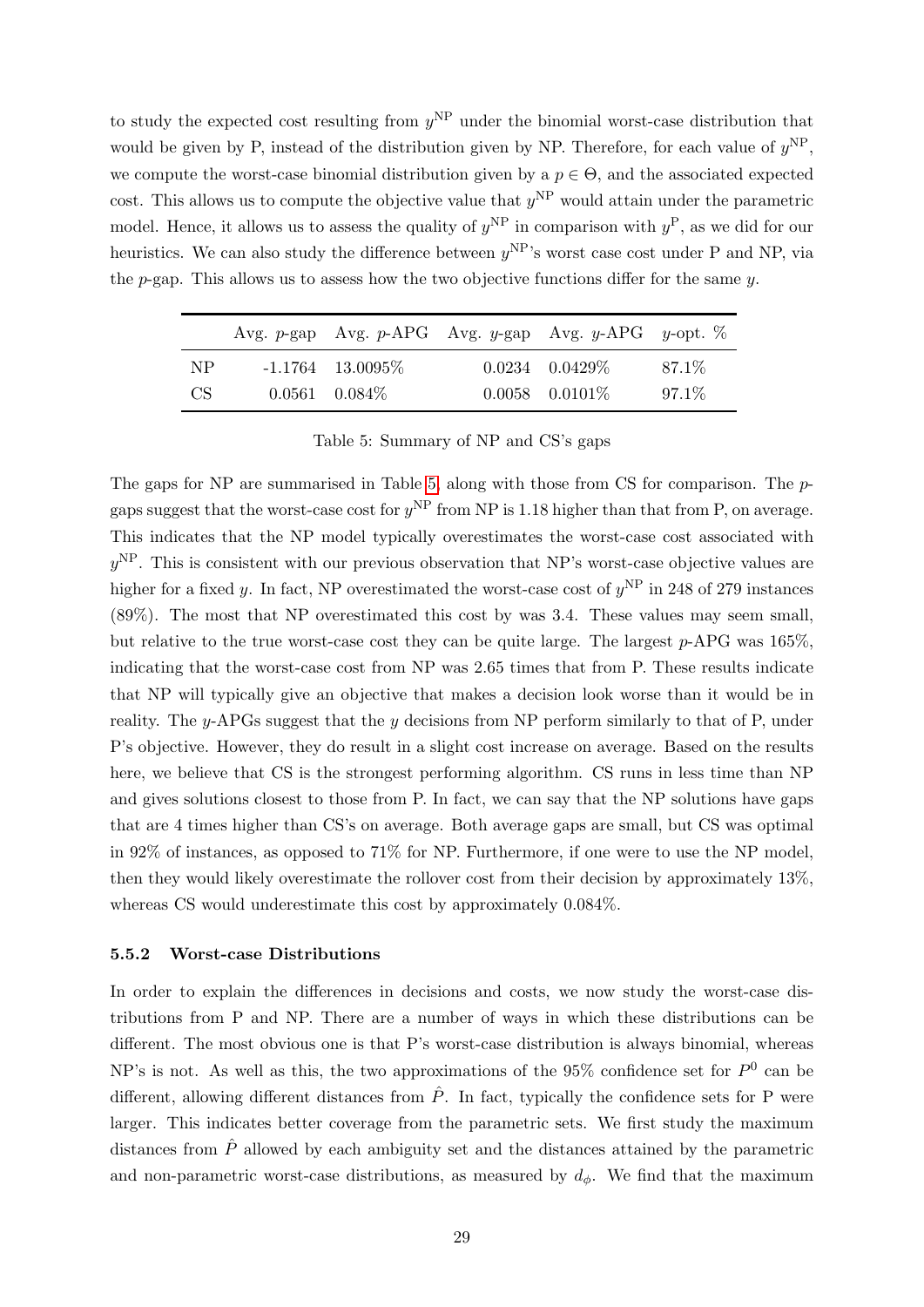to study the expected cost resulting from $y^{\text{NP}}$ under the binomial worst-case distribution that would be given by P, instead of the distribution given by NP. Therefore, for each value of $y^{\text{NP}}$, we compute the worst-case binomial distribution given by a $p \in \Theta$, and the associated expected cost. This allows us to compute the objective value that $y^{\text{NP}}$ would attain under the parametric model. Hence, it allows us to assess the quality of $y^{\text{NP}}$ in comparison with $y^{\text{P}}$, as we did for our heuristics. We can also study the difference between $y^{\text{NP}}$'s worst case cost under P and NP, via the $p$-gap. This allows us to assess how the two objective functions differ for the same $y$.

| | Avg. $p$-gap | Avg. $p$-APG | Avg. $y$-gap | Avg. $y$-APG | $y$-opt. % |
|---|---|---|---|---|---|
| NP | -1.1764 | 13.0095% | 0.0234 | 0.0429% | 87.1% |
| CS | 0.0561 | 0.084% | 0.0058 | 0.0101% | 97.1% |

Table 5: Summary of NP and CS's gaps

The gaps for NP are summarised in Table 5, along with those from CS for comparison. The $p$-gaps suggest that the worst-case cost for $y^{\text{NP}}$ from NP is 1.18 higher than that from P, on average. This indicates that the NP model typically overestimates the worst-case cost associated with $y^{\text{NP}}$. This is consistent with our previous observation that NP's worst-case objective values are higher for a fixed $y$. In fact, NP overestimated the worst-case cost of $y^{\text{NP}}$ in 248 of 279 instances (89%). The most that NP overestimated this cost by was 3.4. These values may seem small, but relative to the true worst-case cost they can be quite large. The largest $p$-APG was 165%, indicating that the worst-case cost from NP was 2.65 times that from P. These results indicate that NP will typically give an objective that makes a decision look worse than it would be in reality. The $y$-APGs suggest that the $y$ decisions from NP perform similarly to that of P, under P's objective. However, they do result in a slight cost increase on average. Based on the results here, we believe that CS is the strongest performing algorithm. CS runs in less time than NP and gives solutions closest to those from P. In fact, we can say that the NP solutions have gaps that are 4 times higher than CS's on average. Both average gaps are small, but CS was optimal in 92% of instances, as opposed to 71% for NP. Furthermore, if one were to use the NP model, then they would likely overestimate the rollover cost from their decision by approximately 13%, whereas CS would underestimate this cost by approximately 0.084%.

### 5.5.2 Worst-case Distributions

In order to explain the differences in decisions and costs, we now study the worst-case distributions from P and NP. There are a number of ways in which these distributions can be different. The most obvious one is that P's worst-case distribution is always binomial, whereas NP's is not. As well as this, the two approximations of the 95% confidence set for $P^0$ can be different, allowing different distances from $\hat{P}$. In fact, typically the confidence sets for P were larger. This indicates better coverage from the parametric sets. We first study the maximum distances from $\hat{P}$ allowed by each ambiguity set and the distances attained by the parametric and non-parametric worst-case distributions, as measured by $d_\phi$. We find that the maximum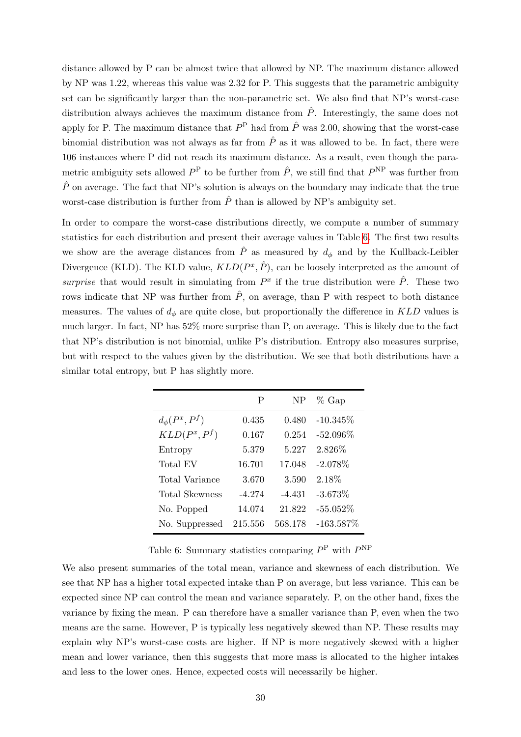distance allowed by P can be almost twice that allowed by NP. The maximum distance allowed by NP was 1.22, whereas this value was 2.32 for P. This suggests that the parametric ambiguity set can be significantly larger than the non-parametric set. We also find that NP's worst-case distribution always achieves the maximum distance from $\hat{P}$. Interestingly, the same does not apply for P. The maximum distance that $P^{\mathrm{P}}$ had from $\hat{P}$ was 2.00, showing that the worst-case binomial distribution was not always as far from $\hat{P}$ as it was allowed to be. In fact, there were 106 instances where P did not reach its maximum distance. As a result, even though the parametric ambiguity sets allowed $P^{\mathrm{P}}$ to be further from $\hat{P}$, we still find that $P^{\mathrm{NP}}$ was further from $\hat{P}$ on average. The fact that NP's solution is always on the boundary may indicate that the true worst-case distribution is further from $\hat{P}$ than is allowed by NP's ambiguity set.

In order to compare the worst-case distributions directly, we compute a number of summary statistics for each distribution and present their average values in Table 6. The first two results we show are the average distances from $\hat{P}$ as measured by $d_\phi$ and by the Kullback-Leibler Divergence (KLD). The KLD value, $KLD(P^x, \hat{P})$, can be loosely interpreted as the amount of *surprise* that would result in simulating from $P^x$ if the true distribution were $\hat{P}$. These two rows indicate that NP was further from $\hat{P}$, on average, than P with respect to both distance measures. The values of $d_\phi$ are quite close, but proportionally the difference in $KLD$ values is much larger. In fact, NP has 52% more surprise than P, on average. This is likely due to the fact that NP's distribution is not binomial, unlike P's distribution. Entropy also measures surprise, but with respect to the values given by the distribution. We see that both distributions have a similar total entropy, but P has slightly more.

| | P | NP | % Gap |
|---|---|---|---|
| $d_\phi(P^x, P^f)$ | 0.435 | 0.480 | -10.345% |
| $KLD(P^x, P^f)$ | 0.167 | 0.254 | -52.096% |
| Entropy | 5.379 | 5.227 | 2.826% |
| Total EV | 16.701 | 17.048 | -2.078% |
| Total Variance | 3.670 | 3.590 | 2.18% |
| Total Skewness | -4.274 | -4.431 | -3.673% |
| No. Popped | 14.074 | 21.822 | -55.052% |
| No. Suppressed | 215.556 | 568.178 | -163.587% |

Table 6: Summary statistics comparing $P^{\mathrm{P}}$ with $P^{\mathrm{NP}}$

We also present summaries of the total mean, variance and skewness of each distribution. We see that NP has a higher total expected intake than P on average, but less variance. This can be expected since NP can control the mean and variance separately. P, on the other hand, fixes the variance by fixing the mean. P can therefore have a smaller variance than P, even when the two means are the same. However, P is typically less negatively skewed than NP. These results may explain why NP's worst-case costs are higher. If NP is more negatively skewed with a higher mean and lower variance, then this suggests that more mass is allocated to the higher intakes and less to the lower ones. Hence, expected costs will necessarily be higher.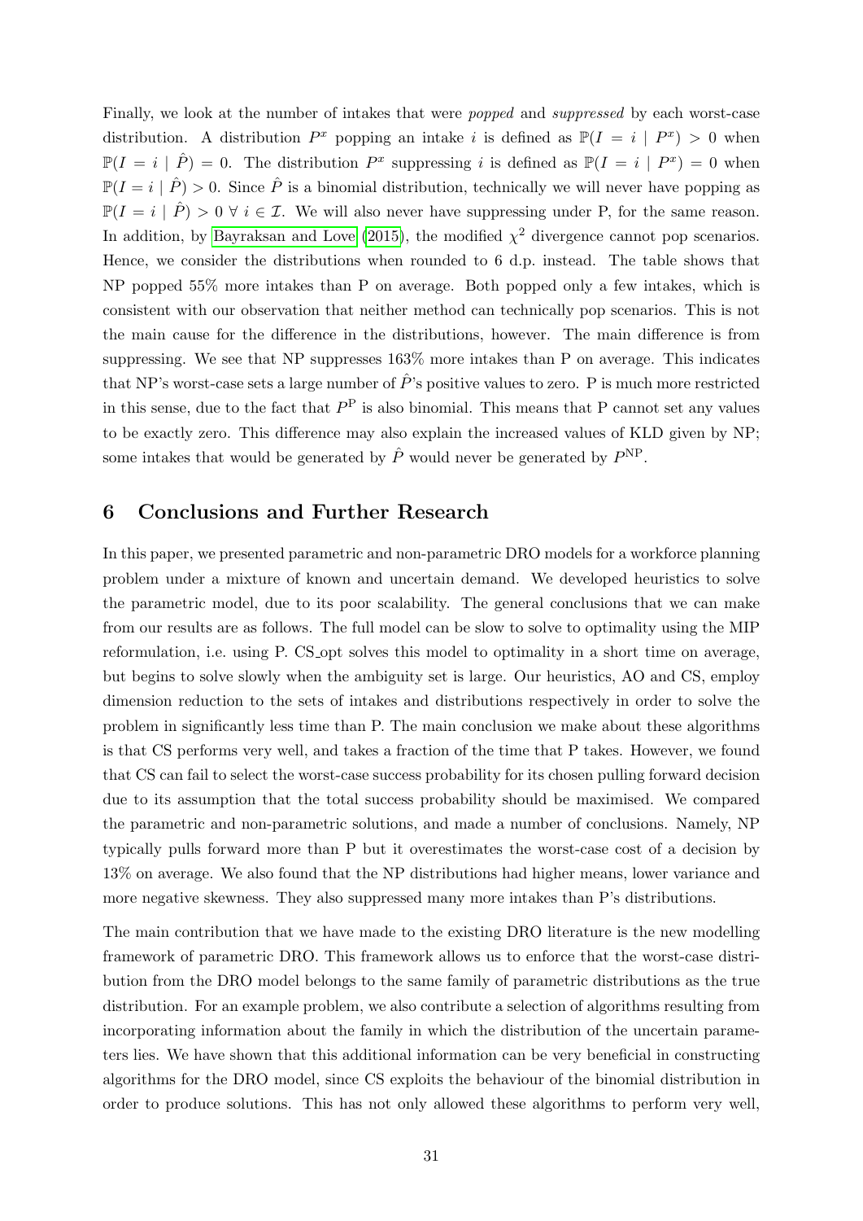Finally, we look at the number of intakes that were *popped* and *suppressed* by each worst-case distribution. A distribution $P^x$ popping an intake $i$ is defined as $\mathbb{P}(I = i \mid P^x) > 0$ when $\mathbb{P}(I = i \mid \hat{P}) = 0$. The distribution $P^x$ suppressing $i$ is defined as $\mathbb{P}(I = i \mid P^x) = 0$ when $\mathbb{P}(I = i \mid \hat{P}) > 0$. Since $\hat{P}$ is a binomial distribution, technically we will never have popping as $\mathbb{P}(I = i \mid \hat{P}) > 0 \ \forall \ i \in \mathcal{I}$. We will also never have suppressing under P, for the same reason. In addition, by Bayraksan and Love (2015), the modified $\chi^2$ divergence cannot pop scenarios. Hence, we consider the distributions when rounded to 6 d.p. instead. The table shows that NP popped 55% more intakes than P on average. Both popped only a few intakes, which is consistent with our observation that neither method can technically pop scenarios. This is not the main cause for the difference in the distributions, however. The main difference is from suppressing. We see that NP suppresses 163% more intakes than P on average. This indicates that NP's worst-case sets a large number of $\hat{P}$'s positive values to zero. P is much more restricted in this sense, due to the fact that $P^{\text{P}}$ is also binomial. This means that P cannot set any values to be exactly zero. This difference may also explain the increased values of KLD given by NP; some intakes that would be generated by $\hat{P}$ would never be generated by $P^{\text{NP}}$.

## 6 Conclusions and Further Research

In this paper, we presented parametric and non-parametric DRO models for a workforce planning problem under a mixture of known and uncertain demand. We developed heuristics to solve the parametric model, due to its poor scalability. The general conclusions that we can make from our results are as follows. The full model can be slow to solve to optimality using the MIP reformulation, i.e. using P. CS_opt solves this model to optimality in a short time on average, but begins to solve slowly when the ambiguity set is large. Our heuristics, AO and CS, employ dimension reduction to the sets of intakes and distributions respectively in order to solve the problem in significantly less time than P. The main conclusion we make about these algorithms is that CS performs very well, and takes a fraction of the time that P takes. However, we found that CS can fail to select the worst-case success probability for its chosen pulling forward decision due to its assumption that the total success probability should be maximised. We compared the parametric and non-parametric solutions, and made a number of conclusions. Namely, NP typically pulls forward more than P but it overestimates the worst-case cost of a decision by 13% on average. We also found that the NP distributions had higher means, lower variance and more negative skewness. They also suppressed many more intakes than P's distributions.

The main contribution that we have made to the existing DRO literature is the new modelling framework of parametric DRO. This framework allows us to enforce that the worst-case distribution from the DRO model belongs to the same family of parametric distributions as the true distribution. For an example problem, we also contribute a selection of algorithms resulting from incorporating information about the family in which the distribution of the uncertain parameters lies. We have shown that this additional information can be very beneficial in constructing algorithms for the DRO model, since CS exploits the behaviour of the binomial distribution in order to produce solutions. This has not only allowed these algorithms to perform very well,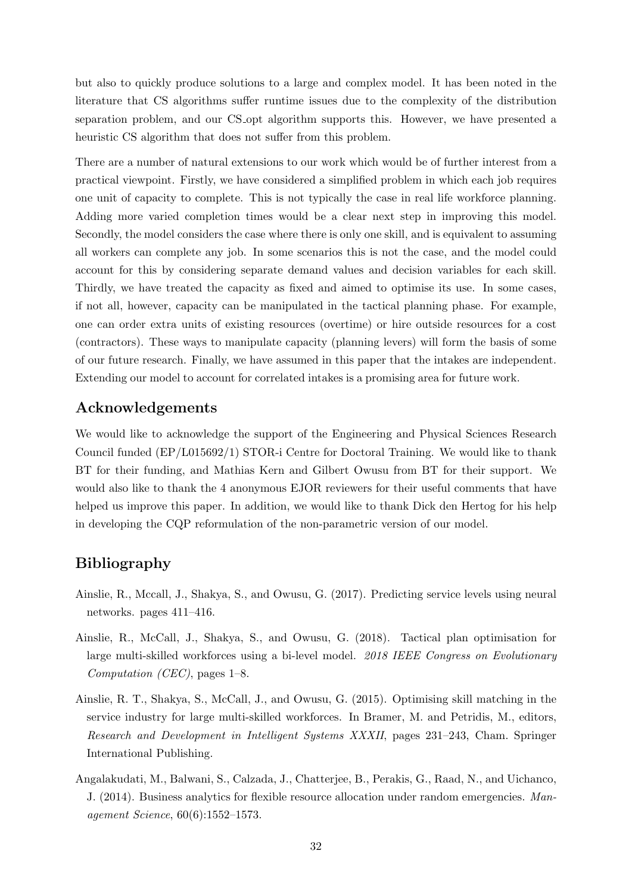but also to quickly produce solutions to a large and complex model. It has been noted in the literature that CS algorithms suffer runtime issues due to the complexity of the distribution separation problem, and our CS_opt algorithm supports this. However, we have presented a heuristic CS algorithm that does not suffer from this problem.

There are a number of natural extensions to our work which would be of further interest from a practical viewpoint. Firstly, we have considered a simplified problem in which each job requires one unit of capacity to complete. This is not typically the case in real life workforce planning. Adding more varied completion times would be a clear next step in improving this model. Secondly, the model considers the case where there is only one skill, and is equivalent to assuming all workers can complete any job. In some scenarios this is not the case, and the model could account for this by considering separate demand values and decision variables for each skill. Thirdly, we have treated the capacity as fixed and aimed to optimise its use. In some cases, if not all, however, capacity can be manipulated in the tactical planning phase. For example, one can order extra units of existing resources (overtime) or hire outside resources for a cost (contractors). These ways to manipulate capacity (planning levers) will form the basis of some of our future research. Finally, we have assumed in this paper that the intakes are independent. Extending our model to account for correlated intakes is a promising area for future work.

## Acknowledgements

We would like to acknowledge the support of the Engineering and Physical Sciences Research Council funded (EP/L015692/1) STOR-i Centre for Doctoral Training. We would like to thank BT for their funding, and Mathias Kern and Gilbert Owusu from BT for their support. We would also like to thank the 4 anonymous EJOR reviewers for their useful comments that have helped us improve this paper. In addition, we would like to thank Dick den Hertog for his help in developing the CQP reformulation of the non-parametric version of our model.

## Bibliography

Ainslie, R., Mccall, J., Shakya, S., and Owusu, G. (2017). Predicting service levels using neural networks. pages 411–416.

Ainslie, R., McCall, J., Shakya, S., and Owusu, G. (2018). Tactical plan optimisation for large multi-skilled workforces using a bi-level model. *2018 IEEE Congress on Evolutionary Computation (CEC)*, pages 1–8.

Ainslie, R. T., Shakya, S., McCall, J., and Owusu, G. (2015). Optimising skill matching in the service industry for large multi-skilled workforces. In Bramer, M. and Petridis, M., editors, *Research and Development in Intelligent Systems XXXII*, pages 231–243, Cham. Springer International Publishing.

Angalakudati, M., Balwani, S., Calzada, J., Chatterjee, B., Perakis, G., Raad, N., and Uichanco, J. (2014). Business analytics for flexible resource allocation under random emergencies. *Management Science*, 60(6):1552–1573.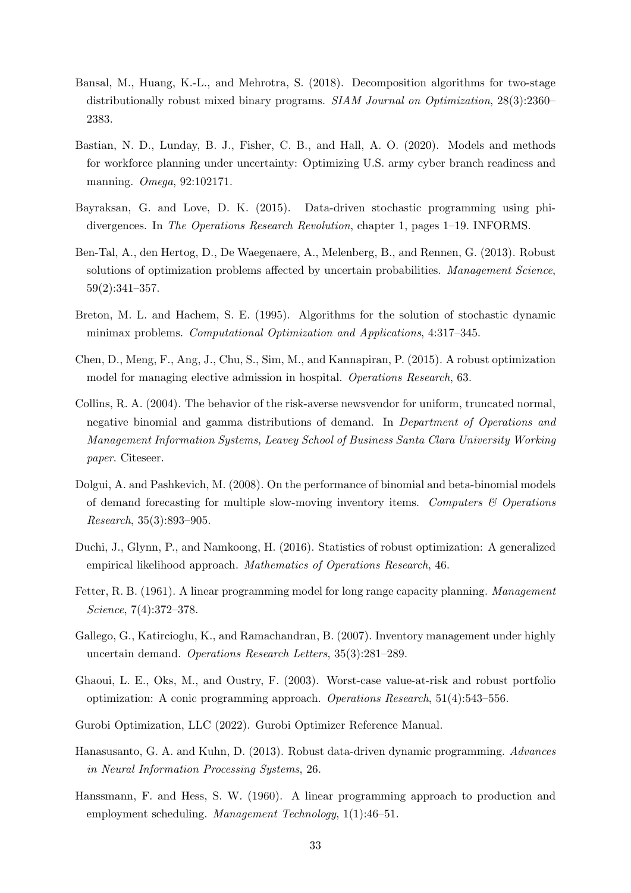Bansal, M., Huang, K.-L., and Mehrotra, S. (2018). Decomposition algorithms for two-stage distributionally robust mixed binary programs. *SIAM Journal on Optimization*, 28(3):2360–2383.

Bastian, N. D., Lunday, B. J., Fisher, C. B., and Hall, A. O. (2020). Models and methods for workforce planning under uncertainty: Optimizing U.S. army cyber branch readiness and manning. *Omega*, 92:102171.

Bayraksan, G. and Love, D. K. (2015). Data-driven stochastic programming using phi-divergences. In *The Operations Research Revolution*, chapter 1, pages 1–19. INFORMS.

Ben-Tal, A., den Hertog, D., De Waegenaere, A., Melenberg, B., and Rennen, G. (2013). Robust solutions of optimization problems affected by uncertain probabilities. *Management Science*, 59(2):341–357.

Breton, M. L. and Hachem, S. E. (1995). Algorithms for the solution of stochastic dynamic minimax problems. *Computational Optimization and Applications*, 4:317–345.

Chen, D., Meng, F., Ang, J., Chu, S., Sim, M., and Kannapiran, P. (2015). A robust optimization model for managing elective admission in hospital. *Operations Research*, 63.

Collins, R. A. (2004). The behavior of the risk-averse newsvendor for uniform, truncated normal, negative binomial and gamma distributions of demand. In *Department of Operations and Management Information Systems, Leavey School of Business Santa Clara University Working paper*. Citeseer.

Dolgui, A. and Pashkevich, M. (2008). On the performance of binomial and beta-binomial models of demand forecasting for multiple slow-moving inventory items. *Computers & Operations Research*, 35(3):893–905.

Duchi, J., Glynn, P., and Namkoong, H. (2016). Statistics of robust optimization: A generalized empirical likelihood approach. *Mathematics of Operations Research*, 46.

Fetter, R. B. (1961). A linear programming model for long range capacity planning. *Management Science*, 7(4):372–378.

Gallego, G., Katircioglu, K., and Ramachandran, B. (2007). Inventory management under highly uncertain demand. *Operations Research Letters*, 35(3):281–289.

Ghaoui, L. E., Oks, M., and Oustry, F. (2003). Worst-case value-at-risk and robust portfolio optimization: A conic programming approach. *Operations Research*, 51(4):543–556.

Gurobi Optimization, LLC (2022). Gurobi Optimizer Reference Manual.

Hanasusanto, G. A. and Kuhn, D. (2013). Robust data-driven dynamic programming. *Advances in Neural Information Processing Systems*, 26.

Hanssmann, F. and Hess, S. W. (1960). A linear programming approach to production and employment scheduling. *Management Technology*, 1(1):46–51.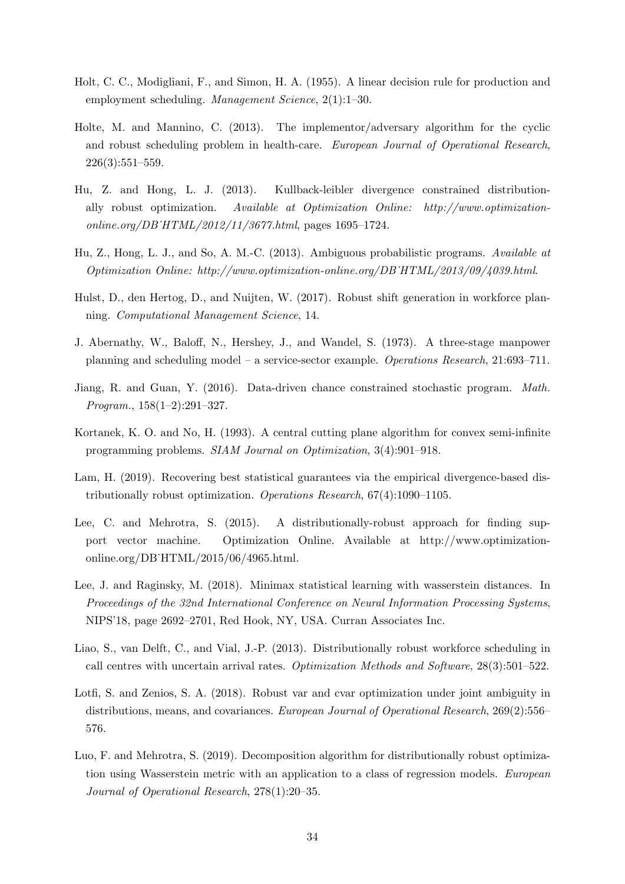Holt, C. C., Modigliani, F., and Simon, H. A. (1955). A linear decision rule for production and employment scheduling. *Management Science*, 2(1):1–30.

Holte, M. and Mannino, C. (2013). The implementor/adversary algorithm for the cyclic and robust scheduling problem in health-care. *European Journal of Operational Research*, 226(3):551–559.

Hu, Z. and Hong, L. J. (2013). Kullback-leibler divergence constrained distributionally robust optimization. *Available at Optimization Online: http://www.optimization-online.org/DB˙HTML/2012/11/3677.html*, pages 1695–1724.

Hu, Z., Hong, L. J., and So, A. M.-C. (2013). Ambiguous probabilistic programs. *Available at Optimization Online: http://www.optimization-online.org/DB˙HTML/2013/09/4039.html*.

Hulst, D., den Hertog, D., and Nuijten, W. (2017). Robust shift generation in workforce planning. *Computational Management Science*, 14.

J. Abernathy, W., Baloff, N., Hershey, J., and Wandel, S. (1973). A three-stage manpower planning and scheduling model – a service-sector example. *Operations Research*, 21:693–711.

Jiang, R. and Guan, Y. (2016). Data-driven chance constrained stochastic program. *Math. Program.*, 158(1–2):291–327.

Kortanek, K. O. and No, H. (1993). A central cutting plane algorithm for convex semi-infinite programming problems. *SIAM Journal on Optimization*, 3(4):901–918.

Lam, H. (2019). Recovering best statistical guarantees via the empirical divergence-based distributionally robust optimization. *Operations Research*, 67(4):1090–1105.

Lee, C. and Mehrotra, S. (2015). A distributionally-robust approach for finding support vector machine. Optimization Online. Available at http://www.optimization-online.org/DB˙HTML/2015/06/4965.html.

Lee, J. and Raginsky, M. (2018). Minimax statistical learning with wasserstein distances. In *Proceedings of the 32nd International Conference on Neural Information Processing Systems*, NIPS'18, page 2692–2701, Red Hook, NY, USA. Curran Associates Inc.

Liao, S., van Delft, C., and Vial, J.-P. (2013). Distributionally robust workforce scheduling in call centres with uncertain arrival rates. *Optimization Methods and Software*, 28(3):501–522.

Lotfi, S. and Zenios, S. A. (2018). Robust var and cvar optimization under joint ambiguity in distributions, means, and covariances. *European Journal of Operational Research*, 269(2):556–576.

Luo, F. and Mehrotra, S. (2019). Decomposition algorithm for distributionally robust optimization using Wasserstein metric with an application to a class of regression models. *European Journal of Operational Research*, 278(1):20–35.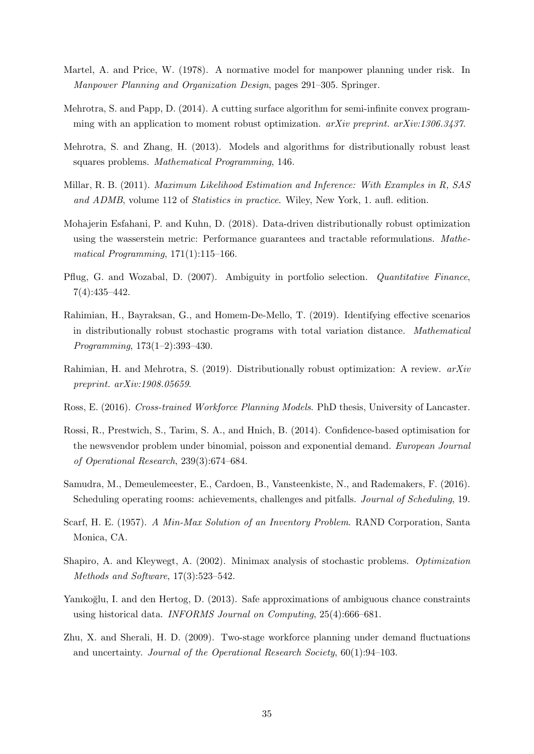Martel, A. and Price, W. (1978). A normative model for manpower planning under risk. In *Manpower Planning and Organization Design*, pages 291–305. Springer.

Mehrotra, S. and Papp, D. (2014). A cutting surface algorithm for semi-infinite convex programming with an application to moment robust optimization. *arXiv preprint. arXiv:1306.3437*.

Mehrotra, S. and Zhang, H. (2013). Models and algorithms for distributionally robust least squares problems. *Mathematical Programming*, 146.

Millar, R. B. (2011). *Maximum Likelihood Estimation and Inference: With Examples in R, SAS and ADMB*, volume 112 of *Statistics in practice*. Wiley, New York, 1. aufl. edition.

Mohajerin Esfahani, P. and Kuhn, D. (2018). Data-driven distributionally robust optimization using the wasserstein metric: Performance guarantees and tractable reformulations. *Mathematical Programming*, 171(1):115–166.

Pflug, G. and Wozabal, D. (2007). Ambiguity in portfolio selection. *Quantitative Finance*, 7(4):435–442.

Rahimian, H., Bayraksan, G., and Homem-De-Mello, T. (2019). Identifying effective scenarios in distributionally robust stochastic programs with total variation distance. *Mathematical Programming*, 173(1–2):393–430.

Rahimian, H. and Mehrotra, S. (2019). Distributionally robust optimization: A review. *arXiv preprint. arXiv:1908.05659*.

Ross, E. (2016). *Cross-trained Workforce Planning Models*. PhD thesis, University of Lancaster.

Rossi, R., Prestwich, S., Tarim, S. A., and Hnich, B. (2014). Confidence-based optimisation for the newsvendor problem under binomial, poisson and exponential demand. *European Journal of Operational Research*, 239(3):674–684.

Samudra, M., Demeulemeester, E., Cardoen, B., Vansteenkiste, N., and Rademakers, F. (2016). Scheduling operating rooms: achievements, challenges and pitfalls. *Journal of Scheduling*, 19.

Scarf, H. E. (1957). *A Min-Max Solution of an Inventory Problem*. RAND Corporation, Santa Monica, CA.

Shapiro, A. and Kleywegt, A. (2002). Minimax analysis of stochastic problems. *Optimization Methods and Software*, 17(3):523–542.

Yanıkoğlu, I. and den Hertog, D. (2013). Safe approximations of ambiguous chance constraints using historical data. *INFORMS Journal on Computing*, 25(4):666–681.

Zhu, X. and Sherali, H. D. (2009). Two-stage workforce planning under demand fluctuations and uncertainty. *Journal of the Operational Research Society*, 60(1):94–103.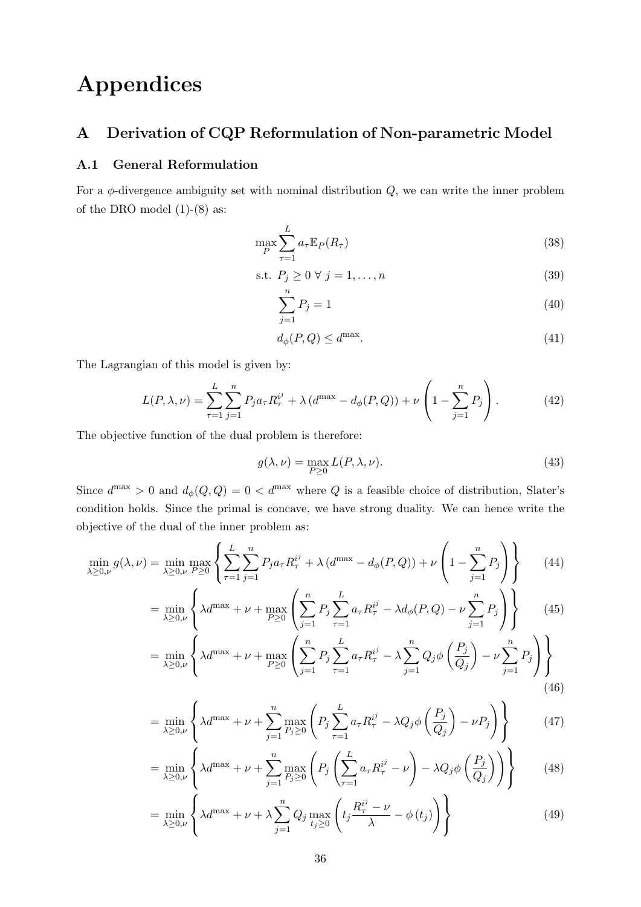# Appendices

## A Derivation of CQP Reformulation of Non-parametric Model

### A.1 General Reformulation

For a $\phi$-divergence ambiguity set with nominal distribution $Q$, we can write the inner problem of the DRO model (1)-(8) as:

$$\max_{P} \sum_{\tau=1}^{L} a_\tau \mathbb{E}_P(R_\tau) \tag{38}$$

$$\text{s.t. } P_j \geq 0 \ \forall \ j = 1, \ldots, n \tag{39}$$

$$\sum_{j=1}^{n} P_j = 1 \tag{40}$$

$$d_\phi(P, Q) \leq d^{\max}. \tag{41}$$

The Lagrangian of this model is given by:

$$L(P, \lambda, \nu) = \sum_{\tau=1}^{L} \sum_{j=1}^{n} P_j a_\tau R_\tau^{i^j} + \lambda \left(d^{\max} - d_\phi(P, Q)\right) + \nu \left(1 - \sum_{j=1}^{n} P_j\right). \tag{42}$$

The objective function of the dual problem is therefore:

$$g(\lambda, \nu) = \max_{P \geq 0} L(P, \lambda, \nu). \tag{43}$$

Since $d^{\max} > 0$ and $d_\phi(Q, Q) = 0 < d^{\max}$ where $Q$ is a feasible choice of distribution, Slater's condition holds. Since the primal is concave, we have strong duality. We can hence write the objective of the dual of the inner problem as:

$$\min_{\lambda \geq 0, \nu} g(\lambda, \nu) = \min_{\lambda \geq 0, \nu} \max_{P \geq 0} \left\{ \sum_{\tau=1}^{L} \sum_{j=1}^{n} P_j a_\tau R_\tau^{i^j} + \lambda \left(d^{\max} - d_\phi(P, Q)\right) + \nu \left(1 - \sum_{j=1}^{n} P_j\right) \right\} \tag{44}$$

$$= \min_{\lambda \geq 0, \nu} \left\{ \lambda d^{\max} + \nu + \max_{P \geq 0} \left( \sum_{j=1}^{n} P_j \sum_{\tau=1}^{L} a_\tau R_\tau^{i^j} - \lambda d_\phi(P, Q) - \nu \sum_{j=1}^{n} P_j \right) \right\} \tag{45}$$

$$= \min_{\lambda \geq 0, \nu} \left\{ \lambda d^{\max} + \nu + \max_{P \geq 0} \left( \sum_{j=1}^{n} P_j \sum_{\tau=1}^{L} a_\tau R_\tau^{i^j} - \lambda \sum_{j=1}^{n} Q_j \phi\left(\frac{P_j}{Q_j}\right) - \nu \sum_{j=1}^{n} P_j \right) \right\} \tag{46}$$

$$= \min_{\lambda \geq 0, \nu} \left\{ \lambda d^{\max} + \nu + \sum_{j=1}^{n} \max_{P_j \geq 0} \left( P_j \sum_{\tau=1}^{L} a_\tau R_\tau^{i^j} - \lambda Q_j \phi\left(\frac{P_j}{Q_j}\right) - \nu P_j \right) \right\} \tag{47}$$

$$= \min_{\lambda \geq 0, \nu} \left\{ \lambda d^{\max} + \nu + \sum_{j=1}^{n} \max_{P_j \geq 0} \left( P_j \left( \sum_{\tau=1}^{L} a_\tau R_\tau^{i^j} - \nu \right) - \lambda Q_j \phi\left(\frac{P_j}{Q_j}\right) \right) \right\} \tag{48}$$

$$= \min_{\lambda \geq 0, \nu} \left\{ \lambda d^{\max} + \nu + \lambda \sum_{j=1}^{n} Q_j \max_{t_j \geq 0} \left( t_j \frac{R_\tau^{i^j} - \nu}{\lambda} - \phi\left(t_j\right) \right) \right\} \tag{49}$$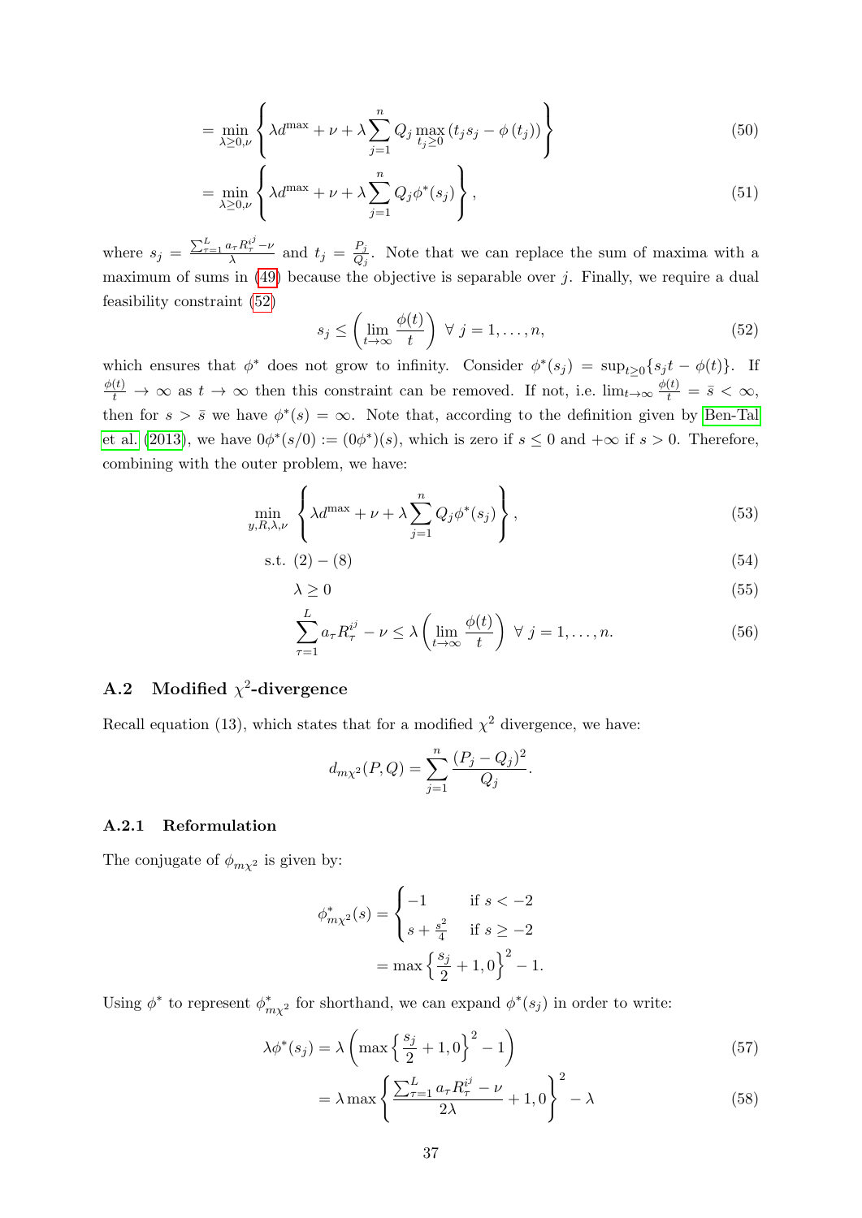$$= \min_{\lambda \geq 0, \nu} \left\{ \lambda d^{\max} + \nu + \lambda \sum_{j=1}^{n} Q_j \max_{t_j \geq 0} \left( t_j s_j - \phi\left(t_j\right) \right) \right\} \tag{50}$$

$$= \min_{\lambda \geq 0, \nu} \left\{ \lambda d^{\max} + \nu + \lambda \sum_{j=1}^{n} Q_j \phi^*(s_j) \right\}, \tag{51}$$

where $s_j = \frac{\sum_{\tau=1}^{L} a_\tau R_\tau^{ij} - \nu}{\lambda}$ and $t_j = \frac{P_j}{Q_j}$. Note that we can replace the sum of maxima with a maximum of sums in (49) because the objective is separable over $j$. Finally, we require a dual feasibility constraint (52)

$$s_j \leq \left( \lim_{t \to \infty} \frac{\phi(t)}{t} \right) \; \forall \; j = 1, \ldots, n, \tag{52}$$

which ensures that $\phi^*$ does not grow to infinity. Consider $\phi^*(s_j) = \sup_{t \geq 0}\{s_j t - \phi(t)\}$. If $\frac{\phi(t)}{t} \to \infty$ as $t \to \infty$ then this constraint can be removed. If not, i.e. $\lim_{t \to \infty} \frac{\phi(t)}{t} = \bar{s} < \infty$, then for $s > \bar{s}$ we have $\phi^*(s) = \infty$. Note that, according to the definition given by Ben-Tal et al. (2013), we have $0\phi^*(s/0) := (0\phi^*)(s)$, which is zero if $s \leq 0$ and $+\infty$ if $s > 0$. Therefore, combining with the outer problem, we have:

$$\min_{y, R, \lambda, \nu} \left\{ \lambda d^{\max} + \nu + \lambda \sum_{j=1}^{n} Q_j \phi^*(s_j) \right\}, \tag{53}$$

$$\text{s.t. } (2) - (8) \tag{54}$$

$$\lambda \geq 0 \tag{55}$$

$$\sum_{\tau=1}^{L} a_\tau R_\tau^{ij} - \nu \leq \lambda \left( \lim_{t \to \infty} \frac{\phi(t)}{t} \right) \; \forall \; j = 1, \ldots, n. \tag{56}$$

## A.2 Modified $\chi^2$-divergence

Recall equation (13), which states that for a modified $\chi^2$ divergence, we have:

$$d_{m\chi^2}(P, Q) = \sum_{j=1}^{n} \frac{(P_j - Q_j)^2}{Q_j}.$$

### A.2.1 Reformulation

The conjugate of $\phi_{m\chi^2}$ is given by:

$$\phi^*_{m\chi^2}(s) = \begin{cases} -1 & \text{if } s < -2 \\ s + \frac{s^2}{4} & \text{if } s \geq -2 \end{cases}$$

$$= \max\left\{ \frac{s_j}{2} + 1, 0 \right\}^2 - 1.$$

Using $\phi^*$ to represent $\phi^*_{m\chi^2}$ for shorthand, we can expand $\phi^*(s_j)$ in order to write:

$$\lambda \phi^*(s_j) = \lambda \left( \max\left\{ \frac{s_j}{2} + 1, 0 \right\}^2 - 1 \right) \tag{57}$$

$$= \lambda \max\left\{ \frac{\sum_{\tau=1}^{L} a_\tau R_\tau^{ij} - \nu}{2\lambda} + 1, 0 \right\}^2 - \lambda \tag{58}$$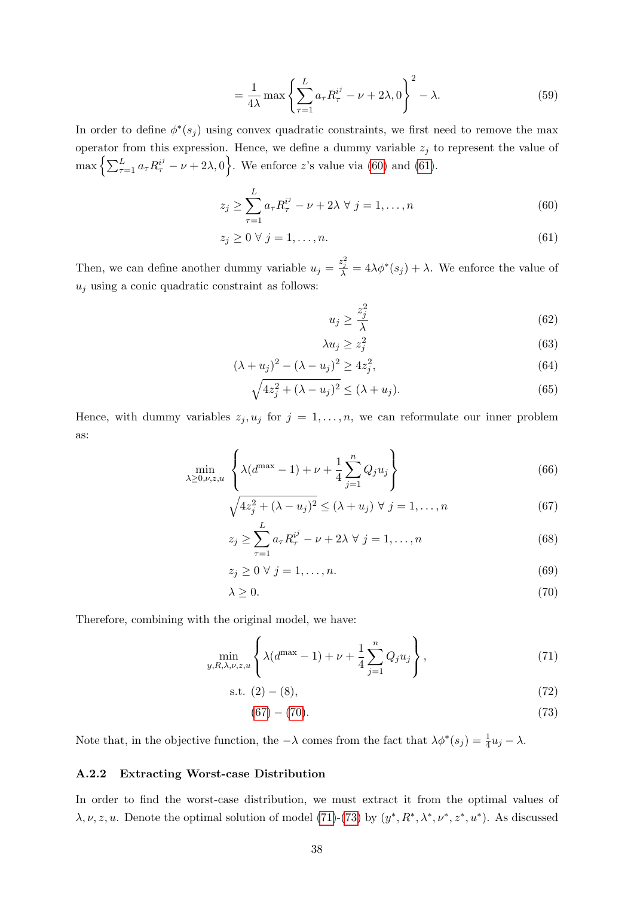$$= \frac{1}{4\lambda} \max\left\{ \sum_{\tau=1}^{L} a_\tau R_\tau^{ij} - \nu + 2\lambda, 0 \right\}^2 - \lambda. \tag{59}$$

In order to define $\phi^*(s_j)$ using convex quadratic constraints, we first need to remove the max operator from this expression. Hence, we define a dummy variable $z_j$ to represent the value of $\max\left\{\sum_{\tau=1}^{L} a_\tau R_\tau^{ij} - \nu + 2\lambda, 0\right\}$. We enforce $z$'s value via (60) and (61).

$$z_j \geq \sum_{\tau=1}^{L} a_\tau R_\tau^{ij} - \nu + 2\lambda \;\forall\; j = 1, \ldots, n \tag{60}$$

$$z_j \geq 0 \;\forall\; j = 1, \ldots, n. \tag{61}$$

Then, we can define another dummy variable $u_j = \frac{z_j^2}{\lambda} = 4\lambda\phi^*(s_j) + \lambda$. We enforce the value of $u_j$ using a conic quadratic constraint as follows:

$$u_j \geq \frac{z_j^2}{\lambda} \tag{62}$$

$$\lambda u_j \geq z_j^2 \tag{63}$$

$$(\lambda + u_j)^2 - (\lambda - u_j)^2 \geq 4z_j^2, \tag{64}$$

$$\sqrt{4z_j^2 + (\lambda - u_j)^2} \leq (\lambda + u_j). \tag{65}$$

Hence, with dummy variables $z_j, u_j$ for $j = 1, \ldots, n$, we can reformulate our inner problem as:

$$\min_{\lambda \geq 0, \nu, z, u} \left\{ \lambda(d^{\max} - 1) + \nu + \frac{1}{4}\sum_{j=1}^{n} Q_j u_j \right\} \tag{66}$$

$$\sqrt{4z_j^2 + (\lambda - u_j)^2} \leq (\lambda + u_j) \;\forall\; j = 1, \ldots, n \tag{67}$$

$$z_j \geq \sum_{\tau=1}^{L} a_\tau R_\tau^{ij} - \nu + 2\lambda \;\forall\; j = 1, \ldots, n \tag{68}$$

$$z_j \geq 0 \;\forall\; j = 1, \ldots, n. \tag{69}$$

$$\lambda \geq 0. \tag{70}$$

Therefore, combining with the original model, we have:

$$\min_{y, R, \lambda, \nu, z, u} \left\{ \lambda(d^{\max} - 1) + \nu + \frac{1}{4}\sum_{j=1}^{n} Q_j u_j \right\}, \tag{71}$$

$$\text{s.t. } (2) - (8), \tag{72}$$

$$(67) - (70). \tag{73}$$

Note that, in the objective function, the $-\lambda$ comes from the fact that $\lambda\phi^*(s_j) = \frac{1}{4}u_j - \lambda$.

#### A.2.2 Extracting Worst-case Distribution

In order to find the worst-case distribution, we must extract it from the optimal values of $\lambda, \nu, z, u$. Denote the optimal solution of model (71)-(73) by $(y^*, R^*, \lambda^*, \nu^*, z^*, u^*)$. As discussed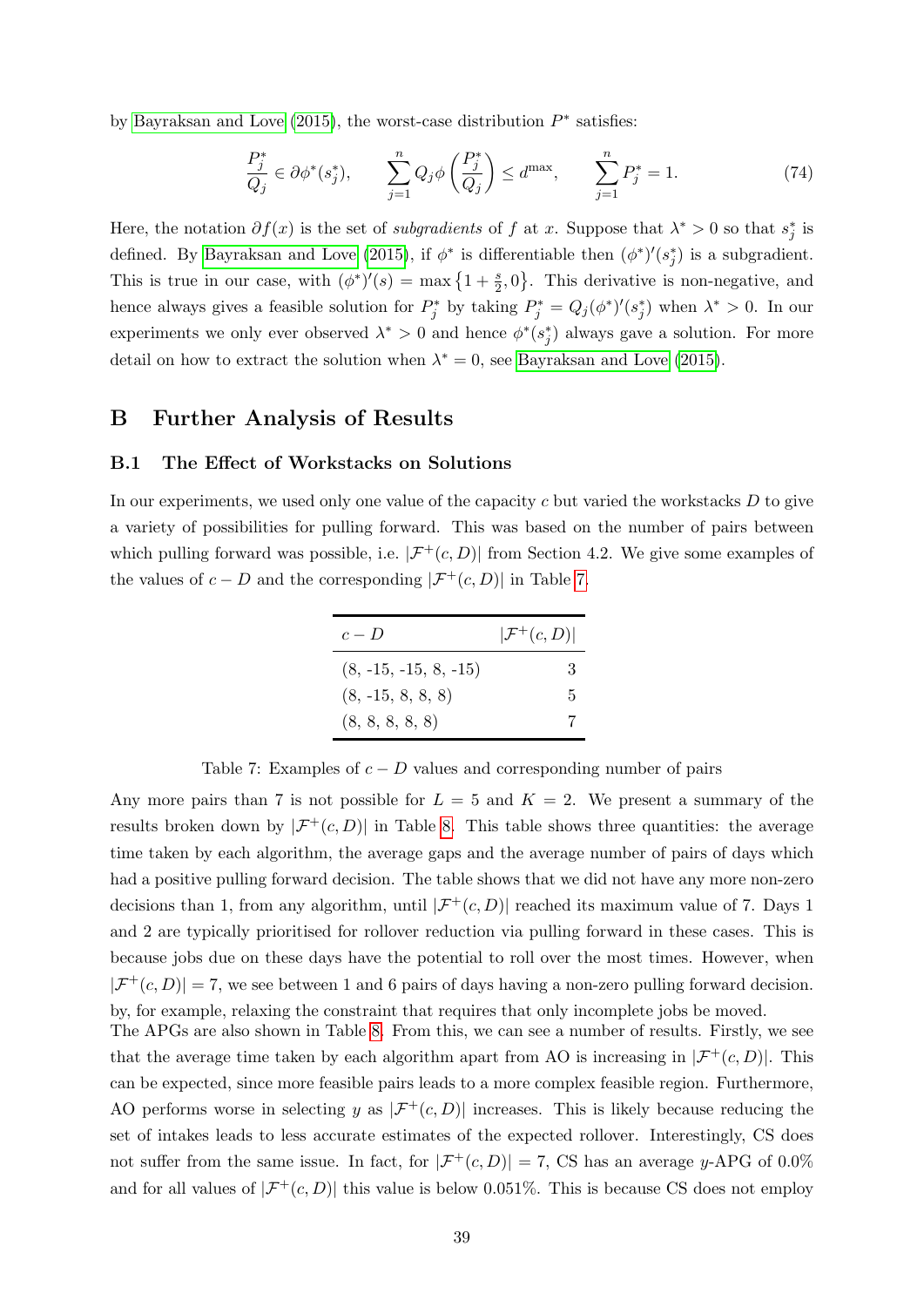by Bayraksan and Love (2015), the worst-case distribution $P^*$ satisfies:

$$\frac{P_j^*}{Q_j} \in \partial\phi^*(s_j^*), \qquad \sum_{j=1}^{n} Q_j \phi\left(\frac{P_j^*}{Q_j}\right) \leq d^{\max}, \qquad \sum_{j=1}^{n} P_j^* = 1. \tag{74}$$

Here, the notation $\partial f(x)$ is the set of *subgradients* of $f$ at $x$. Suppose that $\lambda^* > 0$ so that $s_j^*$ is defined. By Bayraksan and Love (2015), if $\phi^*$ is differentiable then $(\phi^*)'(s_j^*)$ is a subgradient. This is true in our case, with $(\phi^*)'(s) = \max\left\{1 + \frac{s}{2}, 0\right\}$. This derivative is non-negative, and hence always gives a feasible solution for $P_j^*$ by taking $P_j^* = Q_j(\phi^*)'(s_j^*)$ when $\lambda^* > 0$. In our experiments we only ever observed $\lambda^* > 0$ and hence $\phi^*(s_j^*)$ always gave a solution. For more detail on how to extract the solution when $\lambda^* = 0$, see Bayraksan and Love (2015).

## B Further Analysis of Results

### B.1 The Effect of Workstacks on Solutions

In our experiments, we used only one value of the capacity $c$ but varied the workstacks $D$ to give a variety of possibilities for pulling forward. This was based on the number of pairs between which pulling forward was possible, i.e. $|\mathcal{F}^+(c, D)|$ from Section 4.2. We give some examples of the values of $c - D$ and the corresponding $|\mathcal{F}^+(c, D)|$ in Table 7.

| $c - D$ | $\lvert\mathcal{F}^+(c, D)\rvert$ |
|---|---|
| (8, -15, -15, 8, -15) | 3 |
| (8, -15, 8, 8, 8) | 5 |
| (8, 8, 8, 8, 8) | 7 |

Table 7: Examples of $c - D$ values and corresponding number of pairs

Any more pairs than 7 is not possible for $L = 5$ and $K = 2$. We present a summary of the results broken down by $|\mathcal{F}^+(c, D)|$ in Table 8. This table shows three quantities: the average time taken by each algorithm, the average gaps and the average number of pairs of days which had a positive pulling forward decision. The table shows that we did not have any more non-zero decisions than 1, from any algorithm, until $|\mathcal{F}^+(c, D)|$ reached its maximum value of 7. Days 1 and 2 are typically prioritised for rollover reduction via pulling forward in these cases. This is because jobs due on these days have the potential to roll over the most times. However, when $|\mathcal{F}^+(c, D)| = 7$, we see between 1 and 6 pairs of days having a non-zero pulling forward decision. by, for example, relaxing the constraint that requires that only incomplete jobs be moved.

The APGs are also shown in Table 8. From this, we can see a number of results. Firstly, we see that the average time taken by each algorithm apart from AO is increasing in $|\mathcal{F}^+(c, D)|$. This can be expected, since more feasible pairs leads to a more complex feasible region. Furthermore, AO performs worse in selecting $y$ as $|\mathcal{F}^+(c, D)|$ increases. This is likely because reducing the set of intakes leads to less accurate estimates of the expected rollover. Interestingly, CS does not suffer from the same issue. In fact, for $|\mathcal{F}^+(c, D)| = 7$, CS has an average $y$-APG of 0.0% and for all values of $|\mathcal{F}^+(c, D)|$ this value is below 0.051%. This is because CS does not employ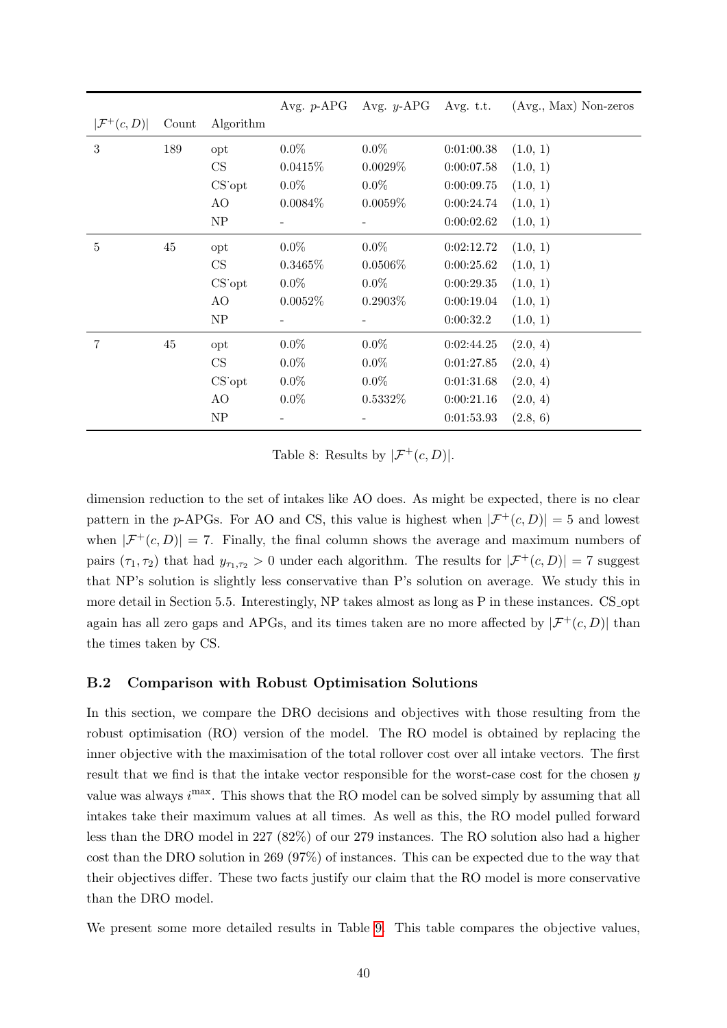| $\|\mathcal{F}^+(c,D)\|$ | Count | Algorithm | Avg. $p$-APG | Avg. $y$-APG | Avg. t.t. | (Avg., Max) Non-zeros |
|---|---|---|---|---|---|---|
| 3 | 189 | opt | 0.0% | 0.0% | 0:01:00.38 | (1.0, 1) |
| | | CS | 0.0415% | 0.0029% | 0:00:07.58 | (1.0, 1) |
| | | CS_opt | 0.0% | 0.0% | 0:00:09.75 | (1.0, 1) |
| | | AO | 0.0084% | 0.0059% | 0:00:24.74 | (1.0, 1) |
| | | NP | - | - | 0:00:02.62 | (1.0, 1) |
| 5 | 45 | opt | 0.0% | 0.0% | 0:02:12.72 | (1.0, 1) |
| | | CS | 0.3465% | 0.0506% | 0:00:25.62 | (1.0, 1) |
| | | CS_opt | 0.0% | 0.0% | 0:00:29.35 | (1.0, 1) |
| | | AO | 0.0052% | 0.2903% | 0:00:19.04 | (1.0, 1) |
| | | NP | - | - | 0:00:32.2 | (1.0, 1) |
| 7 | 45 | opt | 0.0% | 0.0% | 0:02:44.25 | (2.0, 4) |
| | | CS | 0.0% | 0.0% | 0:01:27.85 | (2.0, 4) |
| | | CS_opt | 0.0% | 0.0% | 0:01:31.68 | (2.0, 4) |
| | | AO | 0.0% | 0.5332% | 0:00:21.16 | (2.0, 4) |
| | | NP | - | - | 0:01:53.93 | (2.8, 6) |

Table 8: Results by $|\mathcal{F}^+(c, D)|$.

dimension reduction to the set of intakes like AO does. As might be expected, there is no clear pattern in the $p$-APGs. For AO and CS, this value is highest when $|\mathcal{F}^+(c, D)| = 5$ and lowest when $|\mathcal{F}^+(c, D)| = 7$. Finally, the final column shows the average and maximum numbers of pairs $(\tau_1, \tau_2)$ that had $y_{\tau_1,\tau_2} > 0$ under each algorithm. The results for $|\mathcal{F}^+(c, D)| = 7$ suggest that NP's solution is slightly less conservative than P's solution on average. We study this in more detail in Section 5.5. Interestingly, NP takes almost as long as P in these instances. CS_opt again has all zero gaps and APGs, and its times taken are no more affected by $|\mathcal{F}^+(c, D)|$ than the times taken by CS.

### B.2 Comparison with Robust Optimisation Solutions

In this section, we compare the DRO decisions and objectives with those resulting from the robust optimisation (RO) version of the model. The RO model is obtained by replacing the inner objective with the maximisation of the total rollover cost over all intake vectors. The first result that we find is that the intake vector responsible for the worst-case cost for the chosen $y$ value was always $i^{\max}$. This shows that the RO model can be solved simply by assuming that all intakes take their maximum values at all times. As well as this, the RO model pulled forward less than the DRO model in 227 (82%) of our 279 instances. The RO solution also had a higher cost than the DRO solution in 269 (97%) of instances. This can be expected due to the way that their objectives differ. These two facts justify our claim that the RO model is more conservative than the DRO model.

We present some more detailed results in Table 9. This table compares the objective values,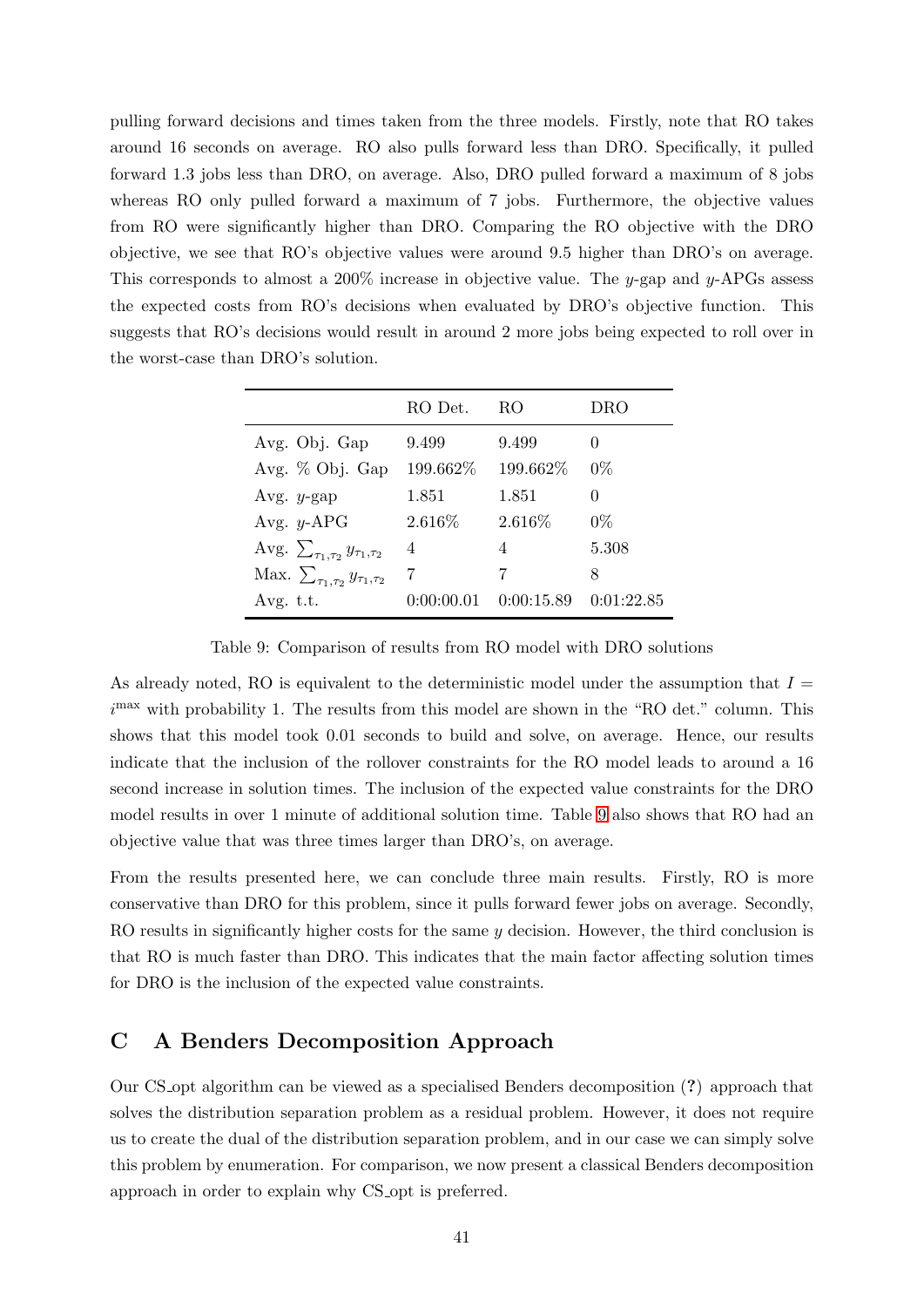pulling forward decisions and times taken from the three models. Firstly, note that RO takes around 16 seconds on average. RO also pulls forward less than DRO. Specifically, it pulled forward 1.3 jobs less than DRO, on average. Also, DRO pulled forward a maximum of 8 jobs whereas RO only pulled forward a maximum of 7 jobs. Furthermore, the objective values from RO were significantly higher than DRO. Comparing the RO objective with the DRO objective, we see that RO's objective values were around 9.5 higher than DRO's on average. This corresponds to almost a 200% increase in objective value. The $y$-gap and $y$-APGs assess the expected costs from RO's decisions when evaluated by DRO's objective function. This suggests that RO's decisions would result in around 2 more jobs being expected to roll over in the worst-case than DRO's solution.

|  | RO Det. | RO | DRO |
|---|---|---|---|
| Avg. Obj. Gap | 9.499 | 9.499 | 0 |
| Avg. % Obj. Gap | 199.662% | 199.662% | 0% |
| Avg. $y$-gap | 1.851 | 1.851 | 0 |
| Avg. $y$-APG | 2.616% | 2.616% | 0% |
| Avg. $\sum_{\tau_1,\tau_2} y_{\tau_1,\tau_2}$ | 4 | 4 | 5.308 |
| Max. $\sum_{\tau_1,\tau_2} y_{\tau_1,\tau_2}$ | 7 | 7 | 8 |
| Avg. t.t. | 0:00:00.01 | 0:00:15.89 | 0:01:22.85 |

Table 9: Comparison of results from RO model with DRO solutions

As already noted, RO is equivalent to the deterministic model under the assumption that $I = i^{\max}$ with probability 1. The results from this model are shown in the "RO det." column. This shows that this model took 0.01 seconds to build and solve, on average. Hence, our results indicate that the inclusion of the rollover constraints for the RO model leads to around a 16 second increase in solution times. The inclusion of the expected value constraints for the DRO model results in over 1 minute of additional solution time. Table 9 also shows that RO had an objective value that was three times larger than DRO's, on average.

From the results presented here, we can conclude three main results. Firstly, RO is more conservative than DRO for this problem, since it pulls forward fewer jobs on average. Secondly, RO results in significantly higher costs for the same $y$ decision. However, the third conclusion is that RO is much faster than DRO. This indicates that the main factor affecting solution times for DRO is the inclusion of the expected value constraints.

## C A Benders Decomposition Approach

Our CS_opt algorithm can be viewed as a specialised Benders decomposition (?) approach that solves the distribution separation problem as a residual problem. However, it does not require us to create the dual of the distribution separation problem, and in our case we can simply solve this problem by enumeration. For comparison, we now present a classical Benders decomposition approach in order to explain why CS_opt is preferred.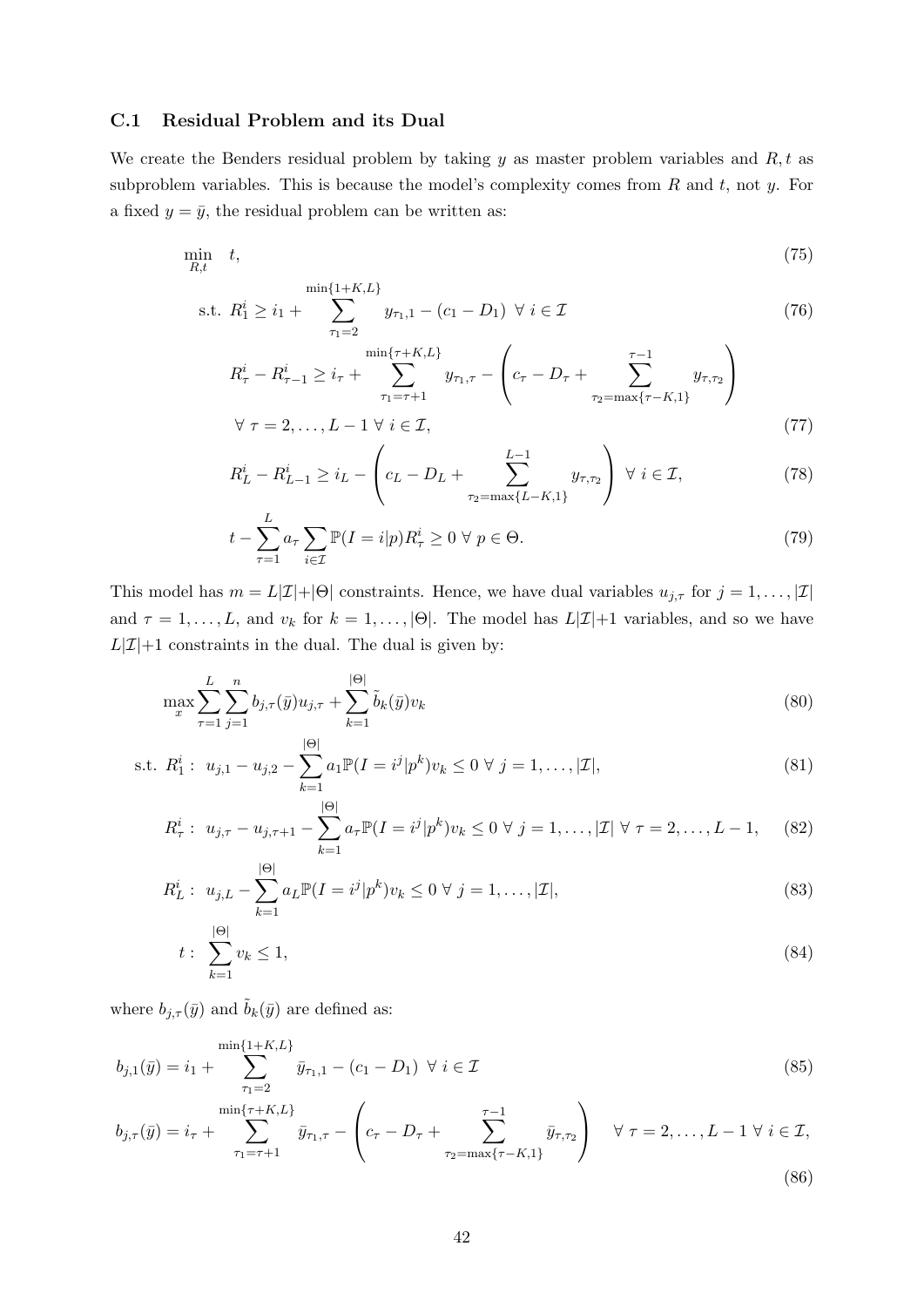### C.1 Residual Problem and its Dual

We create the Benders residual problem by taking $y$ as master problem variables and $R, t$ as subproblem variables. This is because the model's complexity comes from $R$ and $t$, not $y$. For a fixed $y = \bar{y}$, the residual problem can be written as:

$$\min_{R,t} \quad t, \tag{75}$$

$$\text{s.t. } R_1^i \geq i_1 + \sum_{\tau_1=2}^{\min\{1+K,L\}} y_{\tau_1,1} - (c_1 - D_1) \ \forall\, i \in \mathcal{I} \tag{76}$$

$$R_\tau^i - R_{\tau-1}^i \geq i_\tau + \sum_{\tau_1=\tau+1}^{\min\{\tau+K,L\}} y_{\tau_1,\tau} - \left( c_\tau - D_\tau + \sum_{\tau_2=\max\{\tau-K,1\}}^{\tau-1} y_{\tau,\tau_2} \right)$$

$$\forall\, \tau = 2, \ldots, L-1 \ \forall\, i \in \mathcal{I}, \tag{77}$$

$$R_L^i - R_{L-1}^i \geq i_L - \left( c_L - D_L + \sum_{\tau_2=\max\{L-K,1\}}^{L-1} y_{\tau,\tau_2} \right) \ \forall\, i \in \mathcal{I}, \tag{78}$$

$$t - \sum_{\tau=1}^{L} a_\tau \sum_{i \in \mathcal{I}} \mathbb{P}(I = i|p) R_\tau^i \geq 0 \ \forall\, p \in \Theta. \tag{79}$$

This model has $m = L|\mathcal{I}| + |\Theta|$ constraints. Hence, we have dual variables $u_{j,\tau}$ for $j = 1, \ldots, |\mathcal{I}|$ and $\tau = 1, \ldots, L$, and $v_k$ for $k = 1, \ldots, |\Theta|$. The model has $L|\mathcal{I}|+1$ variables, and so we have $L|\mathcal{I}|+1$ constraints in the dual. The dual is given by:

$$\max_x \sum_{\tau=1}^{L} \sum_{j=1}^{n} b_{j,\tau}(\bar{y}) u_{j,\tau} + \sum_{k=1}^{|\Theta|} \tilde{b}_k(\bar{y}) v_k \tag{80}$$

$$\text{s.t. } R_1^i: \ u_{j,1} - u_{j,2} - \sum_{k=1}^{|\Theta|} a_1 \mathbb{P}(I = i^j|p^k) v_k \leq 0 \ \forall\, j = 1, \ldots, |\mathcal{I}|, \tag{81}$$

$$R_\tau^i: \ u_{j,\tau} - u_{j,\tau+1} - \sum_{k=1}^{|\Theta|} a_\tau \mathbb{P}(I = i^j|p^k) v_k \leq 0 \ \forall\, j = 1, \ldots, |\mathcal{I}| \ \forall\, \tau = 2, \ldots, L-1, \tag{82}$$

$$R_L^i: \ u_{j,L} - \sum_{k=1}^{|\Theta|} a_L \mathbb{P}(I = i^j|p^k) v_k \leq 0 \ \forall\, j = 1, \ldots, |\mathcal{I}|, \tag{83}$$

$$t: \ \sum_{k=1}^{|\Theta|} v_k \leq 1, \tag{84}$$

where $b_{j,\tau}(\bar{y})$ and $\tilde{b}_k(\bar{y})$ are defined as:

$$b_{j,1}(\bar{y}) = i_1 + \sum_{\tau_1=2}^{\min\{1+K,L\}} \bar{y}_{\tau_1,1} - (c_1 - D_1) \ \forall\, i \in \mathcal{I} \tag{85}$$

$$b_{j,\tau}(\bar{y}) = i_\tau + \sum_{\tau_1=\tau+1}^{\min\{\tau+K,L\}} \bar{y}_{\tau_1,\tau} - \left( c_\tau - D_\tau + \sum_{\tau_2=\max\{\tau-K,1\}}^{\tau-1} \bar{y}_{\tau,\tau_2} \right) \quad \forall\, \tau = 2, \ldots, L-1 \ \forall\, i \in \mathcal{I}, \tag{86}$$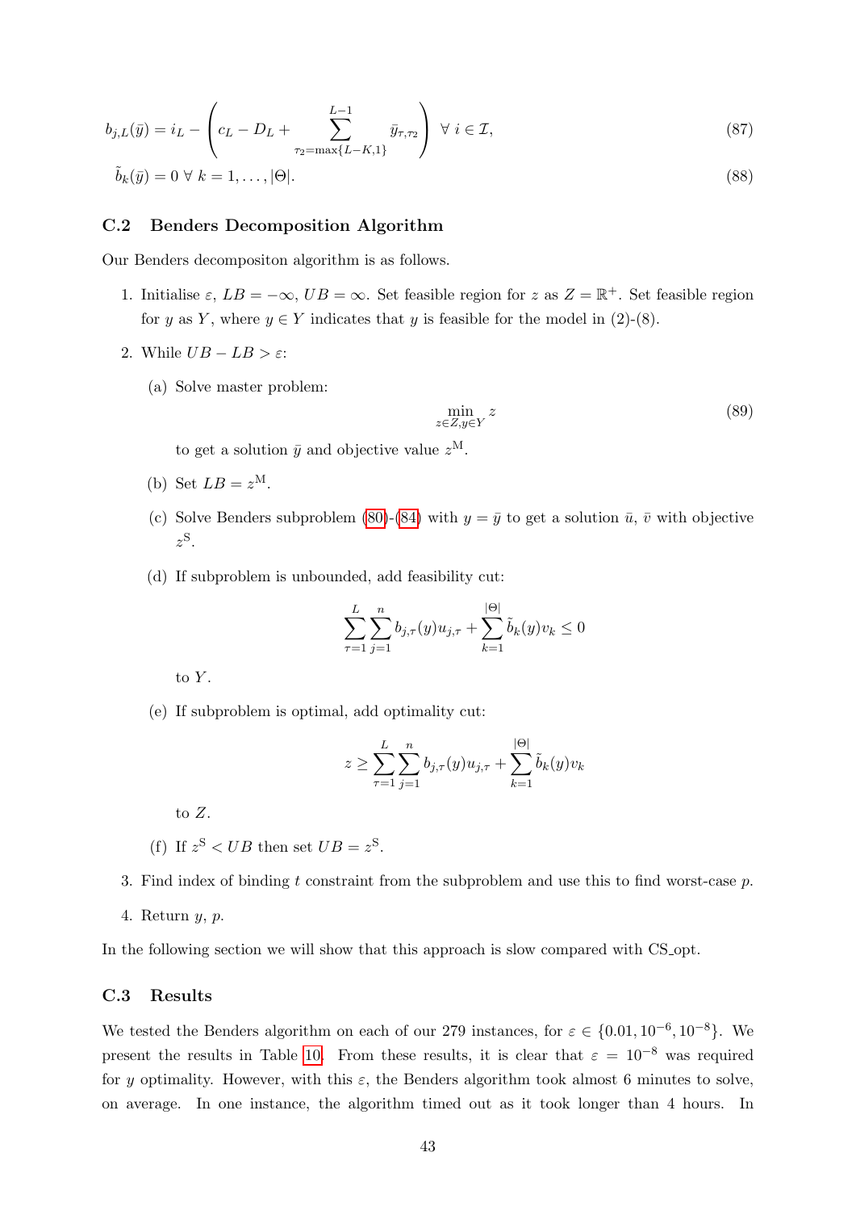$$b_{j,L}(\bar{y}) = i_L - \left( c_L - D_L + \sum_{\tau_2=\max\{L-K,1\}}^{L-1} \bar{y}_{\tau,\tau_2} \right) \; \forall \; i \in \mathcal{I}, \tag{87}$$

$$\tilde{b}_k(\bar{y}) = 0 \; \forall \; k = 1, \ldots, |\Theta|. \tag{88}$$

### C.2 Benders Decomposition Algorithm

Our Benders decompositon algorithm is as follows.

1. Initialise $\varepsilon$, $LB = -\infty$, $UB = \infty$. Set feasible region for $z$ as $Z = \mathbb{R}^+$. Set feasible region for $y$ as $Y$, where $y \in Y$ indicates that $y$ is feasible for the model in (2)-(8).
2. While $UB - LB > \varepsilon$:
   (a) Solve master problem:
   $$\min_{z \in Z, y \in Y} z \tag{89}$$
   to get a solution $\bar{y}$ and objective value $z^{\mathrm{M}}$.
   
   (b) Set $LB = z^{\mathrm{M}}$.
   
   (c) Solve Benders subproblem (80)-(84) with $y = \bar{y}$ to get a solution $\bar{u}$, $\bar{v}$ with objective $z^{\mathrm{S}}$.
   
   (d) If subproblem is unbounded, add feasibility cut:
   $$\sum_{\tau=1}^{L} \sum_{j=1}^{n} b_{j,\tau}(y) u_{j,\tau} + \sum_{k=1}^{|\Theta|} \tilde{b}_k(y) v_k \leq 0$$
   to $Y$.
   
   (e) If subproblem is optimal, add optimality cut:
   $$z \geq \sum_{\tau=1}^{L} \sum_{j=1}^{n} b_{j,\tau}(y) u_{j,\tau} + \sum_{k=1}^{|\Theta|} \tilde{b}_k(y) v_k$$
   to $Z$.
   
   (f) If $z^{\mathrm{S}} < UB$ then set $UB = z^{\mathrm{S}}$.
3. Find index of binding $t$ constraint from the subproblem and use this to find worst-case $p$.
4. Return $y$, $p$.

In the following section we will show that this approach is slow compared with CS_opt.

### C.3 Results

We tested the Benders algorithm on each of our 279 instances, for $\varepsilon \in \{0.01, 10^{-6}, 10^{-8}\}$. We present the results in Table 10. From these results, it is clear that $\varepsilon = 10^{-8}$ was required for $y$ optimality. However, with this $\varepsilon$, the Benders algorithm took almost 6 minutes to solve, on average. In one instance, the algorithm timed out as it took longer than 4 hours. In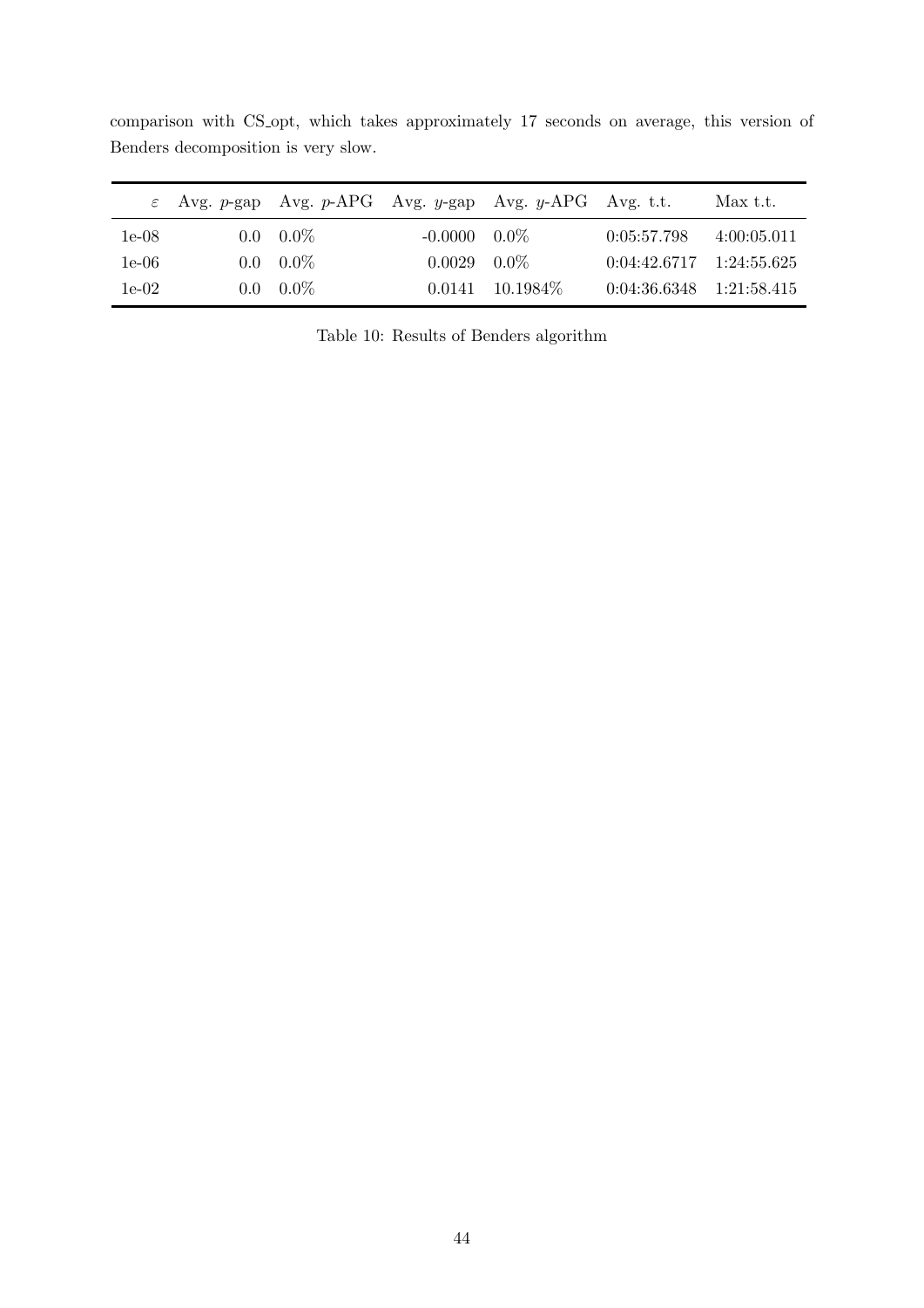comparison with CS_opt, which takes approximately 17 seconds on average, this version of Benders decomposition is very slow.

| $\varepsilon$ | Avg. $p$-gap | Avg. $p$-APG | Avg. $y$-gap | Avg. $y$-APG | Avg. t.t. | Max t.t. |
|---|---|---|---|---|---|---|
| 1e-08 | 0.0 | 0.0% | -0.0000 | 0.0% | 0:05:57.798 | 4:00:05.011 |
| 1e-06 | 0.0 | 0.0% | 0.0029 | 0.0% | 0:04:42.6717 | 1:24:55.625 |
| 1e-02 | 0.0 | 0.0% | 0.0141 | 10.1984% | 0:04:36.6348 | 1:21:58.415 |

Table 10: Results of Benders algorithm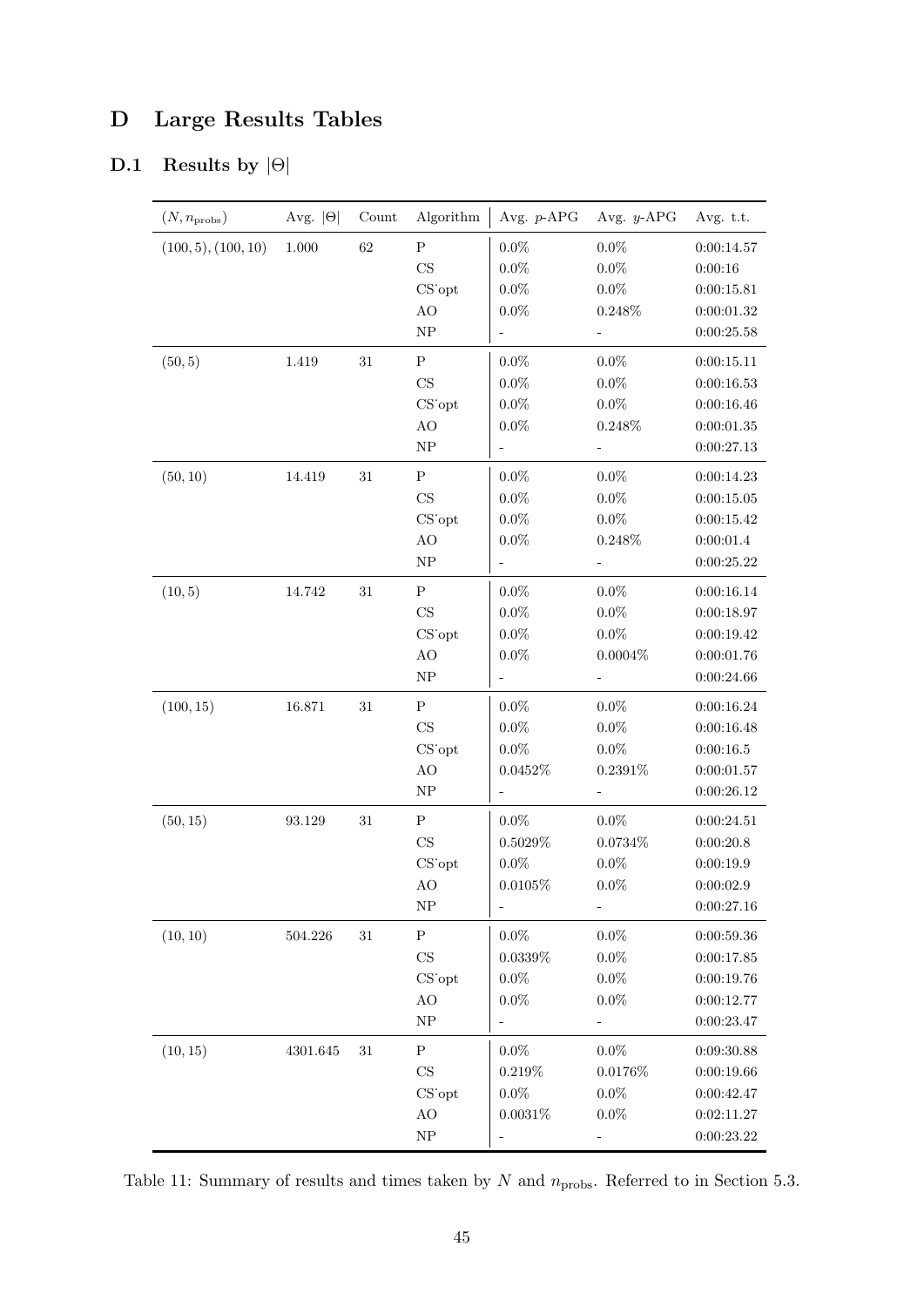# D Large Results Tables

## D.1 Results by $|\Theta|$

| $(N, n_{\text{probs}})$ | Avg. $\|\Theta\|$ | Count | Algorithm | Avg. $p$-APG | Avg. $y$-APG | Avg. t.t. |
|---|---|---|---|---|---|---|
| $(100, 5), (100, 10)$ | 1.000 | 62 | P | 0.0% | 0.0% | 0:00:14.57 |
| | | | CS | 0.0% | 0.0% | 0:00:16 |
| | | | CS_opt | 0.0% | 0.0% | 0:00:15.81 |
| | | | AO | 0.0% | 0.248% | 0:00:01.32 |
| | | | NP | - | - | 0:00:25.58 |
| $(50, 5)$ | 1.419 | 31 | P | 0.0% | 0.0% | 0:00:15.11 |
| | | | CS | 0.0% | 0.0% | 0:00:16.53 |
| | | | CS_opt | 0.0% | 0.0% | 0:00:16.46 |
| | | | AO | 0.0% | 0.248% | 0:00:01.35 |
| | | | NP | - | - | 0:00:27.13 |
| $(50, 10)$ | 14.419 | 31 | P | 0.0% | 0.0% | 0:00:14.23 |
| | | | CS | 0.0% | 0.0% | 0:00:15.05 |
| | | | CS_opt | 0.0% | 0.0% | 0:00:15.42 |
| | | | AO | 0.0% | 0.248% | 0:00:01.4 |
| | | | NP | - | - | 0:00:25.22 |
| $(10, 5)$ | 14.742 | 31 | P | 0.0% | 0.0% | 0:00:16.14 |
| | | | CS | 0.0% | 0.0% | 0:00:18.97 |
| | | | CS_opt | 0.0% | 0.0% | 0:00:19.42 |
| | | | AO | 0.0% | 0.0004% | 0:00:01.76 |
| | | | NP | - | - | 0:00:24.66 |
| $(100, 15)$ | 16.871 | 31 | P | 0.0% | 0.0% | 0:00:16.24 |
| | | | CS | 0.0% | 0.0% | 0:00:16.48 |
| | | | CS_opt | 0.0% | 0.0% | 0:00:16.5 |
| | | | AO | 0.0452% | 0.2391% | 0:00:01.57 |
| | | | NP | - | - | 0:00:26.12 |
| $(50, 15)$ | 93.129 | 31 | P | 0.0% | 0.0% | 0:00:24.51 |
| | | | CS | 0.5029% | 0.0734% | 0:00:20.8 |
| | | | CS_opt | 0.0% | 0.0% | 0:00:19.9 |
| | | | AO | 0.0105% | 0.0% | 0:00:02.9 |
| | | | NP | - | - | 0:00:27.16 |
| $(10, 10)$ | 504.226 | 31 | P | 0.0% | 0.0% | 0:00:59.36 |
| | | | CS | 0.0339% | 0.0% | 0:00:17.85 |
| | | | CS_opt | 0.0% | 0.0% | 0:00:19.76 |
| | | | AO | 0.0% | 0.0% | 0:00:12.77 |
| | | | NP | - | - | 0:00:23.47 |
| $(10, 15)$ | 4301.645 | 31 | P | 0.0% | 0.0% | 0:09:30.88 |
| | | | CS | 0.219% | 0.0176% | 0:00:19.66 |
| | | | CS_opt | 0.0% | 0.0% | 0:00:42.47 |
| | | | AO | 0.0031% | 0.0% | 0:02:11.27 |
| | | | NP | - | - | 0:00:23.22 |

Table 11: Summary of results and times taken by $N$ and $n_{\text{probs}}$. Referred to in Section 5.3.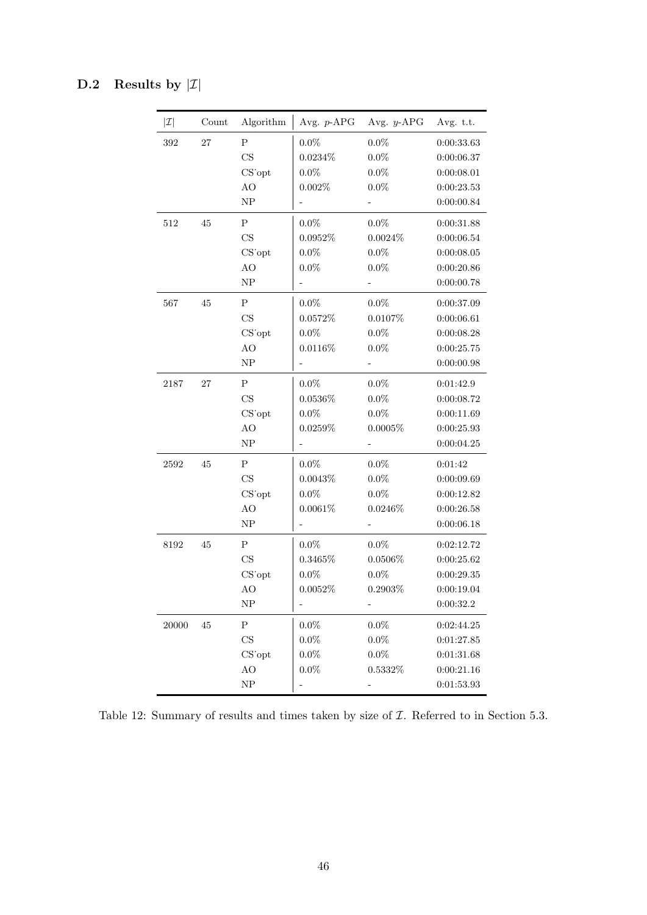## D.2 Results by $|\mathcal{I}|$

| $\|\mathcal{I}\|$ | Count | Algorithm | Avg. $p$-APG | Avg. $y$-APG | Avg. t.t. |
|---|---|---|---|---|---|
| 392 | 27 | P | 0.0% | 0.0% | 0:00:33.63 |
| | | CS | 0.0234% | 0.0% | 0:00:06.37 |
| | | CS_opt | 0.0% | 0.0% | 0:00:08.01 |
| | | AO | 0.002% | 0.0% | 0:00:23.53 |
| | | NP | - | - | 0:00:00.84 |
| 512 | 45 | P | 0.0% | 0.0% | 0:00:31.88 |
| | | CS | 0.0952% | 0.0024% | 0:00:06.54 |
| | | CS_opt | 0.0% | 0.0% | 0:00:08.05 |
| | | AO | 0.0% | 0.0% | 0:00:20.86 |
| | | NP | - | - | 0:00:00.78 |
| 567 | 45 | P | 0.0% | 0.0% | 0:00:37.09 |
| | | CS | 0.0572% | 0.0107% | 0:00:06.61 |
| | | CS_opt | 0.0% | 0.0% | 0:00:08.28 |
| | | AO | 0.0116% | 0.0% | 0:00:25.75 |
| | | NP | - | - | 0:00:00.98 |
| 2187 | 27 | P | 0.0% | 0.0% | 0:01:42.9 |
| | | CS | 0.0536% | 0.0% | 0:00:08.72 |
| | | CS_opt | 0.0% | 0.0% | 0:00:11.69 |
| | | AO | 0.0259% | 0.0005% | 0:00:25.93 |
| | | NP | - | - | 0:00:04.25 |
| 2592 | 45 | P | 0.0% | 0.0% | 0:01:42 |
| | | CS | 0.0043% | 0.0% | 0:00:09.69 |
| | | CS_opt | 0.0% | 0.0% | 0:00:12.82 |
| | | AO | 0.0061% | 0.0246% | 0:00:26.58 |
| | | NP | - | - | 0:00:06.18 |
| 8192 | 45 | P | 0.0% | 0.0% | 0:02:12.72 |
| | | CS | 0.3465% | 0.0506% | 0:00:25.62 |
| | | CS_opt | 0.0% | 0.0% | 0:00:29.35 |
| | | AO | 0.0052% | 0.2903% | 0:00:19.04 |
| | | NP | - | - | 0:00:32.2 |
| 20000 | 45 | P | 0.0% | 0.0% | 0:02:44.25 |
| | | CS | 0.0% | 0.0% | 0:01:27.85 |
| | | CS_opt | 0.0% | 0.0% | 0:01:31.68 |
| | | AO | 0.0% | 0.5332% | 0:00:21.16 |
| | | NP | - | - | 0:01:53.93 |

Table 12: Summary of results and times taken by size of $\mathcal{I}$. Referred to in Section 5.3.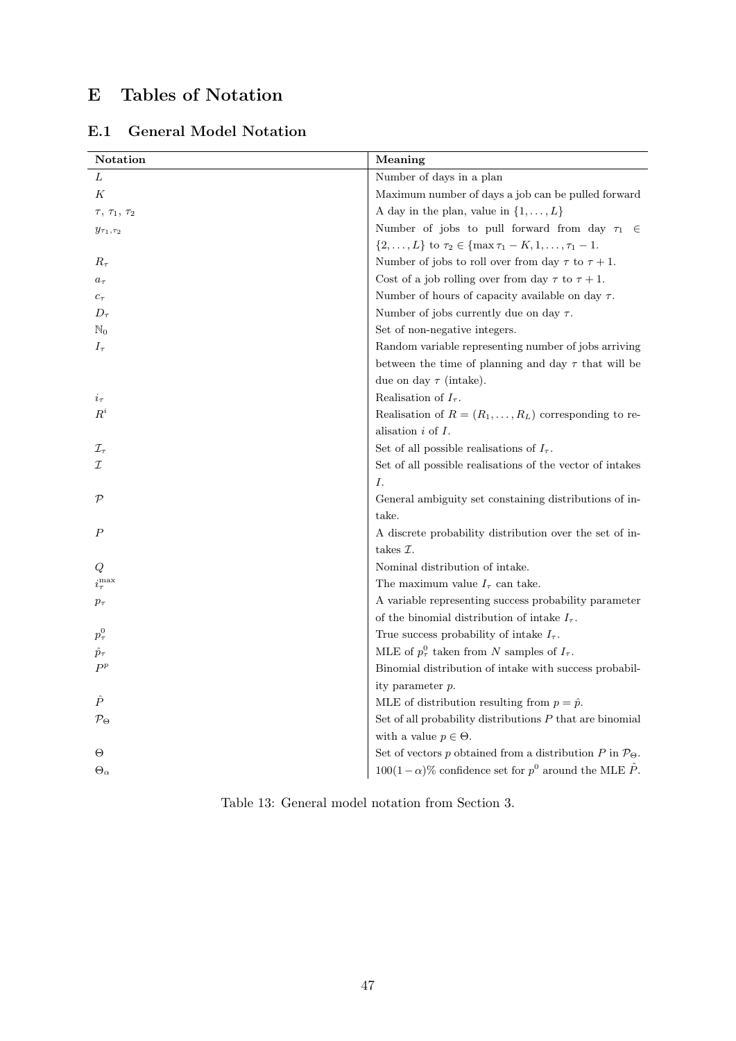# E Tables of Notation

## E.1 General Model Notation

| Notation | Meaning |
|---|---|
| $L$ | Number of days in a plan |
| $K$ | Maximum number of days a job can be pulled forward |
| $\tau$, $\tau_1$, $\tau_2$ | A day in the plan, value in $\{1, \dots, L\}$ |
| $y_{\tau_1,\tau_2}$ | Number of jobs to pull forward from day $\tau_1 \in \{2, \dots, L\}$ to $\tau_2 \in \{\max \tau_1 - K, 1, \dots, \tau_1 - 1$. |
| $R_\tau$ | Number of jobs to roll over from day $\tau$ to $\tau + 1$. |
| $a_\tau$ | Cost of a job rolling over from day $\tau$ to $\tau + 1$. |
| $c_\tau$ | Number of hours of capacity available on day $\tau$. |
| $D_\tau$ | Number of jobs currently due on day $\tau$. |
| $\mathbb{N}_0$ | Set of non-negative integers. |
| $I_\tau$ | Random variable representing number of jobs arriving between the time of planning and day $\tau$ that will be due on day $\tau$ (intake). |
| $i_\tau$ | Realisation of $I_\tau$. |
| $R^i$ | Realisation of $R = (R_1, \dots, R_L)$ corresponding to realisation $i$ of $I$. |
| $\mathcal{I}_\tau$ | Set of all possible realisations of $I_\tau$. |
| $\mathcal{I}$ | Set of all possible realisations of the vector of intakes $I$. |
| $\mathcal{P}$ | General ambiguity set constaining distributions of intake. |
| $P$ | A discrete probability distribution over the set of intakes $\mathcal{I}$. |
| $Q$ | Nominal distribution of intake. |
| $i_\tau^{\max}$ | The maximum value $I_\tau$ can take. |
| $p_\tau$ | A variable representing success probability parameter of the binomial distribution of intake $I_\tau$. |
| $p_\tau^0$ | True success probability of intake $I_\tau$. |
| $\hat{p}_\tau$ | MLE of $p_\tau^0$ taken from $N$ samples of $I_\tau$. |
| $P^p$ | Binomial distribution of intake with success probability parameter $p$. |
| $\hat{P}$ | MLE of distribution resulting from $p = \hat{p}$. |
| $\mathcal{P}_\Theta$ | Set of all probability distributions $P$ that are binomial with a value $p \in \Theta$. |
| $\Theta$ | Set of vectors $p$ obtained from a distribution $P$ in $\mathcal{P}_\Theta$. |
| $\Theta_\alpha$ | $100(1-\alpha)\%$ confidence set for $p^0$ around the MLE $\hat{P}$. |

Table 13: General model notation from Section 3.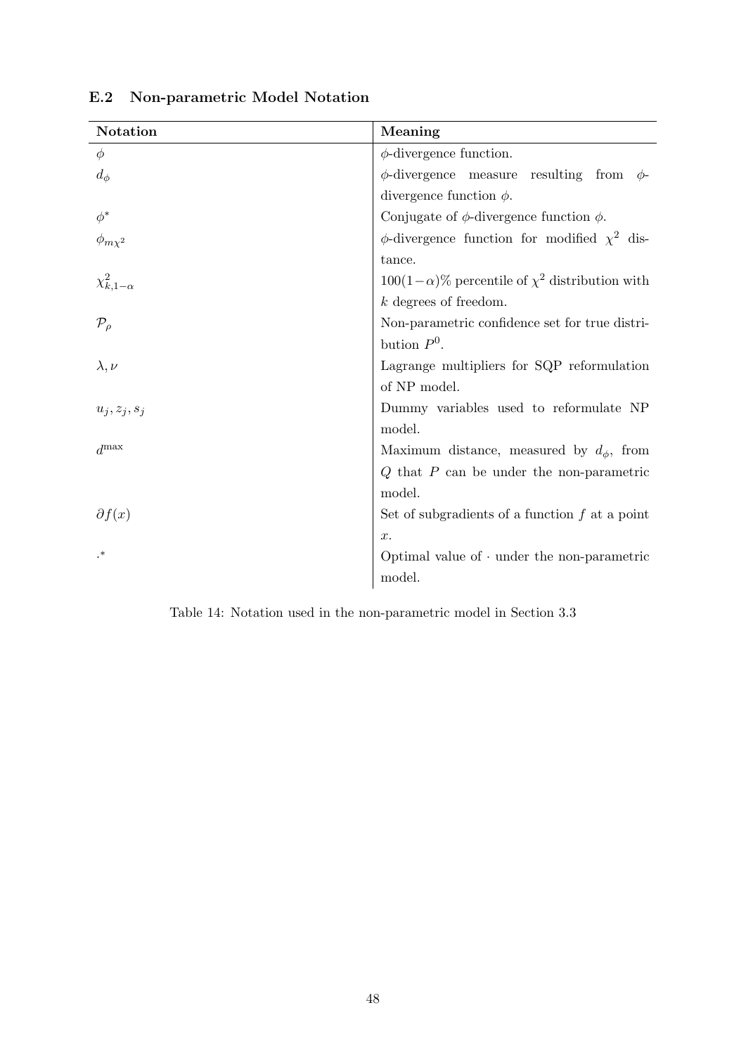### E.2 Non-parametric Model Notation

| Notation | Meaning |
| --- | --- |
| $\phi$ | $\phi$-divergence function. |
| $d_\phi$ | $\phi$-divergence measure resulting from $\phi$-divergence function $\phi$. |
| $\phi^*$ | Conjugate of $\phi$-divergence function $\phi$. |
| $\phi_{m\chi^2}$ | $\phi$-divergence function for modified $\chi^2$ distance. |
| $\chi^2_{k,1-\alpha}$ | $100(1-\alpha)\%$ percentile of $\chi^2$ distribution with $k$ degrees of freedom. |
| $\mathcal{P}_\rho$ | Non-parametric confidence set for true distribution $P^0$. |
| $\lambda, \nu$ | Lagrange multipliers for SQP reformulation of NP model. |
| $u_j, z_j, s_j$ | Dummy variables used to reformulate NP model. |
| $d^{\max}$ | Maximum distance, measured by $d_\phi$, from $Q$ that $P$ can be under the non-parametric model. |
| $\partial f(x)$ | Set of subgradients of a function $f$ at a point $x$. |
| $\cdot^*$ | Optimal value of $\cdot$ under the non-parametric model. |

Table 14: Notation used in the non-parametric model in Section 3.3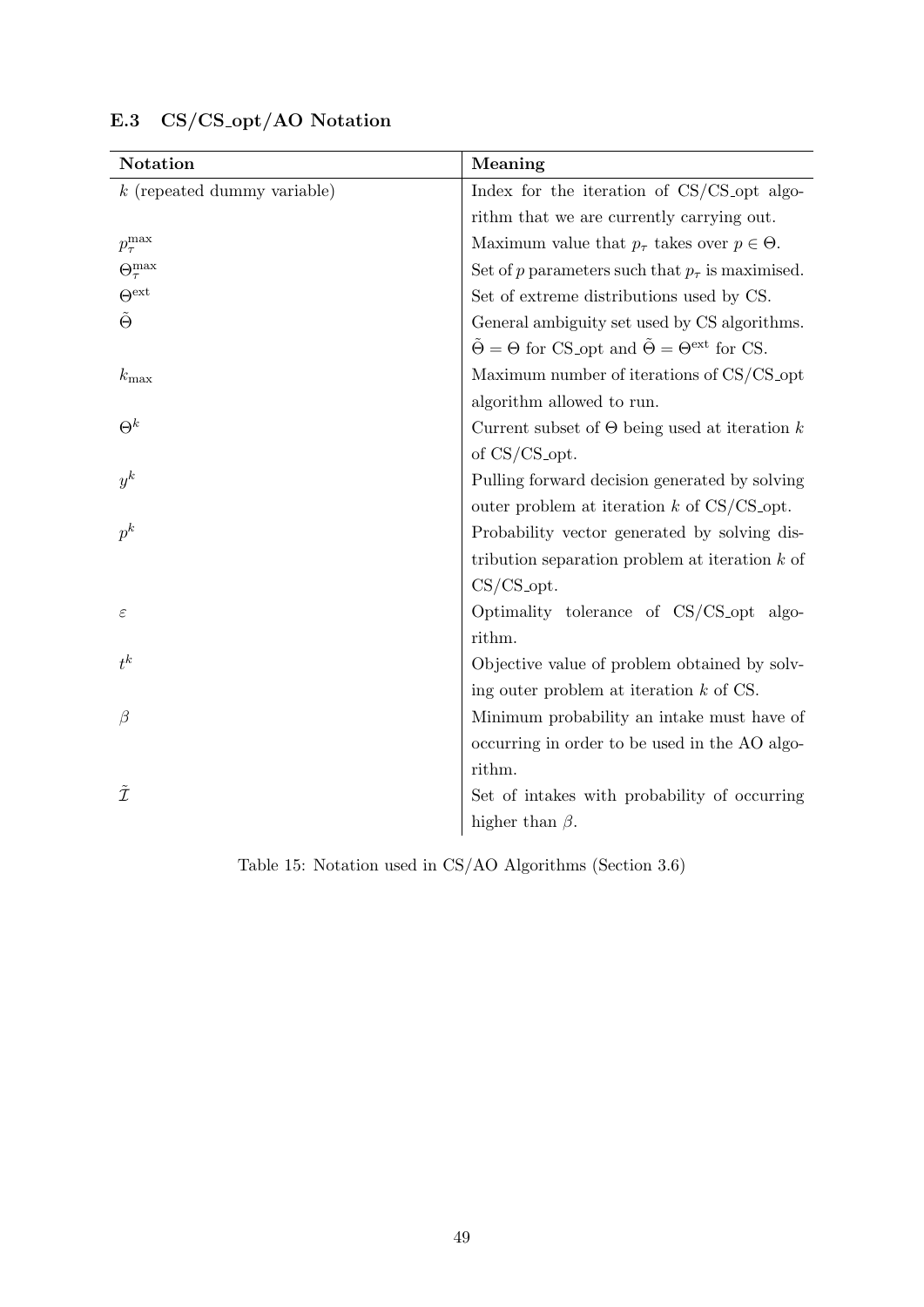### E.3 CS/CS_opt/AO Notation

| Notation | Meaning |
|---|---|
| $k$ (repeated dummy variable) | Index for the iteration of CS/CS_opt algorithm that we are currently carrying out. |
| $p_\tau^{\max}$ | Maximum value that $p_\tau$ takes over $p \in \Theta$. |
| $\Theta_\tau^{\max}$ | Set of $p$ parameters such that $p_\tau$ is maximised. |
| $\Theta^{\text{ext}}$ | Set of extreme distributions used by CS. |
| $\tilde{\Theta}$ | General ambiguity set used by CS algorithms. $\tilde{\Theta} = \Theta$ for CS_opt and $\tilde{\Theta} = \Theta^{\text{ext}}$ for CS. |
| $k_{\max}$ | Maximum number of iterations of CS/CS_opt algorithm allowed to run. |
| $\Theta^k$ | Current subset of $\Theta$ being used at iteration $k$ of CS/CS_opt. |
| $y^k$ | Pulling forward decision generated by solving outer problem at iteration $k$ of CS/CS_opt. |
| $p^k$ | Probability vector generated by solving distribution separation problem at iteration $k$ of CS/CS_opt. |
| $\varepsilon$ | Optimality tolerance of CS/CS_opt algorithm. |
| $t^k$ | Objective value of problem obtained by solving outer problem at iteration $k$ of CS. |
| $\beta$ | Minimum probability an intake must have of occurring in order to be used in the AO algorithm. |
| $\tilde{\mathcal{I}}$ | Set of intakes with probability of occurring higher than $\beta$. |

Table 15: Notation used in CS/AO Algorithms (Section 3.6)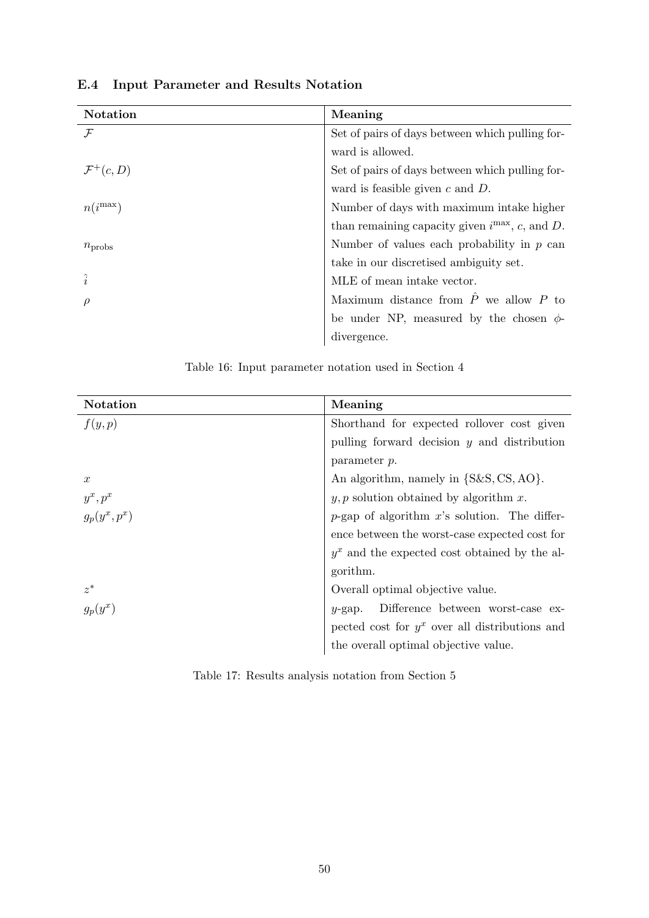### E.4 Input Parameter and Results Notation

| Notation | Meaning |
|---|---|
| $\mathcal{F}$ | Set of pairs of days between which pulling forward is allowed. |
| $\mathcal{F}^+(c, D)$ | Set of pairs of days between which pulling forward is feasible given $c$ and $D$. |
| $n(i^{\max})$ | Number of days with maximum intake higher than remaining capacity given $i^{\max}$, $c$, and $D$. |
| $n_{\text{probs}}$ | Number of values each probability in $p$ can take in our discretised ambiguity set. |
| $\hat{i}$ | MLE of mean intake vector. |
| $\rho$ | Maximum distance from $\hat{P}$ we allow $P$ to be under NP, measured by the chosen $\phi$-divergence. |

Table 16: Input parameter notation used in Section 4

| Notation | Meaning |
|---|---|
| $f(y, p)$ | Shorthand for expected rollover cost given pulling forward decision $y$ and distribution parameter $p$. |
| $x$ | An algorithm, namely in $\{\text{S\&S}, \text{CS}, \text{AO}\}$. |
| $y^x, p^x$ | $y, p$ solution obtained by algorithm $x$. |
| $g_p(y^x, p^x)$ | $p$-gap of algorithm $x$'s solution. The difference between the worst-case expected cost for $y^x$ and the expected cost obtained by the algorithm. |
| $z^*$ | Overall optimal objective value. |
| $g_p(y^x)$ | $y$-gap. Difference between worst-case expected cost for $y^x$ over all distributions and the overall optimal objective value. |

Table 17: Results analysis notation from Section 5